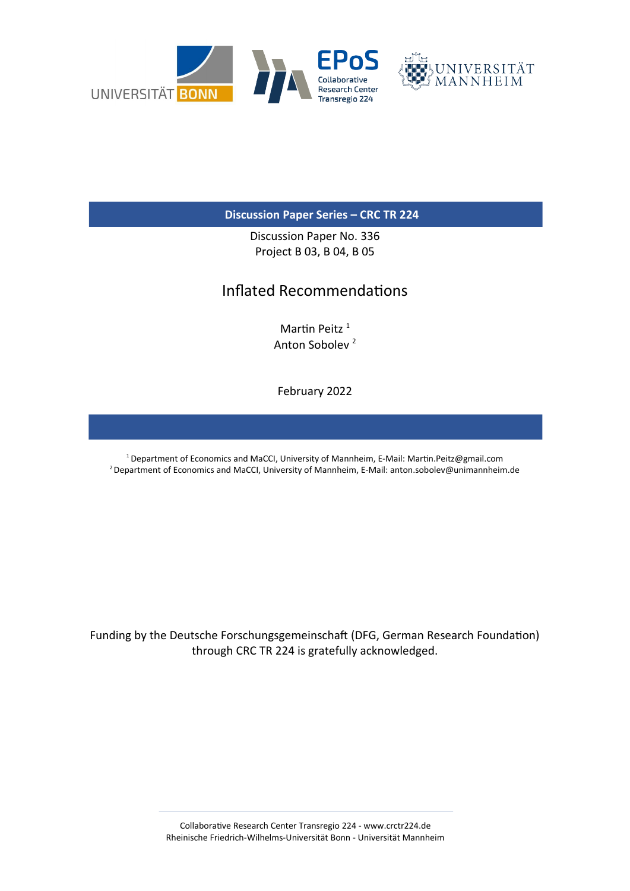UNIVERSITÄT BONN

EPoS Collaborative Research Center Transregio 224

UNIVERSITÄT MANNHEIM

**Discussion Paper Series – CRC TR 224**

Discussion Paper No. 336
Project B 03, B 04, B 05

# Inflated Recommendations

Martin Peitz [1]
Anton Sobolev [2]

February 2022

[1] Department of Economics and MaCCI, University of Mannheim, E-Mail: Martin.Peitz@gmail.com
[2] Department of Economics and MaCCI, University of Mannheim, E-Mail: anton.sobolev@unimannheim.de

Funding by the Deutsche Forschungsgemeinschaft (DFG, German Research Foundation) through CRC TR 224 is gratefully acknowledged.

Collaborative Research Center Transregio 224 - www.crctr224.de
Rheinische Friedrich-Wilhelms-Universität Bonn - Universität Mannheim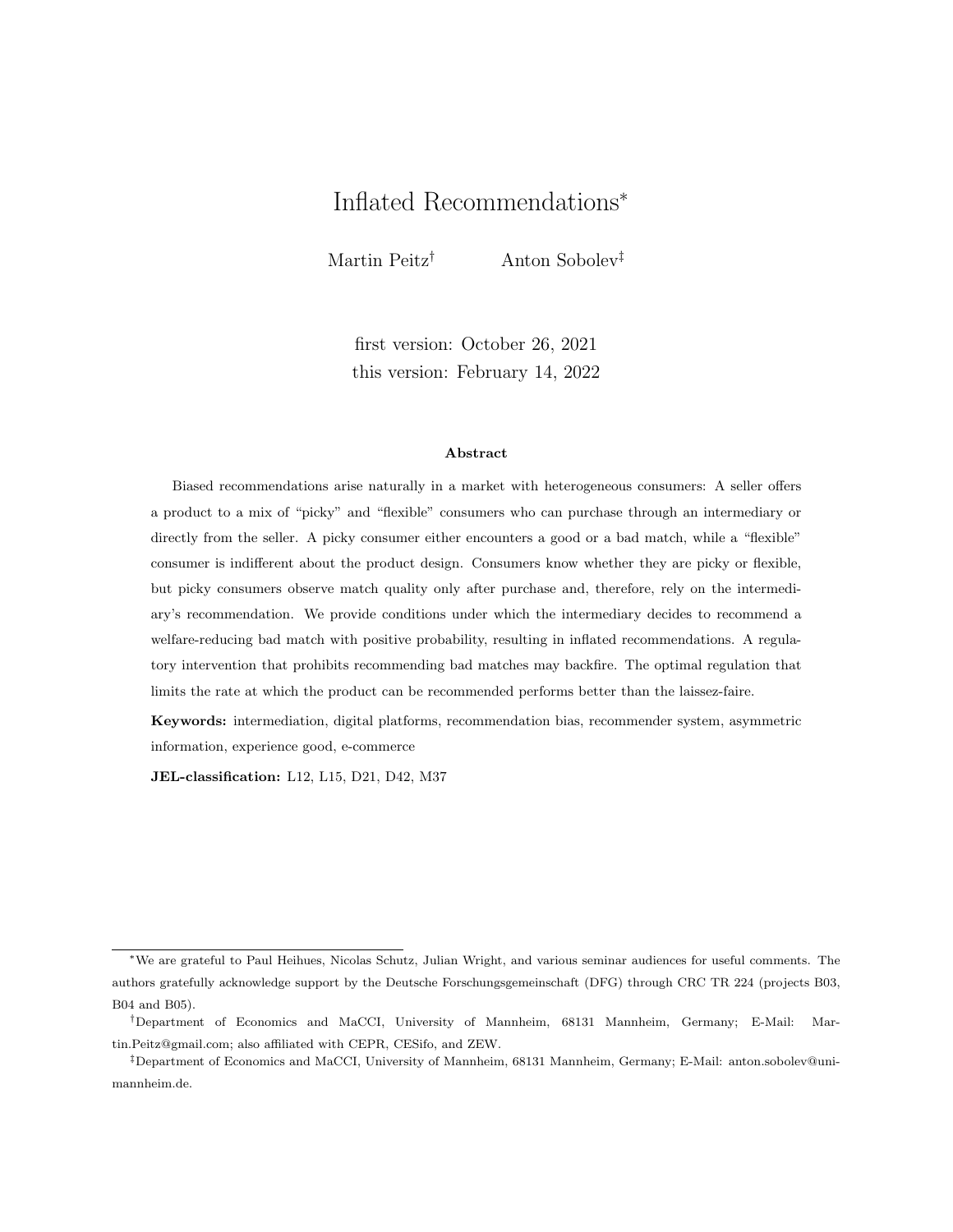# Inflated Recommendations[*]

Martin Peitz[†] Anton Sobolev[‡]

first version: October 26, 2021
this version: February 14, 2022

### Abstract

Biased recommendations arise naturally in a market with heterogeneous consumers: A seller offers a product to a mix of "picky" and "flexible" consumers who can purchase through an intermediary or directly from the seller. A picky consumer either encounters a good or a bad match, while a "flexible" consumer is indifferent about the product design. Consumers know whether they are picky or flexible, but picky consumers observe match quality only after purchase and, therefore, rely on the intermediary's recommendation. We provide conditions under which the intermediary decides to recommend a welfare-reducing bad match with positive probability, resulting in inflated recommendations. A regulatory intervention that prohibits recommending bad matches may backfire. The optimal regulation that limits the rate at which the product can be recommended performs better than the laissez-faire.

**Keywords:** intermediation, digital platforms, recommendation bias, recommender system, asymmetric information, experience good, e-commerce

**JEL-classification:** L12, L15, D21, D42, M37

---

[*]We are grateful to Paul Heihues, Nicolas Schutz, Julian Wright, and various seminar audiences for useful comments. The authors gratefully acknowledge support by the Deutsche Forschungsgemeinschaft (DFG) through CRC TR 224 (projects B03, B04 and B05).

[†]Department of Economics and MaCCI, University of Mannheim, 68131 Mannheim, Germany; E-Mail: Martin.Peitz@gmail.com; also affiliated with CEPR, CESifo, and ZEW.

[‡]Department of Economics and MaCCI, University of Mannheim, 68131 Mannheim, Germany; E-Mail: anton.sobolev@uni-mannheim.de.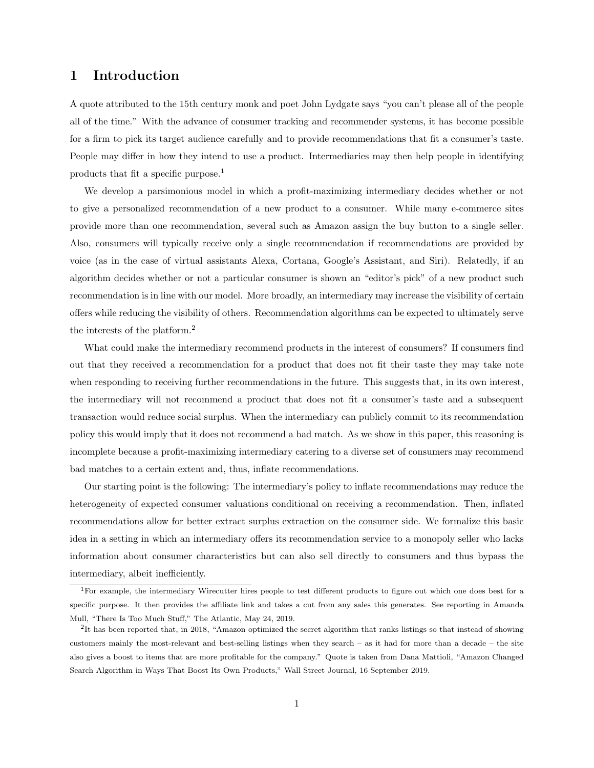# 1 Introduction

A quote attributed to the 15th century monk and poet John Lydgate says "you can't please all of the people all of the time." With the advance of consumer tracking and recommender systems, it has become possible for a firm to pick its target audience carefully and to provide recommendations that fit a consumer's taste. People may differ in how they intend to use a product. Intermediaries may then help people in identifying products that fit a specific purpose.[1]

We develop a parsimonious model in which a profit-maximizing intermediary decides whether or not to give a personalized recommendation of a new product to a consumer. While many e-commerce sites provide more than one recommendation, several such as Amazon assign the buy button to a single seller. Also, consumers will typically receive only a single recommendation if recommendations are provided by voice (as in the case of virtual assistants Alexa, Cortana, Google's Assistant, and Siri). Relatedly, if an algorithm decides whether or not a particular consumer is shown an "editor's pick" of a new product such recommendation is in line with our model. More broadly, an intermediary may increase the visibility of certain offers while reducing the visibility of others. Recommendation algorithms can be expected to ultimately serve the interests of the platform.[2]

What could make the intermediary recommend products in the interest of consumers? If consumers find out that they received a recommendation for a product that does not fit their taste they may take note when responding to receiving further recommendations in the future. This suggests that, in its own interest, the intermediary will not recommend a product that does not fit a consumer's taste and a subsequent transaction would reduce social surplus. When the intermediary can publicly commit to its recommendation policy this would imply that it does not recommend a bad match. As we show in this paper, this reasoning is incomplete because a profit-maximizing intermediary catering to a diverse set of consumers may recommend bad matches to a certain extent and, thus, inflate recommendations.

Our starting point is the following: The intermediary's policy to inflate recommendations may reduce the heterogeneity of expected consumer valuations conditional on receiving a recommendation. Then, inflated recommendations allow for better extract surplus extraction on the consumer side. We formalize this basic idea in a setting in which an intermediary offers its recommendation service to a monopoly seller who lacks information about consumer characteristics but can also sell directly to consumers and thus bypass the intermediary, albeit inefficiently.

[1] For example, the intermediary Wirecutter hires people to test different products to figure out which one does best for a specific purpose. It then provides the affiliate link and takes a cut from any sales this generates. See reporting in Amanda Mull, "There Is Too Much Stuff," The Atlantic, May 24, 2019.

[2] It has been reported that, in 2018, "Amazon optimized the secret algorithm that ranks listings so that instead of showing customers mainly the most-relevant and best-selling listings when they search – as it had for more than a decade – the site also gives a boost to items that are more profitable for the company." Quote is taken from Dana Mattioli, "Amazon Changed Search Algorithm in Ways That Boost Its Own Products," Wall Street Journal, 16 September 2019.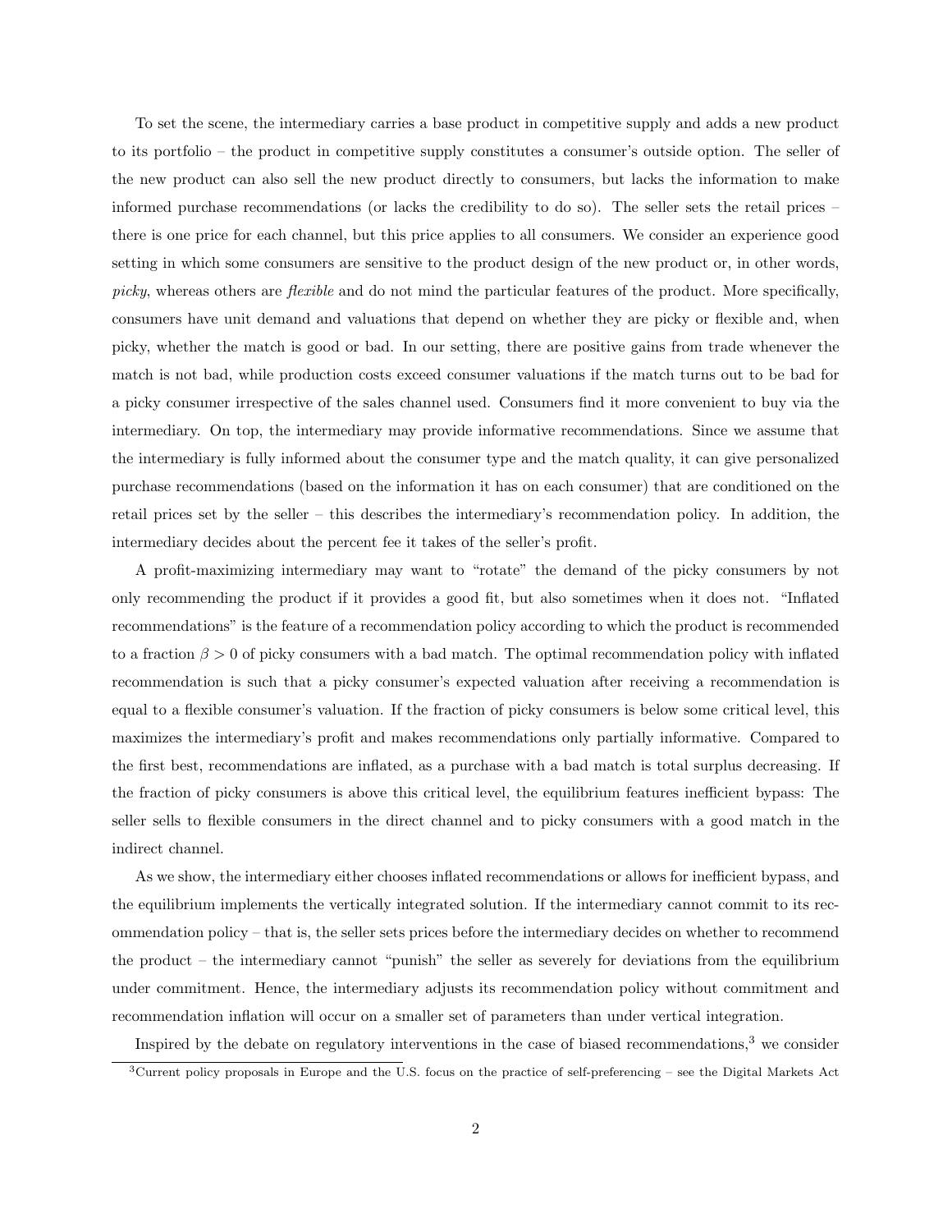To set the scene, the intermediary carries a base product in competitive supply and adds a new product to its portfolio – the product in competitive supply constitutes a consumer's outside option. The seller of the new product can also sell the new product directly to consumers, but lacks the information to make informed purchase recommendations (or lacks the credibility to do so). The seller sets the retail prices – there is one price for each channel, but this price applies to all consumers. We consider an experience good setting in which some consumers are sensitive to the product design of the new product or, in other words, *picky*, whereas others are *flexible* and do not mind the particular features of the product. More specifically, consumers have unit demand and valuations that depend on whether they are picky or flexible and, when picky, whether the match is good or bad. In our setting, there are positive gains from trade whenever the match is not bad, while production costs exceed consumer valuations if the match turns out to be bad for a picky consumer irrespective of the sales channel used. Consumers find it more convenient to buy via the intermediary. On top, the intermediary may provide informative recommendations. Since we assume that the intermediary is fully informed about the consumer type and the match quality, it can give personalized purchase recommendations (based on the information it has on each consumer) that are conditioned on the retail prices set by the seller – this describes the intermediary's recommendation policy. In addition, the intermediary decides about the percent fee it takes of the seller's profit.

A profit-maximizing intermediary may want to "rotate" the demand of the picky consumers by not only recommending the product if it provides a good fit, but also sometimes when it does not. "Inflated recommendations" is the feature of a recommendation policy according to which the product is recommended to a fraction $\beta > 0$ of picky consumers with a bad match. The optimal recommendation policy with inflated recommendation is such that a picky consumer's expected valuation after receiving a recommendation is equal to a flexible consumer's valuation. If the fraction of picky consumers is below some critical level, this maximizes the intermediary's profit and makes recommendations only partially informative. Compared to the first best, recommendations are inflated, as a purchase with a bad match is total surplus decreasing. If the fraction of picky consumers is above this critical level, the equilibrium features inefficient bypass: The seller sells to flexible consumers in the direct channel and to picky consumers with a good match in the indirect channel.

As we show, the intermediary either chooses inflated recommendations or allows for inefficient bypass, and the equilibrium implements the vertically integrated solution. If the intermediary cannot commit to its recommendation policy – that is, the seller sets prices before the intermediary decides on whether to recommend the product – the intermediary cannot "punish" the seller as severely for deviations from the equilibrium under commitment. Hence, the intermediary adjusts its recommendation policy without commitment and recommendation inflation will occur on a smaller set of parameters than under vertical integration.

Inspired by the debate on regulatory interventions in the case of biased recommendations,[3] we consider

[3] Current policy proposals in Europe and the U.S. focus on the practice of self-preferencing – see the Digital Markets Act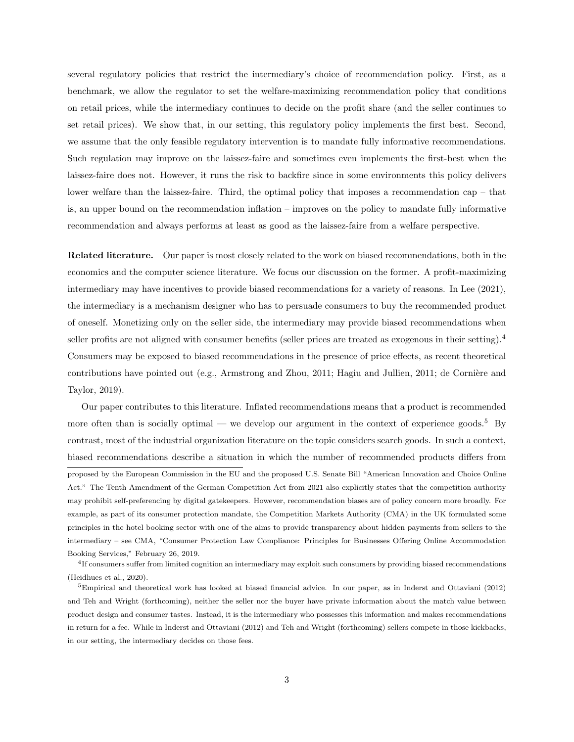several regulatory policies that restrict the intermediary's choice of recommendation policy. First, as a benchmark, we allow the regulator to set the welfare-maximizing recommendation policy that conditions on retail prices, while the intermediary continues to decide on the profit share (and the seller continues to set retail prices). We show that, in our setting, this regulatory policy implements the first best. Second, we assume that the only feasible regulatory intervention is to mandate fully informative recommendations. Such regulation may improve on the laissez-faire and sometimes even implements the first-best when the laissez-faire does not. However, it runs the risk to backfire since in some environments this policy delivers lower welfare than the laissez-faire. Third, the optimal policy that imposes a recommendation cap – that is, an upper bound on the recommendation inflation – improves on the policy to mandate fully informative recommendation and always performs at least as good as the laissez-faire from a welfare perspective.

**Related literature.** Our paper is most closely related to the work on biased recommendations, both in the economics and the computer science literature. We focus our discussion on the former. A profit-maximizing intermediary may have incentives to provide biased recommendations for a variety of reasons. In Lee (2021), the intermediary is a mechanism designer who has to persuade consumers to buy the recommended product of oneself. Monetizing only on the seller side, the intermediary may provide biased recommendations when seller profits are not aligned with consumer benefits (seller prices are treated as exogenous in their setting).[4] Consumers may be exposed to biased recommendations in the presence of price effects, as recent theoretical contributions have pointed out (e.g., Armstrong and Zhou, 2011; Hagiu and Jullien, 2011; de Cornière and Taylor, 2019).

Our paper contributes to this literature. Inflated recommendations means that a product is recommended more often than is socially optimal — we develop our argument in the context of experience goods.[5] By contrast, most of the industrial organization literature on the topic considers search goods. In such a context, biased recommendations describe a situation in which the number of recommended products differs from

proposed by the European Commission in the EU and the proposed U.S. Senate Bill "American Innovation and Choice Online Act." The Tenth Amendment of the German Competition Act from 2021 also explicitly states that the competition authority may prohibit self-preferencing by digital gatekeepers. However, recommendation biases are of policy concern more broadly. For example, as part of its consumer protection mandate, the Competition Markets Authority (CMA) in the UK formulated some principles in the hotel booking sector with one of the aims to provide transparency about hidden payments from sellers to the intermediary – see CMA, "Consumer Protection Law Compliance: Principles for Businesses Offering Online Accommodation Booking Services," February 26, 2019.

[4]If consumers suffer from limited cognition an intermediary may exploit such consumers by providing biased recommendations (Heidhues et al., 2020).

[5]Empirical and theoretical work has looked at biased financial advice. In our paper, as in Inderst and Ottaviani (2012) and Teh and Wright (forthcoming), neither the seller nor the buyer have private information about the match value between product design and consumer tastes. Instead, it is the intermediary who possesses this information and makes recommendations in return for a fee. While in Inderst and Ottaviani (2012) and Teh and Wright (forthcoming) sellers compete in those kickbacks, in our setting, the intermediary decides on those fees.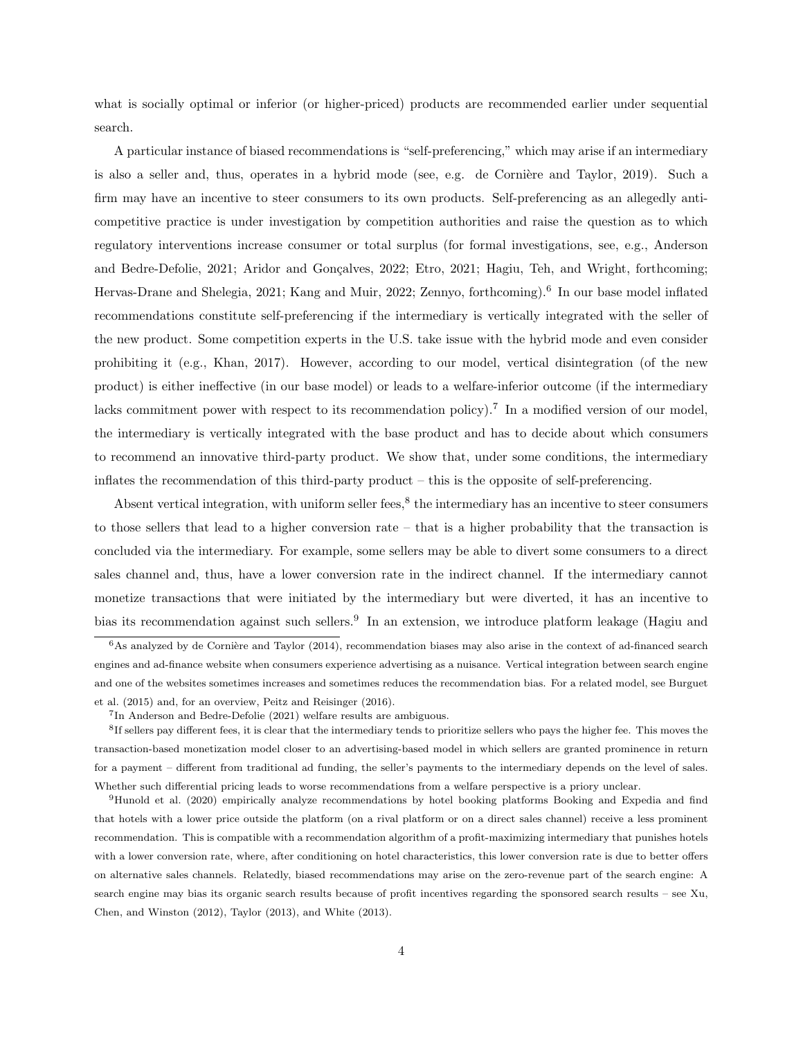what is socially optimal or inferior (or higher-priced) products are recommended earlier under sequential search.

A particular instance of biased recommendations is "self-preferencing," which may arise if an intermediary is also a seller and, thus, operates in a hybrid mode (see, e.g. de Cornière and Taylor, 2019). Such a firm may have an incentive to steer consumers to its own products. Self-preferencing as an allegedly anti-competitive practice is under investigation by competition authorities and raise the question as to which regulatory interventions increase consumer or total surplus (for formal investigations, see, e.g., Anderson and Bedre-Defolie, 2021; Aridor and Gonçalves, 2022; Etro, 2021; Hagiu, Teh, and Wright, forthcoming; Hervas-Drane and Shelegia, 2021; Kang and Muir, 2022; Zennyo, forthcoming).[6] In our base model inflated recommendations constitute self-preferencing if the intermediary is vertically integrated with the seller of the new product. Some competition experts in the U.S. take issue with the hybrid mode and even consider prohibiting it (e.g., Khan, 2017). However, according to our model, vertical disintegration (of the new product) is either ineffective (in our base model) or leads to a welfare-inferior outcome (if the intermediary lacks commitment power with respect to its recommendation policy).[7] In a modified version of our model, the intermediary is vertically integrated with the base product and has to decide about which consumers to recommend an innovative third-party product. We show that, under some conditions, the intermediary inflates the recommendation of this third-party product – this is the opposite of self-preferencing.

Absent vertical integration, with uniform seller fees,[8] the intermediary has an incentive to steer consumers to those sellers that lead to a higher conversion rate – that is a higher probability that the transaction is concluded via the intermediary. For example, some sellers may be able to divert some consumers to a direct sales channel and, thus, have a lower conversion rate in the indirect channel. If the intermediary cannot monetize transactions that were initiated by the intermediary but were diverted, it has an incentive to bias its recommendation against such sellers.[9] In an extension, we introduce platform leakage (Hagiu and

[6] As analyzed by de Cornière and Taylor (2014), recommendation biases may also arise in the context of ad-financed search engines and ad-finance website when consumers experience advertising as a nuisance. Vertical integration between search engine and one of the websites sometimes increases and sometimes reduces the recommendation bias. For a related model, see Burguet et al. (2015) and, for an overview, Peitz and Reisinger (2016).

[7] In Anderson and Bedre-Defolie (2021) welfare results are ambiguous.

[8] If sellers pay different fees, it is clear that the intermediary tends to prioritize sellers who pays the higher fee. This moves the transaction-based monetization model closer to an advertising-based model in which sellers are granted prominence in return for a payment – different from traditional ad funding, the seller's payments to the intermediary depends on the level of sales. Whether such differential pricing leads to worse recommendations from a welfare perspective is a priory unclear.

[9] Hunold et al. (2020) empirically analyze recommendations by hotel booking platforms Booking and Expedia and find that hotels with a lower price outside the platform (on a rival platform or on a direct sales channel) receive a less prominent recommendation. This is compatible with a recommendation algorithm of a profit-maximizing intermediary that punishes hotels with a lower conversion rate, where, after conditioning on hotel characteristics, this lower conversion rate is due to better offers on alternative sales channels. Relatedly, biased recommendations may arise on the zero-revenue part of the search engine: A search engine may bias its organic search results because of profit incentives regarding the sponsored search results – see Xu, Chen, and Winston (2012), Taylor (2013), and White (2013).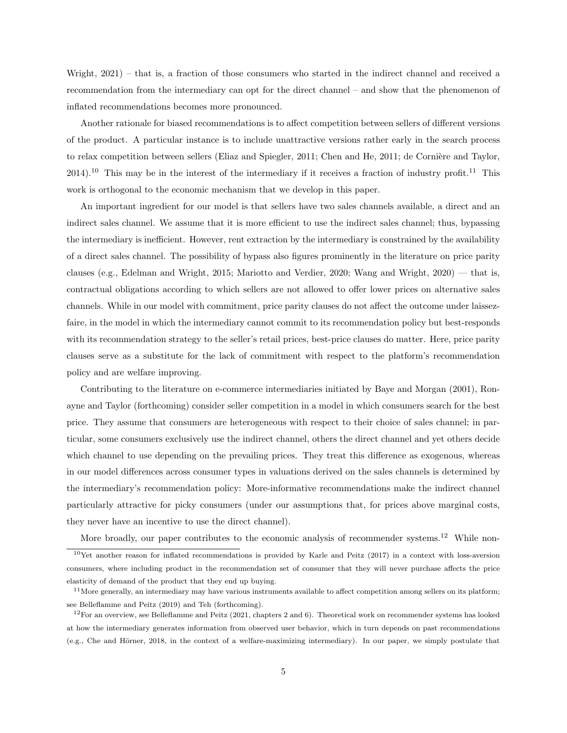Wright, 2021) – that is, a fraction of those consumers who started in the indirect channel and received a recommendation from the intermediary can opt for the direct channel – and show that the phenomenon of inflated recommendations becomes more pronounced.

Another rationale for biased recommendations is to affect competition between sellers of different versions of the product. A particular instance is to include unattractive versions rather early in the search process to relax competition between sellers (Eliaz and Spiegler, 2011; Chen and He, 2011; de Cornière and Taylor, 2014).[10] This may be in the interest of the intermediary if it receives a fraction of industry profit.[11] This work is orthogonal to the economic mechanism that we develop in this paper.

An important ingredient for our model is that sellers have two sales channels available, a direct and an indirect sales channel. We assume that it is more efficient to use the indirect sales channel; thus, bypassing the intermediary is inefficient. However, rent extraction by the intermediary is constrained by the availability of a direct sales channel. The possibility of bypass also figures prominently in the literature on price parity clauses (e.g., Edelman and Wright, 2015; Mariotto and Verdier, 2020; Wang and Wright, 2020) — that is, contractual obligations according to which sellers are not allowed to offer lower prices on alternative sales channels. While in our model with commitment, price parity clauses do not affect the outcome under laissez-faire, in the model in which the intermediary cannot commit to its recommendation policy but best-responds with its recommendation strategy to the seller's retail prices, best-price clauses do matter. Here, price parity clauses serve as a substitute for the lack of commitment with respect to the platform's recommendation policy and are welfare improving.

Contributing to the literature on e-commerce intermediaries initiated by Baye and Morgan (2001), Ronayne and Taylor (forthcoming) consider seller competition in a model in which consumers search for the best price. They assume that consumers are heterogeneous with respect to their choice of sales channel; in particular, some consumers exclusively use the indirect channel, others the direct channel and yet others decide which channel to use depending on the prevailing prices. They treat this difference as exogenous, whereas in our model differences across consumer types in valuations derived on the sales channels is determined by the intermediary's recommendation policy: More-informative recommendations make the indirect channel particularly attractive for picky consumers (under our assumptions that, for prices above marginal costs, they never have an incentive to use the direct channel).

More broadly, our paper contributes to the economic analysis of recommender systems.[12] While non-

[10] Yet another reason for inflated recommendations is provided by Karle and Peitz (2017) in a context with loss-aversion consumers, where including product in the recommendation set of consumer that they will never purchase affects the price elasticity of demand of the product that they end up buying.

[11] More generally, an intermediary may have various instruments available to affect competition among sellers on its platform; see Belleflamme and Peitz (2019) and Teh (forthcoming).

[12] For an overview, see Belleflamme and Peitz (2021, chapters 2 and 6). Theoretical work on recommender systems has looked at how the intermediary generates information from observed user behavior, which in turn depends on past recommendations (e.g., Che and Hörner, 2018, in the context of a welfare-maximizing intermediary). In our paper, we simply postulate that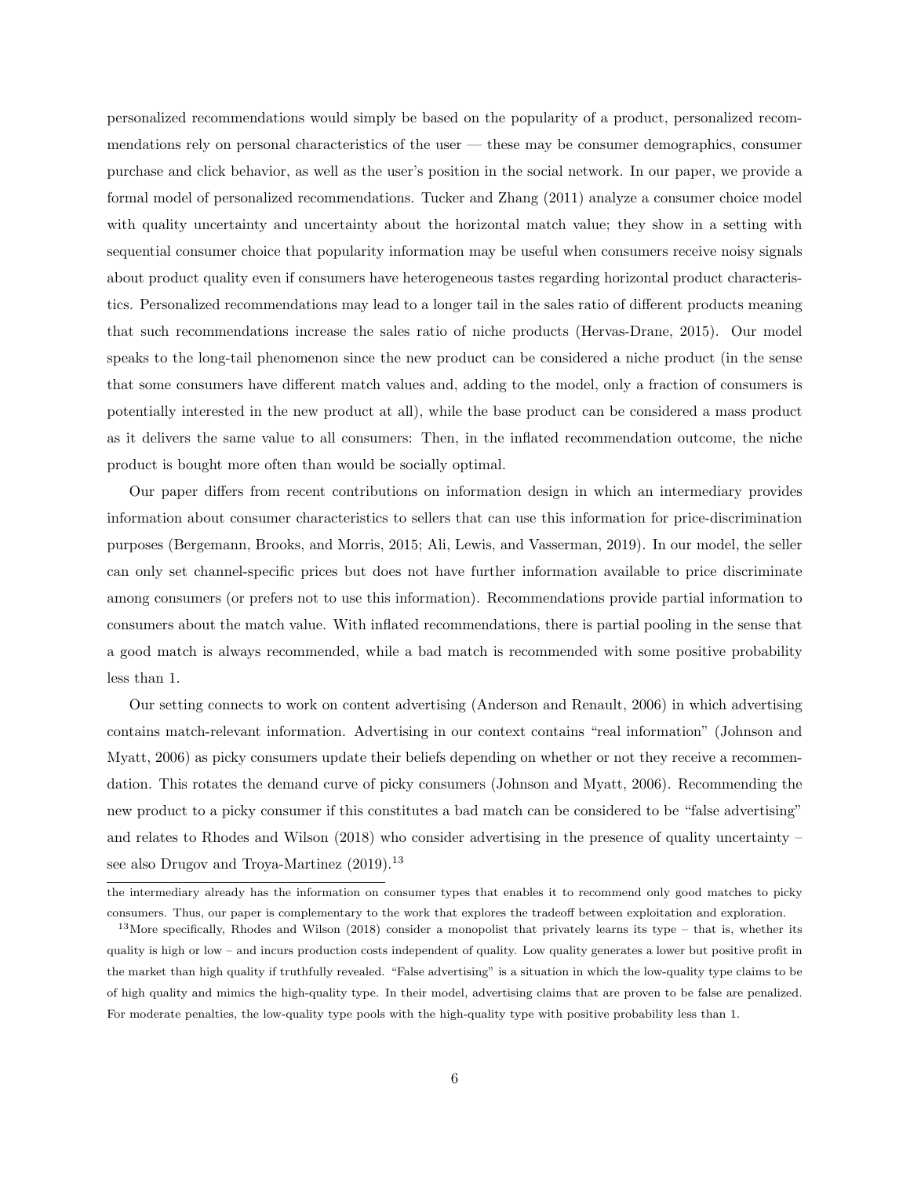personalized recommendations would simply be based on the popularity of a product, personalized recommendations rely on personal characteristics of the user — these may be consumer demographics, consumer purchase and click behavior, as well as the user's position in the social network. In our paper, we provide a formal model of personalized recommendations. Tucker and Zhang (2011) analyze a consumer choice model with quality uncertainty and uncertainty about the horizontal match value; they show in a setting with sequential consumer choice that popularity information may be useful when consumers receive noisy signals about product quality even if consumers have heterogeneous tastes regarding horizontal product characteristics. Personalized recommendations may lead to a longer tail in the sales ratio of different products meaning that such recommendations increase the sales ratio of niche products (Hervas-Drane, 2015). Our model speaks to the long-tail phenomenon since the new product can be considered a niche product (in the sense that some consumers have different match values and, adding to the model, only a fraction of consumers is potentially interested in the new product at all), while the base product can be considered a mass product as it delivers the same value to all consumers: Then, in the inflated recommendation outcome, the niche product is bought more often than would be socially optimal.

Our paper differs from recent contributions on information design in which an intermediary provides information about consumer characteristics to sellers that can use this information for price-discrimination purposes (Bergemann, Brooks, and Morris, 2015; Ali, Lewis, and Vasserman, 2019). In our model, the seller can only set channel-specific prices but does not have further information available to price discriminate among consumers (or prefers not to use this information). Recommendations provide partial information to consumers about the match value. With inflated recommendations, there is partial pooling in the sense that a good match is always recommended, while a bad match is recommended with some positive probability less than 1.

Our setting connects to work on content advertising (Anderson and Renault, 2006) in which advertising contains match-relevant information. Advertising in our context contains "real information" (Johnson and Myatt, 2006) as picky consumers update their beliefs depending on whether or not they receive a recommendation. This rotates the demand curve of picky consumers (Johnson and Myatt, 2006). Recommending the new product to a picky consumer if this constitutes a bad match can be considered to be "false advertising" and relates to Rhodes and Wilson (2018) who consider advertising in the presence of quality uncertainty – see also Drugov and Troya-Martinez (2019).[13]

the intermediary already has the information on consumer types that enables it to recommend only good matches to picky consumers. Thus, our paper is complementary to the work that explores the tradeoff between exploitation and exploration.

[13] More specifically, Rhodes and Wilson (2018) consider a monopolist that privately learns its type – that is, whether its quality is high or low – and incurs production costs independent of quality. Low quality generates a lower but positive profit in the market than high quality if truthfully revealed. "False advertising" is a situation in which the low-quality type claims to be of high quality and mimics the high-quality type. In their model, advertising claims that are proven to be false are penalized. For moderate penalties, the low-quality type pools with the high-quality type with positive probability less than 1.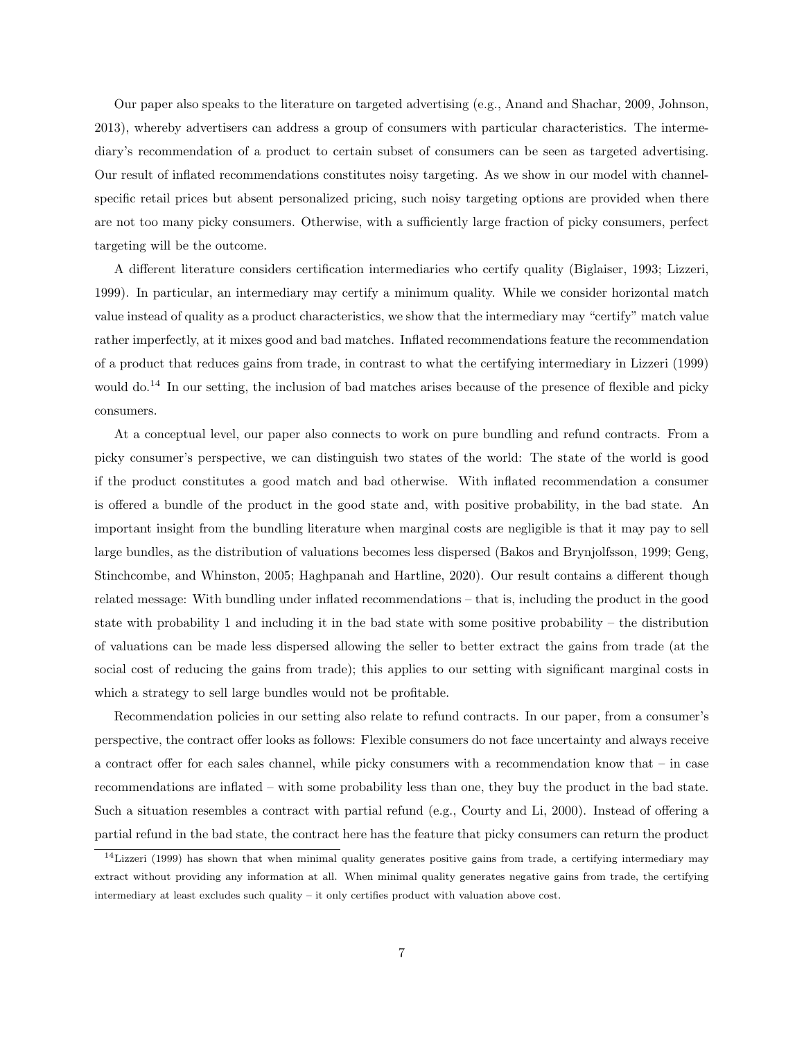Our paper also speaks to the literature on targeted advertising (e.g., Anand and Shachar, 2009, Johnson, 2013), whereby advertisers can address a group of consumers with particular characteristics. The intermediary's recommendation of a product to certain subset of consumers can be seen as targeted advertising. Our result of inflated recommendations constitutes noisy targeting. As we show in our model with channel-specific retail prices but absent personalized pricing, such noisy targeting options are provided when there are not too many picky consumers. Otherwise, with a sufficiently large fraction of picky consumers, perfect targeting will be the outcome.

A different literature considers certification intermediaries who certify quality (Biglaiser, 1993; Lizzeri, 1999). In particular, an intermediary may certify a minimum quality. While we consider horizontal match value instead of quality as a product characteristics, we show that the intermediary may "certify" match value rather imperfectly, at it mixes good and bad matches. Inflated recommendations feature the recommendation of a product that reduces gains from trade, in contrast to what the certifying intermediary in Lizzeri (1999) would do.[14] In our setting, the inclusion of bad matches arises because of the presence of flexible and picky consumers.

At a conceptual level, our paper also connects to work on pure bundling and refund contracts. From a picky consumer's perspective, we can distinguish two states of the world: The state of the world is good if the product constitutes a good match and bad otherwise. With inflated recommendation a consumer is offered a bundle of the product in the good state and, with positive probability, in the bad state. An important insight from the bundling literature when marginal costs are negligible is that it may pay to sell large bundles, as the distribution of valuations becomes less dispersed (Bakos and Brynjolfsson, 1999; Geng, Stinchcombe, and Whinston, 2005; Haghpanah and Hartline, 2020). Our result contains a different though related message: With bundling under inflated recommendations – that is, including the product in the good state with probability 1 and including it in the bad state with some positive probability – the distribution of valuations can be made less dispersed allowing the seller to better extract the gains from trade (at the social cost of reducing the gains from trade); this applies to our setting with significant marginal costs in which a strategy to sell large bundles would not be profitable.

Recommendation policies in our setting also relate to refund contracts. In our paper, from a consumer's perspective, the contract offer looks as follows: Flexible consumers do not face uncertainty and always receive a contract offer for each sales channel, while picky consumers with a recommendation know that – in case recommendations are inflated – with some probability less than one, they buy the product in the bad state. Such a situation resembles a contract with partial refund (e.g., Courty and Li, 2000). Instead of offering a partial refund in the bad state, the contract here has the feature that picky consumers can return the product

[14] Lizzeri (1999) has shown that when minimal quality generates positive gains from trade, a certifying intermediary may extract without providing any information at all. When minimal quality generates negative gains from trade, the certifying intermediary at least excludes such quality – it only certifies product with valuation above cost.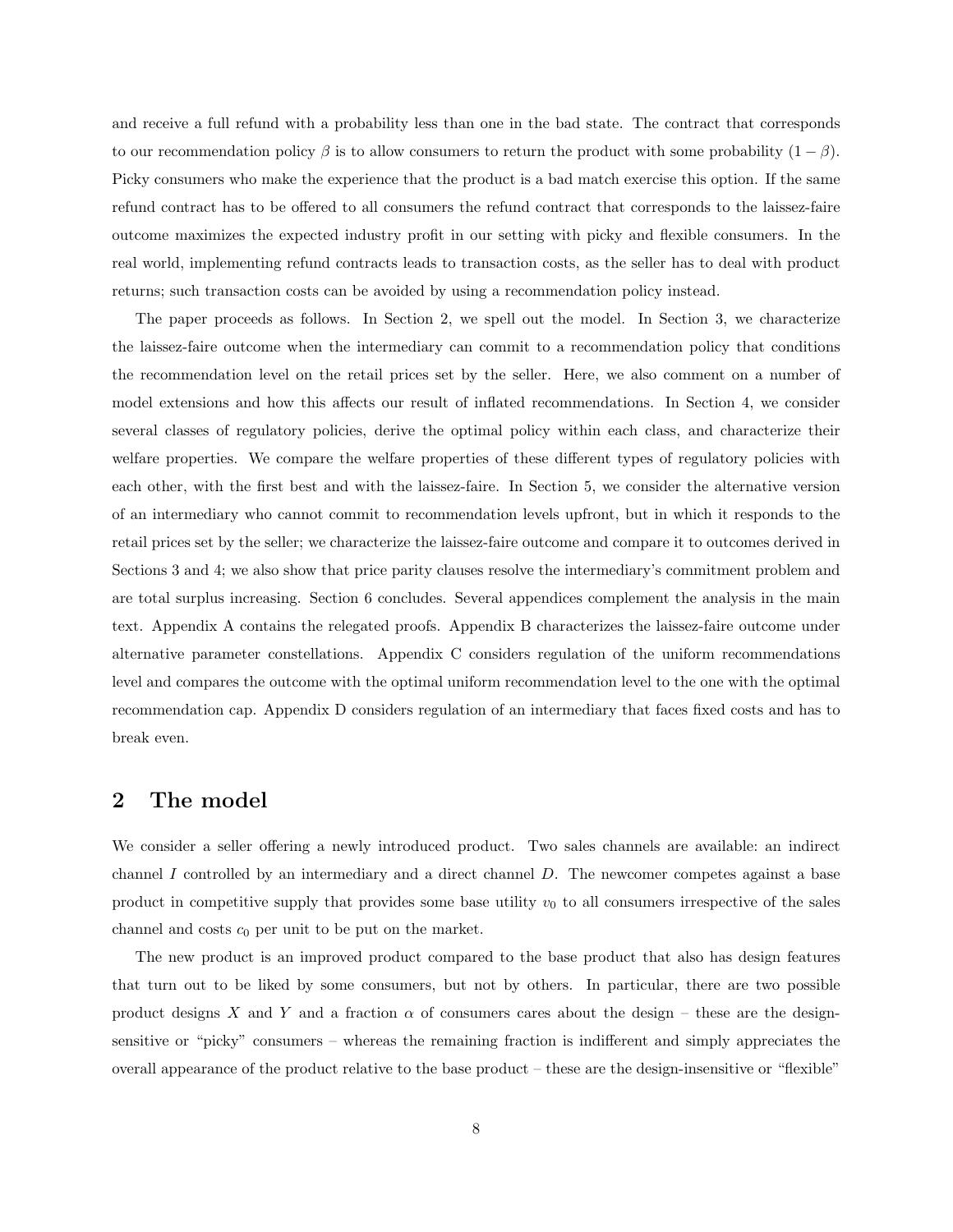and receive a full refund with a probability less than one in the bad state. The contract that corresponds to our recommendation policy $\beta$ is to allow consumers to return the product with some probability $(1-\beta)$. Picky consumers who make the experience that the product is a bad match exercise this option. If the same refund contract has to be offered to all consumers the refund contract that corresponds to the laissez-faire outcome maximizes the expected industry profit in our setting with picky and flexible consumers. In the real world, implementing refund contracts leads to transaction costs, as the seller has to deal with product returns; such transaction costs can be avoided by using a recommendation policy instead.

The paper proceeds as follows. In Section 2, we spell out the model. In Section 3, we characterize the laissez-faire outcome when the intermediary can commit to a recommendation policy that conditions the recommendation level on the retail prices set by the seller. Here, we also comment on a number of model extensions and how this affects our result of inflated recommendations. In Section 4, we consider several classes of regulatory policies, derive the optimal policy within each class, and characterize their welfare properties. We compare the welfare properties of these different types of regulatory policies with each other, with the first best and with the laissez-faire. In Section 5, we consider the alternative version of an intermediary who cannot commit to recommendation levels upfront, but in which it responds to the retail prices set by the seller; we characterize the laissez-faire outcome and compare it to outcomes derived in Sections 3 and 4; we also show that price parity clauses resolve the intermediary's commitment problem and are total surplus increasing. Section 6 concludes. Several appendices complement the analysis in the main text. Appendix A contains the relegated proofs. Appendix B characterizes the laissez-faire outcome under alternative parameter constellations. Appendix C considers regulation of the uniform recommendations level and compares the outcome with the optimal uniform recommendation level to the one with the optimal recommendation cap. Appendix D considers regulation of an intermediary that faces fixed costs and has to break even.

## 2 The model

We consider a seller offering a newly introduced product. Two sales channels are available: an indirect channel $I$ controlled by an intermediary and a direct channel $D$. The newcomer competes against a base product in competitive supply that provides some base utility $v_0$ to all consumers irrespective of the sales channel and costs $c_0$ per unit to be put on the market.

The new product is an improved product compared to the base product that also has design features that turn out to be liked by some consumers, but not by others. In particular, there are two possible product designs $X$ and $Y$ and a fraction $\alpha$ of consumers cares about the design – these are the design-sensitive or "picky" consumers – whereas the remaining fraction is indifferent and simply appreciates the overall appearance of the product relative to the base product – these are the design-insensitive or "flexible"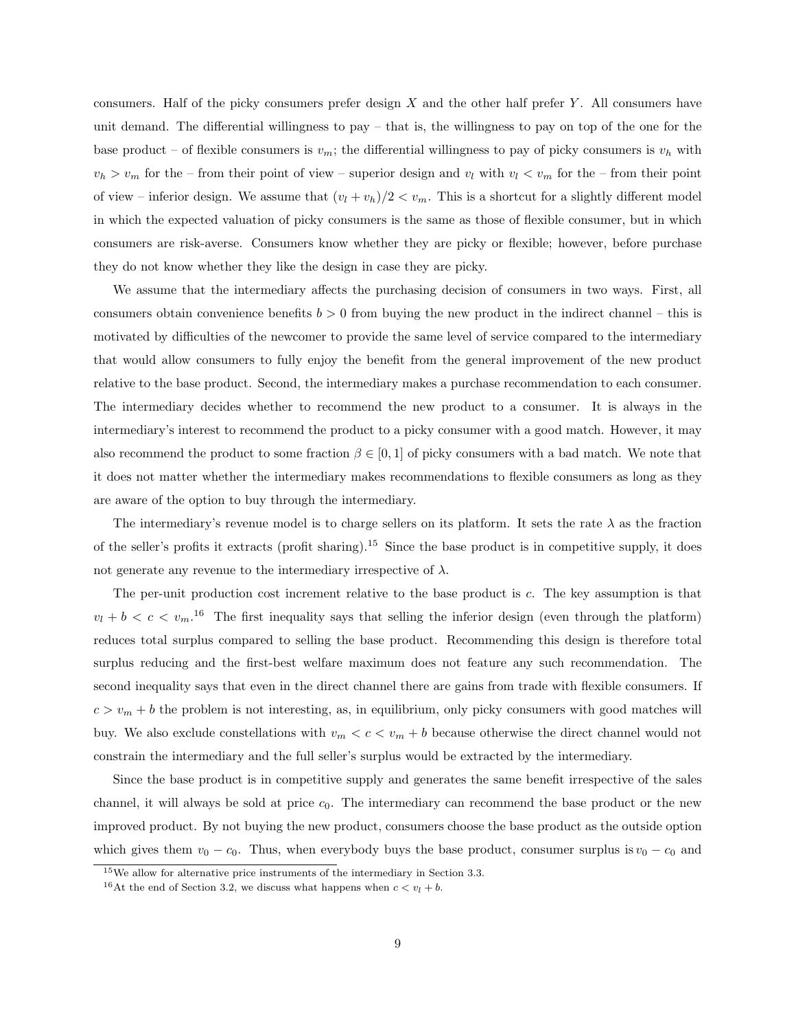consumers. Half of the picky consumers prefer design $X$ and the other half prefer $Y$. All consumers have unit demand. The differential willingness to pay – that is, the willingness to pay on top of the one for the base product – of flexible consumers is $v_m$; the differential willingness to pay of picky consumers is $v_h$ with $v_h > v_m$ for the – from their point of view – superior design and $v_l$ with $v_l < v_m$ for the – from their point of view – inferior design. We assume that $(v_l + v_h)/2 < v_m$. This is a shortcut for a slightly different model in which the expected valuation of picky consumers is the same as those of flexible consumer, but in which consumers are risk-averse. Consumers know whether they are picky or flexible; however, before purchase they do not know whether they like the design in case they are picky.

We assume that the intermediary affects the purchasing decision of consumers in two ways. First, all consumers obtain convenience benefits $b > 0$ from buying the new product in the indirect channel – this is motivated by difficulties of the newcomer to provide the same level of service compared to the intermediary that would allow consumers to fully enjoy the benefit from the general improvement of the new product relative to the base product. Second, the intermediary makes a purchase recommendation to each consumer. The intermediary decides whether to recommend the new product to a consumer. It is always in the intermediary's interest to recommend the product to a picky consumer with a good match. However, it may also recommend the product to some fraction $\beta \in [0, 1]$ of picky consumers with a bad match. We note that it does not matter whether the intermediary makes recommendations to flexible consumers as long as they are aware of the option to buy through the intermediary.

The intermediary's revenue model is to charge sellers on its platform. It sets the rate $\lambda$ as the fraction of the seller's profits it extracts (profit sharing).[15] Since the base product is in competitive supply, it does not generate any revenue to the intermediary irrespective of $\lambda$.

The per-unit production cost increment relative to the base product is $c$. The key assumption is that $v_l + b < c < v_m$.[16] The first inequality says that selling the inferior design (even through the platform) reduces total surplus compared to selling the base product. Recommending this design is therefore total surplus reducing and the first-best welfare maximum does not feature any such recommendation. The second inequality says that even in the direct channel there are gains from trade with flexible consumers. If $c > v_m + b$ the problem is not interesting, as, in equilibrium, only picky consumers with good matches will buy. We also exclude constellations with $v_m < c < v_m + b$ because otherwise the direct channel would not constrain the intermediary and the full seller's surplus would be extracted by the intermediary.

Since the base product is in competitive supply and generates the same benefit irrespective of the sales channel, it will always be sold at price $c_0$. The intermediary can recommend the base product or the new improved product. By not buying the new product, consumers choose the base product as the outside option which gives them $v_0 - c_0$. Thus, when everybody buys the base product, consumer surplus is $v_0 - c_0$ and

[15] We allow for alternative price instruments of the intermediary in Section 3.3.

[16] At the end of Section 3.2, we discuss what happens when $c < v_l + b$.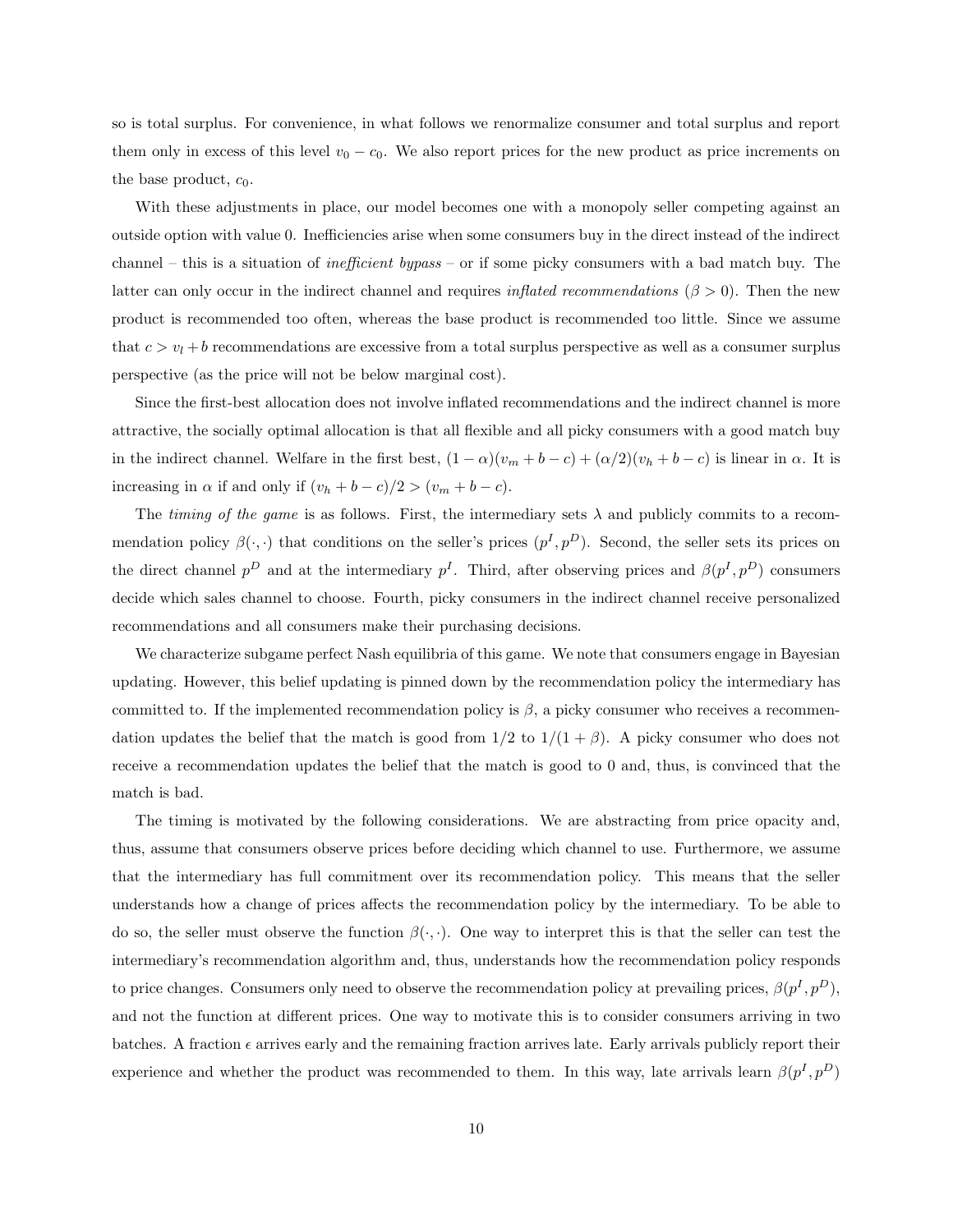so is total surplus. For convenience, in what follows we renormalize consumer and total surplus and report them only in excess of this level $v_0 - c_0$. We also report prices for the new product as price increments on the base product, $c_0$.

With these adjustments in place, our model becomes one with a monopoly seller competing against an outside option with value 0. Inefficiencies arise when some consumers buy in the direct instead of the indirect channel – this is a situation of *inefficient bypass* – or if some picky consumers with a bad match buy. The latter can only occur in the indirect channel and requires *inflated recommendations* ($\beta > 0$). Then the new product is recommended too often, whereas the base product is recommended too little. Since we assume that $c > v_l + b$ recommendations are excessive from a total surplus perspective as well as a consumer surplus perspective (as the price will not be below marginal cost).

Since the first-best allocation does not involve inflated recommendations and the indirect channel is more attractive, the socially optimal allocation is that all flexible and all picky consumers with a good match buy in the indirect channel. Welfare in the first best, $(1-\alpha)(v_m + b - c) + (\alpha/2)(v_h + b - c)$ is linear in $\alpha$. It is increasing in $\alpha$ if and only if $(v_h + b - c)/2 > (v_m + b - c)$.

The *timing of the game* is as follows. First, the intermediary sets $\lambda$ and publicly commits to a recommendation policy $\beta(\cdot, \cdot)$ that conditions on the seller's prices $(p^I, p^D)$. Second, the seller sets its prices on the direct channel $p^D$ and at the intermediary $p^I$. Third, after observing prices and $\beta(p^I, p^D)$ consumers decide which sales channel to choose. Fourth, picky consumers in the indirect channel receive personalized recommendations and all consumers make their purchasing decisions.

We characterize subgame perfect Nash equilibria of this game. We note that consumers engage in Bayesian updating. However, this belief updating is pinned down by the recommendation policy the intermediary has committed to. If the implemented recommendation policy is $\beta$, a picky consumer who receives a recommendation updates the belief that the match is good from $1/2$ to $1/(1+\beta)$. A picky consumer who does not receive a recommendation updates the belief that the match is good to 0 and, thus, is convinced that the match is bad.

The timing is motivated by the following considerations. We are abstracting from price opacity and, thus, assume that consumers observe prices before deciding which channel to use. Furthermore, we assume that the intermediary has full commitment over its recommendation policy. This means that the seller understands how a change of prices affects the recommendation policy by the intermediary. To be able to do so, the seller must observe the function $\beta(\cdot, \cdot)$. One way to interpret this is that the seller can test the intermediary's recommendation algorithm and, thus, understands how the recommendation policy responds to price changes. Consumers only need to observe the recommendation policy at prevailing prices, $\beta(p^I, p^D)$, and not the function at different prices. One way to motivate this is to consider consumers arriving in two batches. A fraction $\epsilon$ arrives early and the remaining fraction arrives late. Early arrivals publicly report their experience and whether the product was recommended to them. In this way, late arrivals learn $\beta(p^I, p^D)$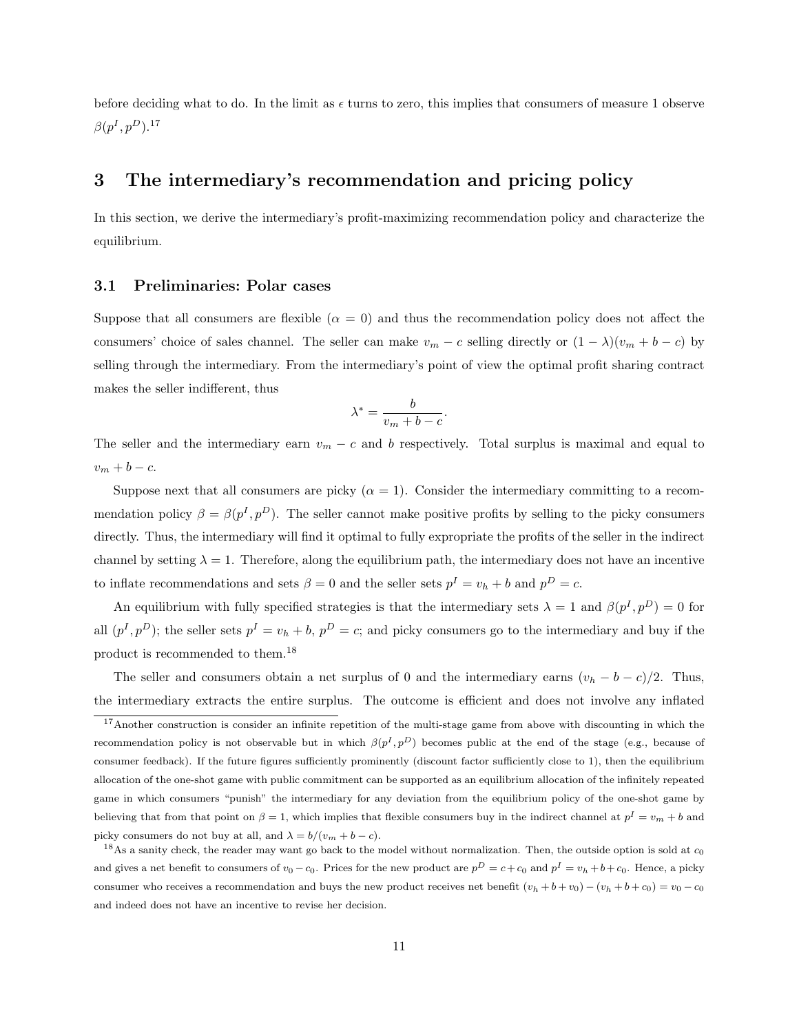before deciding what to do. In the limit as $\epsilon$ turns to zero, this implies that consumers of measure 1 observe $\beta(p^I, p^D)$.[17]

# 3 The intermediary's recommendation and pricing policy

In this section, we derive the intermediary's profit-maximizing recommendation policy and characterize the equilibrium.

## 3.1 Preliminaries: Polar cases

Suppose that all consumers are flexible ($\alpha = 0$) and thus the recommendation policy does not affect the consumers' choice of sales channel. The seller can make $v_m - c$ selling directly or $(1 - \lambda)(v_m + b - c)$ by selling through the intermediary. From the intermediary's point of view the optimal profit sharing contract makes the seller indifferent, thus

$$\lambda^* = \frac{b}{v_m + b - c}.$$

The seller and the intermediary earn $v_m - c$ and $b$ respectively. Total surplus is maximal and equal to $v_m + b - c$.

Suppose next that all consumers are picky ($\alpha = 1$). Consider the intermediary committing to a recommendation policy $\beta = \beta(p^I, p^D)$. The seller cannot make positive profits by selling to the picky consumers directly. Thus, the intermediary will find it optimal to fully expropriate the profits of the seller in the indirect channel by setting $\lambda = 1$. Therefore, along the equilibrium path, the intermediary does not have an incentive to inflate recommendations and sets $\beta = 0$ and the seller sets $p^I = v_h + b$ and $p^D = c$.

An equilibrium with fully specified strategies is that the intermediary sets $\lambda = 1$ and $\beta(p^I, p^D) = 0$ for all $(p^I, p^D)$; the seller sets $p^I = v_h + b$, $p^D = c$; and picky consumers go to the intermediary and buy if the product is recommended to them.[18]

The seller and consumers obtain a net surplus of 0 and the intermediary earns $(v_h - b - c)/2$. Thus, the intermediary extracts the entire surplus. The outcome is efficient and does not involve any inflated

[17] Another construction is consider an infinite repetition of the multi-stage game from above with discounting in which the recommendation policy is not observable but in which $\beta(p^I, p^D)$ becomes public at the end of the stage (e.g., because of consumer feedback). If the future figures sufficiently prominently (discount factor sufficiently close to 1), then the equilibrium allocation of the one-shot game with public commitment can be supported as an equilibrium allocation of the infinitely repeated game in which consumers "punish" the intermediary for any deviation from the equilibrium policy of the one-shot game by believing that from that point on $\beta = 1$, which implies that flexible consumers buy in the indirect channel at $p^I = v_m + b$ and picky consumers do not buy at all, and $\lambda = b/(v_m + b - c)$.

[18] As a sanity check, the reader may want go back to the model without normalization. Then, the outside option is sold at $c_0$ and gives a net benefit to consumers of $v_0 - c_0$. Prices for the new product are $p^D = c + c_0$ and $p^I = v_h + b + c_0$. Hence, a picky consumer who receives a recommendation and buys the new product receives net benefit $(v_h + b + v_0) - (v_h + b + c_0) = v_0 - c_0$ and indeed does not have an incentive to revise her decision.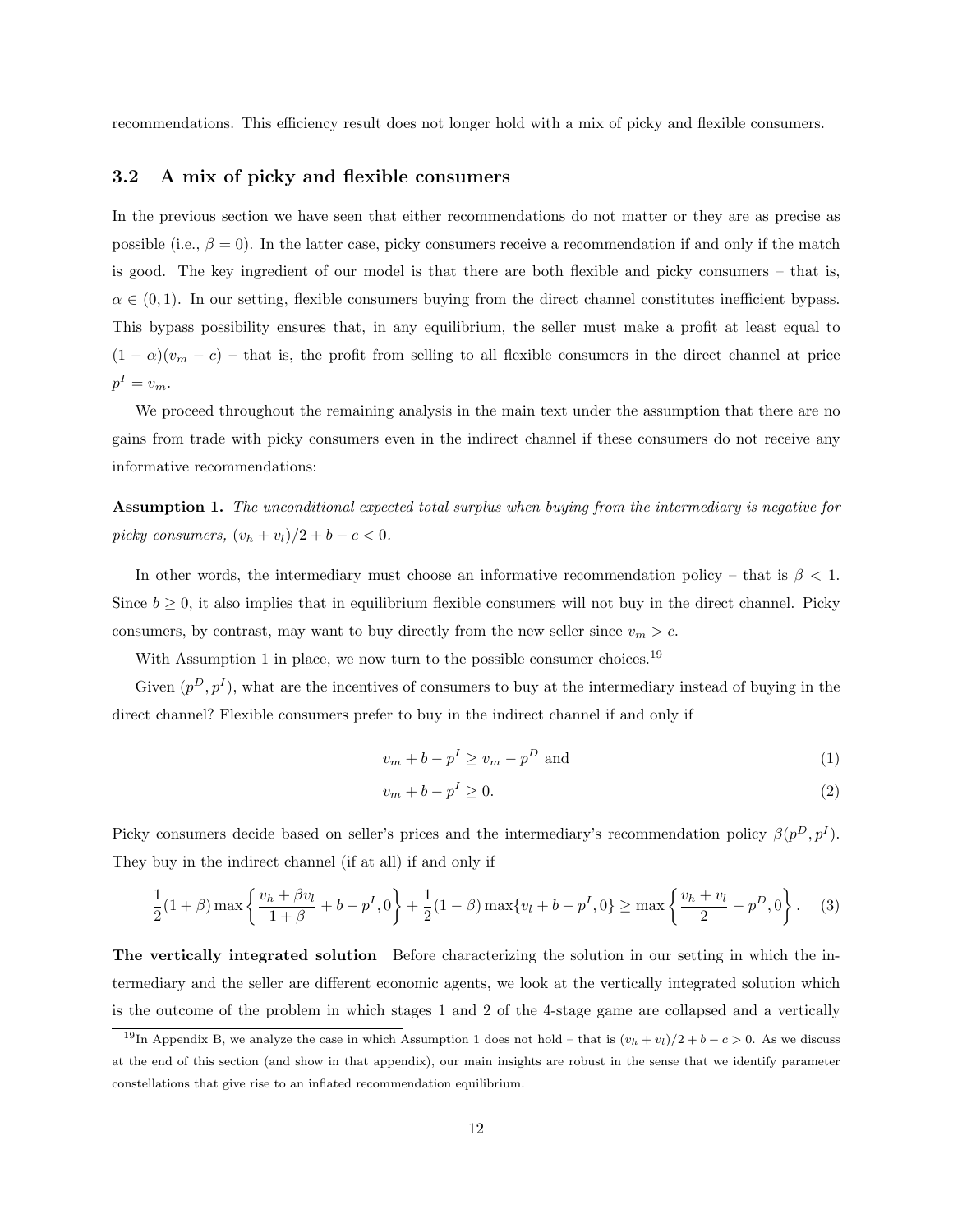recommendations. This efficiency result does not longer hold with a mix of picky and flexible consumers.

### 3.2 A mix of picky and flexible consumers

In the previous section we have seen that either recommendations do not matter or they are as precise as possible (i.e., $\beta = 0$). In the latter case, picky consumers receive a recommendation if and only if the match is good. The key ingredient of our model is that there are both flexible and picky consumers – that is, $\alpha \in (0, 1)$. In our setting, flexible consumers buying from the direct channel constitutes inefficient bypass. This bypass possibility ensures that, in any equilibrium, the seller must make a profit at least equal to $(1 - \alpha)(v_m - c)$ – that is, the profit from selling to all flexible consumers in the direct channel at price $p^I = v_m$.

We proceed throughout the remaining analysis in the main text under the assumption that there are no gains from trade with picky consumers even in the indirect channel if these consumers do not receive any informative recommendations:

**Assumption 1.** *The unconditional expected total surplus when buying from the intermediary is negative for picky consumers, $(v_h + v_l)/2 + b - c < 0$.*

In other words, the intermediary must choose an informative recommendation policy – that is $\beta < 1$. Since $b \geq 0$, it also implies that in equilibrium flexible consumers will not buy in the direct channel. Picky consumers, by contrast, may want to buy directly from the new seller since $v_m > c$.

With Assumption 1 in place, we now turn to the possible consumer choices.[19]

Given $(p^D, p^I)$, what are the incentives of consumers to buy at the intermediary instead of buying in the direct channel? Flexible consumers prefer to buy in the indirect channel if and only if

$$v_m + b - p^I \geq v_m - p^D \text{ and} \tag{1}$$

$$v_m + b - p^I \geq 0. \tag{2}$$

Picky consumers decide based on seller's prices and the intermediary's recommendation policy $\beta(p^D, p^I)$. They buy in the indirect channel (if at all) if and only if

$$\frac{1}{2}(1+\beta)\max\left\{\frac{v_h + \beta v_l}{1+\beta} + b - p^I, 0\right\} + \frac{1}{2}(1-\beta)\max\{v_l + b - p^I, 0\} \geq \max\left\{\frac{v_h + v_l}{2} - p^D, 0\right\}. \tag{3}$$

**The vertically integrated solution** Before characterizing the solution in our setting in which the intermediary and the seller are different economic agents, we look at the vertically integrated solution which is the outcome of the problem in which stages 1 and 2 of the 4-stage game are collapsed and a vertically

[19] In Appendix B, we analyze the case in which Assumption 1 does not hold – that is $(v_h + v_l)/2 + b - c > 0$. As we discuss at the end of this section (and show in that appendix), our main insights are robust in the sense that we identify parameter constellations that give rise to an inflated recommendation equilibrium.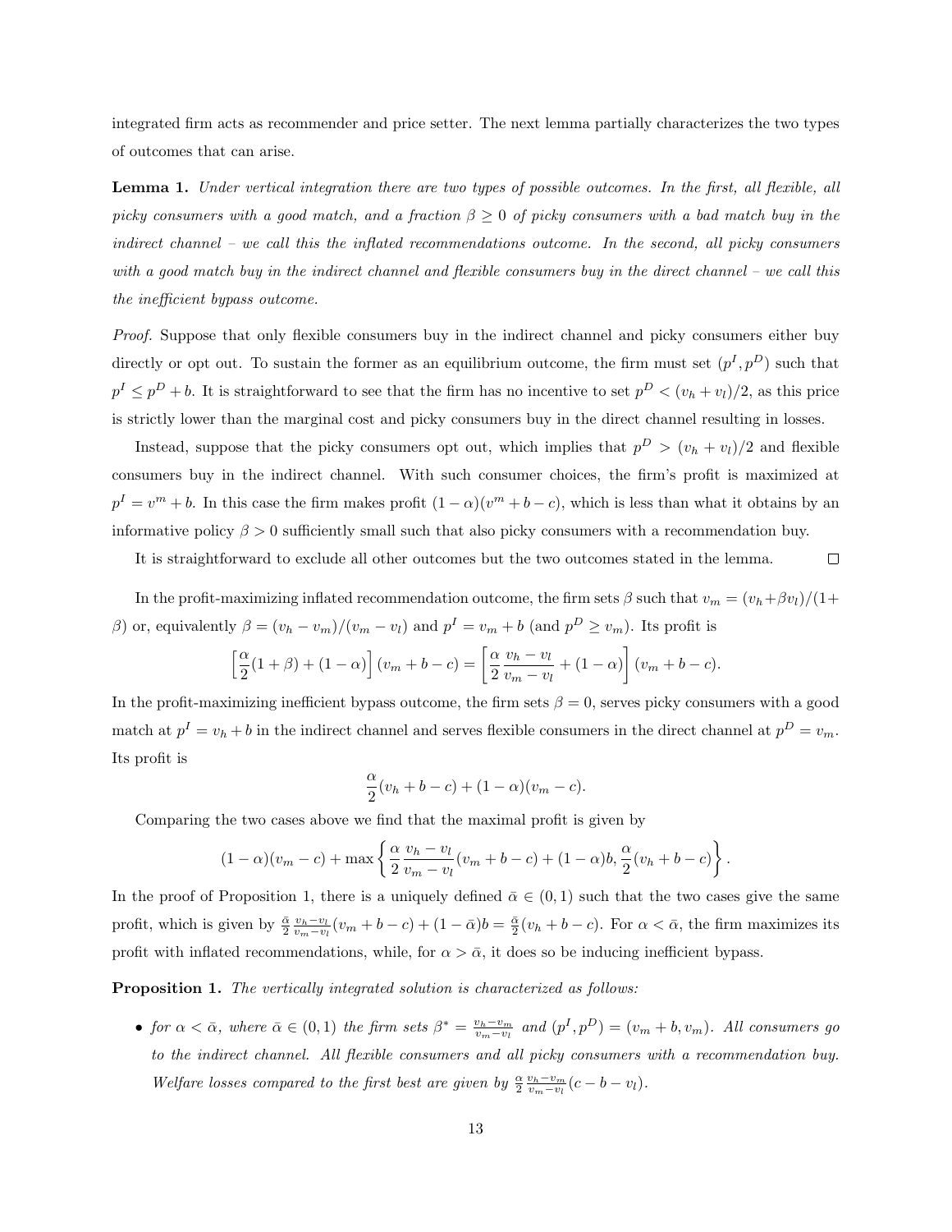integrated firm acts as recommender and price setter. The next lemma partially characterizes the two types of outcomes that can arise.

**Lemma 1.** *Under vertical integration there are two types of possible outcomes. In the first, all flexible, all picky consumers with a good match, and a fraction $\beta \geq 0$ of picky consumers with a bad match buy in the indirect channel – we call this the inflated recommendations outcome. In the second, all picky consumers with a good match buy in the indirect channel and flexible consumers buy in the direct channel – we call this the inefficient bypass outcome.*

*Proof.* Suppose that only flexible consumers buy in the indirect channel and picky consumers either buy directly or opt out. To sustain the former as an equilibrium outcome, the firm must set $(p^I, p^D)$ such that $p^I \leq p^D + b$. It is straightforward to see that the firm has no incentive to set $p^D < (v_h + v_l)/2$, as this price is strictly lower than the marginal cost and picky consumers buy in the direct channel resulting in losses.

Instead, suppose that the picky consumers opt out, which implies that $p^D > (v_h + v_l)/2$ and flexible consumers buy in the indirect channel. With such consumer choices, the firm's profit is maximized at $p^I = v^m + b$. In this case the firm makes profit $(1-\alpha)(v^m + b - c)$, which is less than what it obtains by an informative policy $\beta > 0$ sufficiently small such that also picky consumers with a recommendation buy.

It is straightforward to exclude all other outcomes but the two outcomes stated in the lemma. □

In the profit-maximizing inflated recommendation outcome, the firm sets $\beta$ such that $v_m = (v_h + \beta v_l)/(1+\beta)$ or, equivalently $\beta = (v_h - v_m)/(v_m - v_l)$ and $p^I = v_m + b$ (and $p^D \geq v_m$). Its profit is

$$\left[\frac{\alpha}{2}(1+\beta) + (1-\alpha)\right](v_m + b - c) = \left[\frac{\alpha}{2}\frac{v_h - v_l}{v_m - v_l} + (1-\alpha)\right](v_m + b - c).$$

In the profit-maximizing inefficient bypass outcome, the firm sets $\beta = 0$, serves picky consumers with a good match at $p^I = v_h + b$ in the indirect channel and serves flexible consumers in the direct channel at $p^D = v_m$. Its profit is

$$\frac{\alpha}{2}(v_h + b - c) + (1-\alpha)(v_m - c).$$

Comparing the two cases above we find that the maximal profit is given by

$$(1-\alpha)(v_m - c) + \max\left\{\frac{\alpha}{2}\frac{v_h - v_l}{v_m - v_l}(v_m + b - c) + (1-\alpha)b, \frac{\alpha}{2}(v_h + b - c)\right\}.$$

In the proof of Proposition 1, there is a uniquely defined $\bar{\alpha} \in (0,1)$ such that the two cases give the same profit, which is given by $\frac{\bar{\alpha}}{2}\frac{v_h - v_l}{v_m - v_l}(v_m + b - c) + (1-\bar{\alpha})b = \frac{\bar{\alpha}}{2}(v_h + b - c)$. For $\alpha < \bar{\alpha}$, the firm maximizes its profit with inflated recommendations, while, for $\alpha > \bar{\alpha}$, it does so be inducing inefficient bypass.

**Proposition 1.** *The vertically integrated solution is characterized as follows:*

- *for $\alpha < \bar{\alpha}$, where $\bar{\alpha} \in (0,1)$ the firm sets $\beta^* = \frac{v_h - v_m}{v_m - v_l}$ and $(p^I, p^D) = (v_m + b, v_m)$. All consumers go to the indirect channel. All flexible consumers and all picky consumers with a recommendation buy. Welfare losses compared to the first best are given by $\frac{\alpha}{2}\frac{v_h - v_m}{v_m - v_l}(c - b - v_l)$.*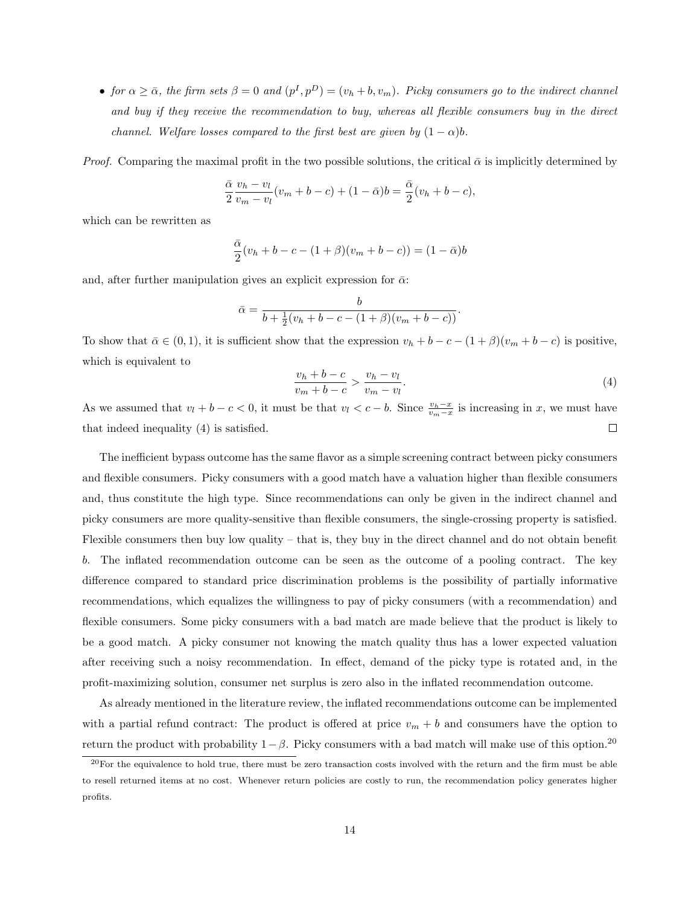- *for $\alpha \geq \bar{\alpha}$, the firm sets $\beta = 0$ and $(p^I, p^D) = (v_h + b, v_m)$. Picky consumers go to the indirect channel and buy if they receive the recommendation to buy, whereas all flexible consumers buy in the direct channel. Welfare losses compared to the first best are given by $(1-\alpha)b$.*

*Proof.* Comparing the maximal profit in the two possible solutions, the critical $\bar{\alpha}$ is implicitly determined by

$$\frac{\bar{\alpha}}{2}\frac{v_h - v_l}{v_m - v_l}(v_m + b - c) + (1-\bar{\alpha})b = \frac{\bar{\alpha}}{2}(v_h + b - c),$$

which can be rewritten as

$$\frac{\bar{\alpha}}{2}(v_h + b - c - (1+\beta)(v_m + b - c)) = (1-\bar{\alpha})b$$

and, after further manipulation gives an explicit expression for $\bar{\alpha}$:

$$\bar{\alpha} = \frac{b}{b + \frac{1}{2}(v_h + b - c - (1+\beta)(v_m + b - c))}.$$

To show that $\bar{\alpha} \in (0,1)$, it is sufficient show that the expression $v_h + b - c - (1+\beta)(v_m + b - c)$ is positive, which is equivalent to

$$\frac{v_h + b - c}{v_m + b - c} > \frac{v_h - v_l}{v_m - v_l}. \tag{4}$$

As we assumed that $v_l + b - c < 0$, it must be that $v_l < c - b$. Since $\frac{v_h - x}{v_m - x}$ is increasing in $x$, we must have that indeed inequality (4) is satisfied. $\square$

The inefficient bypass outcome has the same flavor as a simple screening contract between picky consumers and flexible consumers. Picky consumers with a good match have a valuation higher than flexible consumers and, thus constitute the high type. Since recommendations can only be given in the indirect channel and picky consumers are more quality-sensitive than flexible consumers, the single-crossing property is satisfied. Flexible consumers then buy low quality – that is, they buy in the direct channel and do not obtain benefit $b$. The inflated recommendation outcome can be seen as the outcome of a pooling contract. The key difference compared to standard price discrimination problems is the possibility of partially informative recommendations, which equalizes the willingness to pay of picky consumers (with a recommendation) and flexible consumers. Some picky consumers with a bad match are made believe that the product is likely to be a good match. A picky consumer not knowing the match quality thus has a lower expected valuation after receiving such a noisy recommendation. In effect, demand of the picky type is rotated and, in the profit-maximizing solution, consumer net surplus is zero also in the inflated recommendation outcome.

As already mentioned in the literature review, the inflated recommendations outcome can be implemented with a partial refund contract: The product is offered at price $v_m + b$ and consumers have the option to return the product with probability $1-\beta$. Picky consumers with a bad match will make use of this option.[20]

[20] For the equivalence to hold true, there must be zero transaction costs involved with the return and the firm must be able to resell returned items at no cost. Whenever return policies are costly to run, the recommendation policy generates higher profits.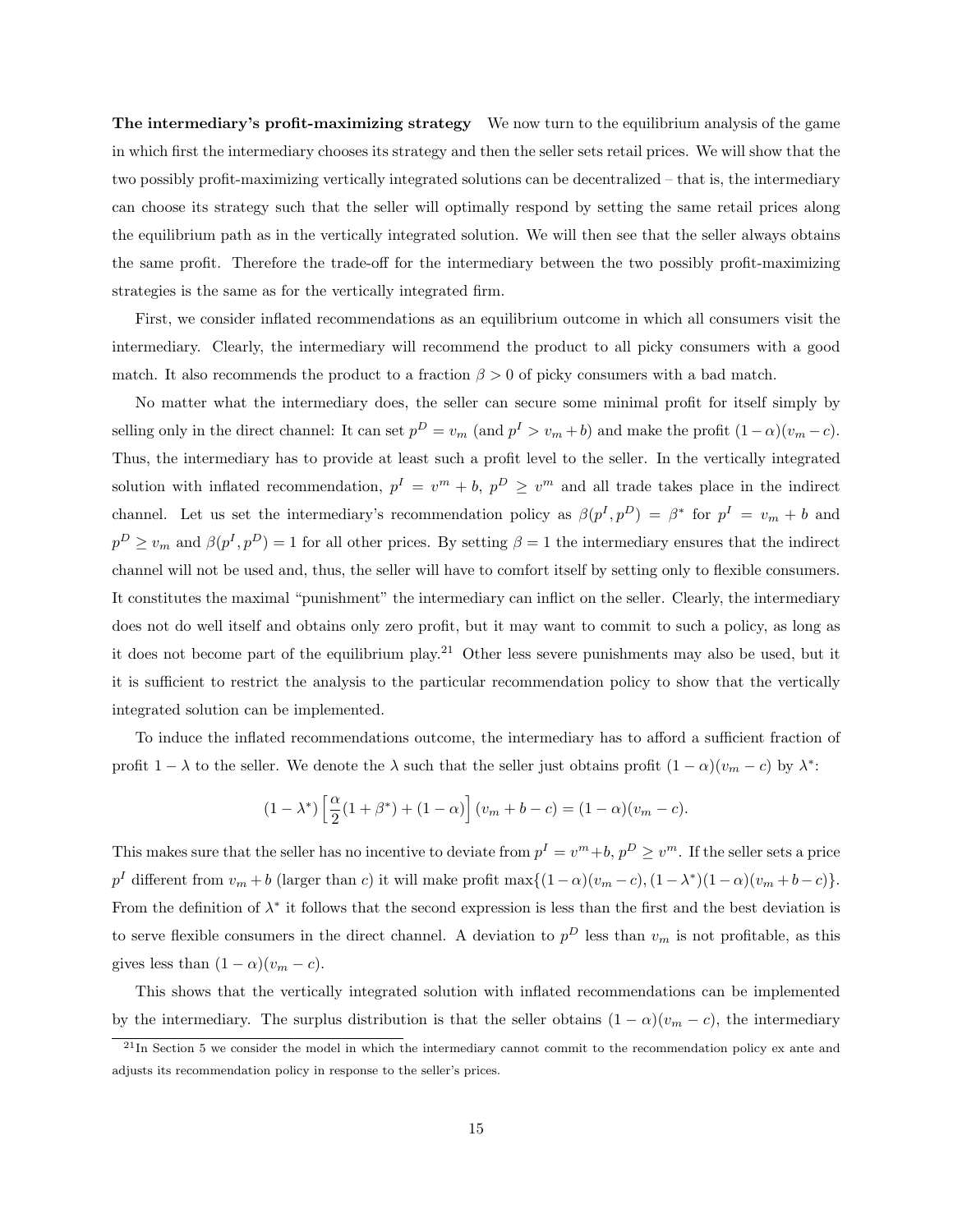**The intermediary's profit-maximizing strategy** We now turn to the equilibrium analysis of the game in which first the intermediary chooses its strategy and then the seller sets retail prices. We will show that the two possibly profit-maximizing vertically integrated solutions can be decentralized – that is, the intermediary can choose its strategy such that the seller will optimally respond by setting the same retail prices along the equilibrium path as in the vertically integrated solution. We will then see that the seller always obtains the same profit. Therefore the trade-off for the intermediary between the two possibly profit-maximizing strategies is the same as for the vertically integrated firm.

First, we consider inflated recommendations as an equilibrium outcome in which all consumers visit the intermediary. Clearly, the intermediary will recommend the product to all picky consumers with a good match. It also recommends the product to a fraction $\beta > 0$ of picky consumers with a bad match.

No matter what the intermediary does, the seller can secure some minimal profit for itself simply by selling only in the direct channel: It can set $p^D = v_m$ (and $p^I > v_m + b$) and make the profit $(1-\alpha)(v_m - c)$. Thus, the intermediary has to provide at least such a profit level to the seller. In the vertically integrated solution with inflated recommendation, $p^I = v^m + b$, $p^D \geq v^m$ and all trade takes place in the indirect channel. Let us set the intermediary's recommendation policy as $\beta(p^I, p^D) = \beta^*$ for $p^I = v_m + b$ and $p^D \geq v_m$ and $\beta(p^I, p^D) = 1$ for all other prices. By setting $\beta = 1$ the intermediary ensures that the indirect channel will not be used and, thus, the seller will have to comfort itself by setting only to flexible consumers. It constitutes the maximal "punishment" the intermediary can inflict on the seller. Clearly, the intermediary does not do well itself and obtains only zero profit, but it may want to commit to such a policy, as long as it does not become part of the equilibrium play.[21] Other less severe punishments may also be used, but it it is sufficient to restrict the analysis to the particular recommendation policy to show that the vertically integrated solution can be implemented.

To induce the inflated recommendations outcome, the intermediary has to afford a sufficient fraction of profit $1 - \lambda$ to the seller. We denote the $\lambda$ such that the seller just obtains profit $(1-\alpha)(v_m - c)$ by $\lambda^*$:

$$(1-\lambda^*)\left[\frac{\alpha}{2}(1+\beta^*) + (1-\alpha)\right](v_m + b - c) = (1-\alpha)(v_m - c).$$

This makes sure that the seller has no incentive to deviate from $p^I = v^m + b$, $p^D \geq v^m$. If the seller sets a price $p^I$ different from $v_m + b$ (larger than $c$) it will make profit $\max\{(1-\alpha)(v_m - c), (1-\lambda^*)(1-\alpha)(v_m + b - c)\}$. From the definition of $\lambda^*$ it follows that the second expression is less than the first and the best deviation is to serve flexible consumers in the direct channel. A deviation to $p^D$ less than $v_m$ is not profitable, as this gives less than $(1-\alpha)(v_m - c)$.

This shows that the vertically integrated solution with inflated recommendations can be implemented by the intermediary. The surplus distribution is that the seller obtains $(1-\alpha)(v_m - c)$, the intermediary

[21] In Section 5 we consider the model in which the intermediary cannot commit to the recommendation policy ex ante and adjusts its recommendation policy in response to the seller's prices.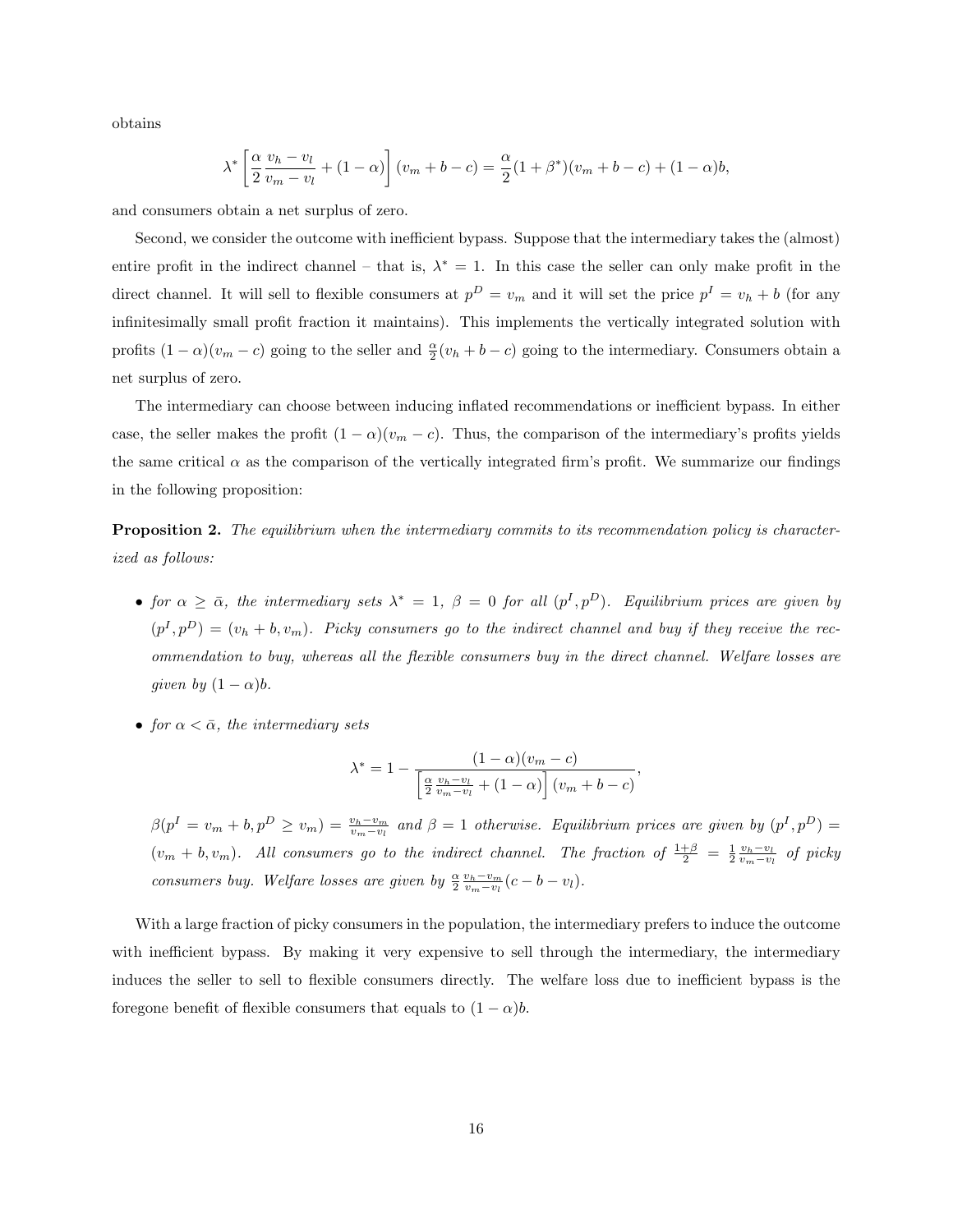obtains

$$\lambda^* \left[ \frac{\alpha}{2} \frac{v_h - v_l}{v_m - v_l} + (1-\alpha) \right] (v_m + b - c) = \frac{\alpha}{2}(1+\beta^*)(v_m + b - c) + (1-\alpha)b,$$

and consumers obtain a net surplus of zero.

Second, we consider the outcome with inefficient bypass. Suppose that the intermediary takes the (almost) entire profit in the indirect channel – that is, $\lambda^* = 1$. In this case the seller can only make profit in the direct channel. It will sell to flexible consumers at $p^D = v_m$ and it will set the price $p^I = v_h + b$ (for any infinitesimally small profit fraction it maintains). This implements the vertically integrated solution with profits $(1-\alpha)(v_m - c)$ going to the seller and $\frac{\alpha}{2}(v_h + b - c)$ going to the intermediary. Consumers obtain a net surplus of zero.

The intermediary can choose between inducing inflated recommendations or inefficient bypass. In either case, the seller makes the profit $(1-\alpha)(v_m - c)$. Thus, the comparison of the intermediary's profits yields the same critical $\alpha$ as the comparison of the vertically integrated firm's profit. We summarize our findings in the following proposition:

**Proposition 2.** *The equilibrium when the intermediary commits to its recommendation policy is characterized as follows:*

- *for $\alpha \geq \bar{\alpha}$, the intermediary sets $\lambda^* = 1$, $\beta = 0$ for all $(p^I, p^D)$. Equilibrium prices are given by $(p^I, p^D) = (v_h + b, v_m)$. Picky consumers go to the indirect channel and buy if they receive the recommendation to buy, whereas all the flexible consumers buy in the direct channel. Welfare losses are given by $(1-\alpha)b$.*
- *for $\alpha < \bar{\alpha}$, the intermediary sets*

$$\lambda^* = 1 - \frac{(1-\alpha)(v_m - c)}{\left[ \frac{\alpha}{2} \frac{v_h - v_l}{v_m - v_l} + (1-\alpha) \right] (v_m + b - c)},$$

*$\beta(p^I = v_m + b, p^D \geq v_m) = \frac{v_h - v_m}{v_m - v_l}$ and $\beta = 1$ otherwise. Equilibrium prices are given by $(p^I, p^D) = (v_m + b, v_m)$. All consumers go to the indirect channel. The fraction of $\frac{1+\beta}{2} = \frac{1}{2} \frac{v_h - v_l}{v_m - v_l}$ of picky consumers buy. Welfare losses are given by $\frac{\alpha}{2} \frac{v_h - v_m}{v_m - v_l}(c - b - v_l)$.*

With a large fraction of picky consumers in the population, the intermediary prefers to induce the outcome with inefficient bypass. By making it very expensive to sell through the intermediary, the intermediary induces the seller to sell to flexible consumers directly. The welfare loss due to inefficient bypass is the foregone benefit of flexible consumers that equals to $(1-\alpha)b$.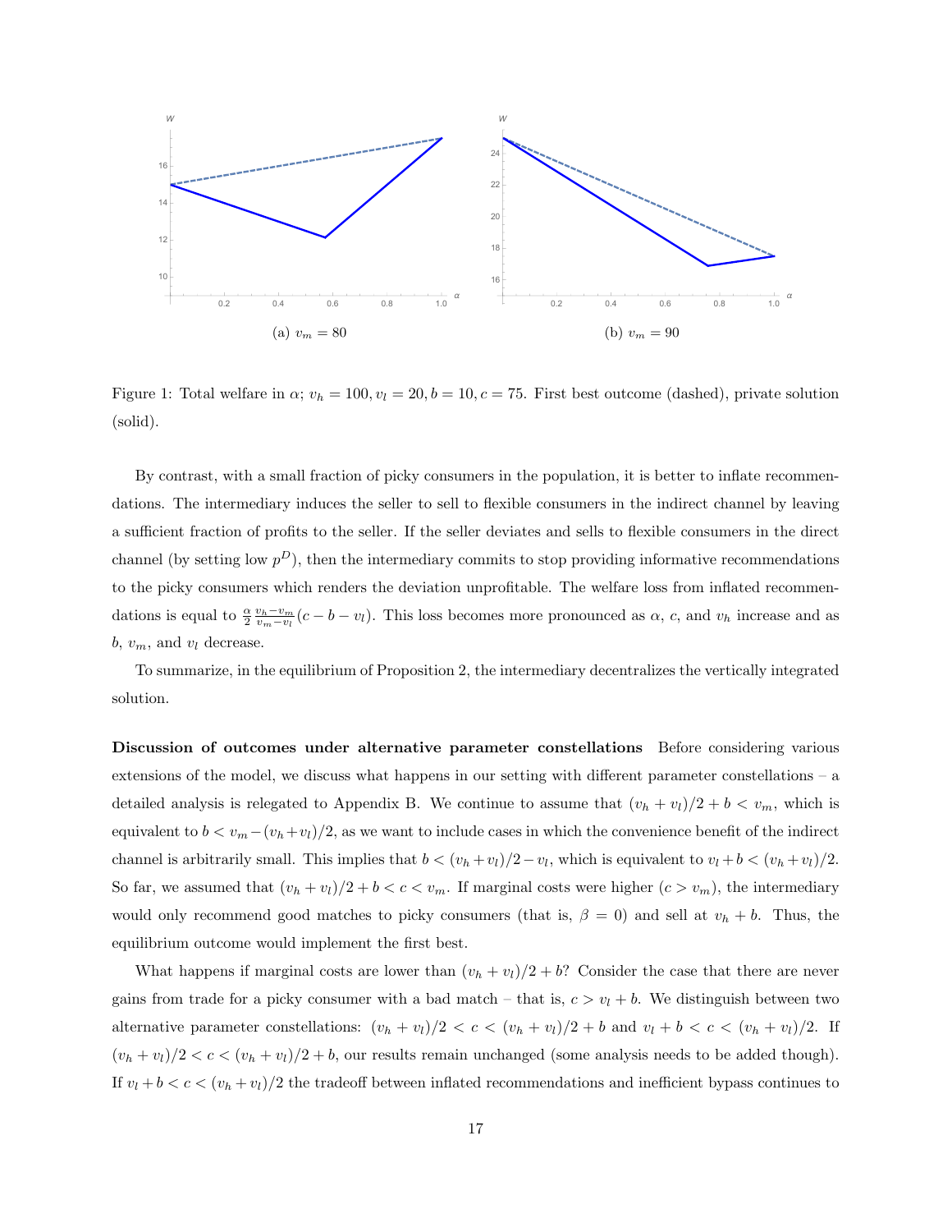(a) $v_m = 80$

(b) $v_m = 90$

Figure 1: Total welfare in $\alpha$; $v_h = 100, v_l = 20, b = 10, c = 75$. First best outcome (dashed), private solution (solid).

By contrast, with a small fraction of picky consumers in the population, it is better to inflate recommendations. The intermediary induces the seller to sell to flexible consumers in the indirect channel by leaving a sufficient fraction of profits to the seller. If the seller deviates and sells to flexible consumers in the direct channel (by setting low $p^D$), then the intermediary commits to stop providing informative recommendations to the picky consumers which renders the deviation unprofitable. The welfare loss from inflated recommendations is equal to $\frac{\alpha}{2}\frac{v_h - v_m}{v_m - v_l}(c - b - v_l)$. This loss becomes more pronounced as $\alpha$, $c$, and $v_h$ increase and as $b$, $v_m$, and $v_l$ decrease.

To summarize, in the equilibrium of Proposition 2, the intermediary decentralizes the vertically integrated solution.

**Discussion of outcomes under alternative parameter constellations** Before considering various extensions of the model, we discuss what happens in our setting with different parameter constellations – a detailed analysis is relegated to Appendix B. We continue to assume that $(v_h + v_l)/2 + b < v_m$, which is equivalent to $b < v_m - (v_h + v_l)/2$, as we want to include cases in which the convenience benefit of the indirect channel is arbitrarily small. This implies that $b < (v_h + v_l)/2 - v_l$, which is equivalent to $v_l + b < (v_h + v_l)/2$. So far, we assumed that $(v_h + v_l)/2 + b < c < v_m$. If marginal costs were higher ($c > v_m$), the intermediary would only recommend good matches to picky consumers (that is, $\beta = 0$) and sell at $v_h + b$. Thus, the equilibrium outcome would implement the first best.

What happens if marginal costs are lower than $(v_h + v_l)/2 + b$? Consider the case that there are never gains from trade for a picky consumer with a bad match – that is, $c > v_l + b$. We distinguish between two alternative parameter constellations: $(v_h + v_l)/2 < c < (v_h + v_l)/2 + b$ and $v_l + b < c < (v_h + v_l)/2$. If $(v_h + v_l)/2 < c < (v_h + v_l)/2 + b$, our results remain unchanged (some analysis needs to be added though). If $v_l + b < c < (v_h + v_l)/2$ the tradeoff between inflated recommendations and inefficient bypass continues to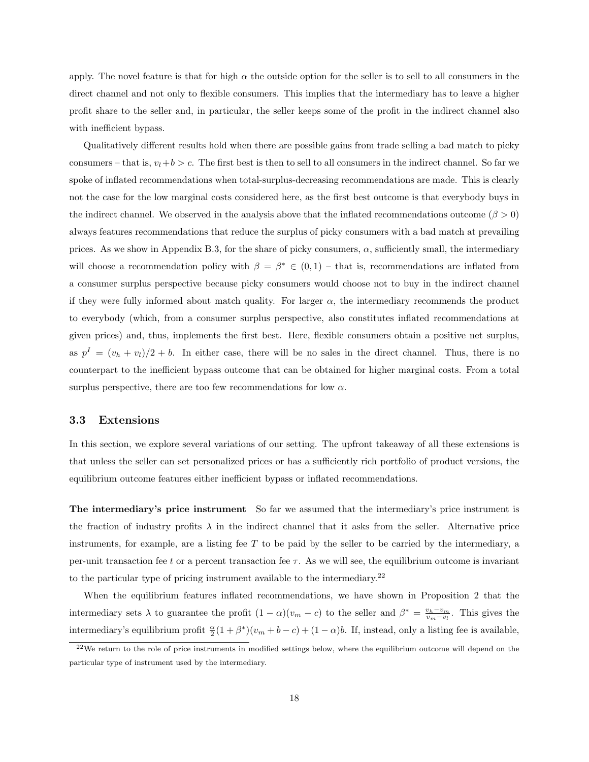apply. The novel feature is that for high $\alpha$ the outside option for the seller is to sell to all consumers in the direct channel and not only to flexible consumers. This implies that the intermediary has to leave a higher profit share to the seller and, in particular, the seller keeps some of the profit in the indirect channel also with inefficient bypass.

Qualitatively different results hold when there are possible gains from trade selling a bad match to picky consumers – that is, $v_l + b > c$. The first best is then to sell to all consumers in the indirect channel. So far we spoke of inflated recommendations when total-surplus-decreasing recommendations are made. This is clearly not the case for the low marginal costs considered here, as the first best outcome is that everybody buys in the indirect channel. We observed in the analysis above that the inflated recommendations outcome ($\beta > 0$) always features recommendations that reduce the surplus of picky consumers with a bad match at prevailing prices. As we show in Appendix B.3, for the share of picky consumers, $\alpha$, sufficiently small, the intermediary will choose a recommendation policy with $\beta = \beta^* \in (0, 1)$ – that is, recommendations are inflated from a consumer surplus perspective because picky consumers would choose not to buy in the indirect channel if they were fully informed about match quality. For larger $\alpha$, the intermediary recommends the product to everybody (which, from a consumer surplus perspective, also constitutes inflated recommendations at given prices) and, thus, implements the first best. Here, flexible consumers obtain a positive net surplus, as $p^I = (v_h + v_l)/2 + b$. In either case, there will be no sales in the direct channel. Thus, there is no counterpart to the inefficient bypass outcome that can be obtained for higher marginal costs. From a total surplus perspective, there are too few recommendations for low $\alpha$.

### 3.3 Extensions

In this section, we explore several variations of our setting. The upfront takeaway of all these extensions is that unless the seller can set personalized prices or has a sufficiently rich portfolio of product versions, the equilibrium outcome features either inefficient bypass or inflated recommendations.

**The intermediary's price instrument** So far we assumed that the intermediary's price instrument is the fraction of industry profits $\lambda$ in the indirect channel that it asks from the seller. Alternative price instruments, for example, are a listing fee $T$ to be paid by the seller to be carried by the intermediary, a per-unit transaction fee $t$ or a percent transaction fee $\tau$. As we will see, the equilibrium outcome is invariant to the particular type of pricing instrument available to the intermediary.[22]

When the equilibrium features inflated recommendations, we have shown in Proposition 2 that the intermediary sets $\lambda$ to guarantee the profit $(1-\alpha)(v_m - c)$ to the seller and $\beta^* = \frac{v_h - v_m}{v_m - v_l}$. This gives the intermediary's equilibrium profit $\frac{\alpha}{2}(1+\beta^*)(v_m + b - c) + (1-\alpha)b$. If, instead, only a listing fee is available,

[22] We return to the role of price instruments in modified settings below, where the equilibrium outcome will depend on the particular type of instrument used by the intermediary.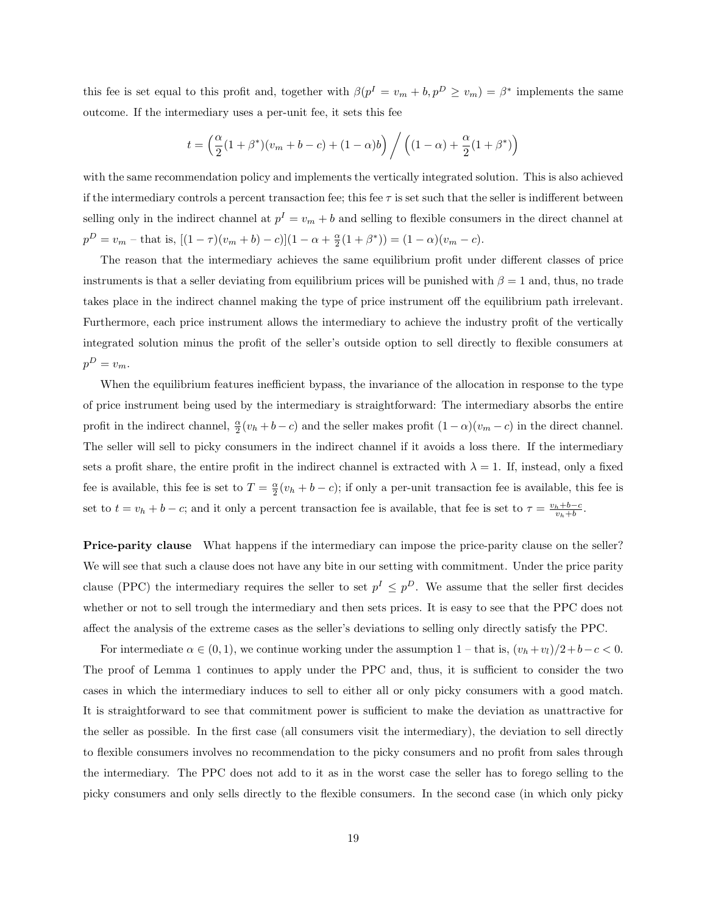this fee is set equal to this profit and, together with $\beta(p^I = v_m + b, p^D \geq v_m) = \beta^*$ implements the same outcome. If the intermediary uses a per-unit fee, it sets this fee

$$t = \Big(\frac{\alpha}{2}(1+\beta^*)(v_m + b - c) + (1-\alpha)b\Big) \Big/ \Big((1-\alpha) + \frac{\alpha}{2}(1+\beta^*)\Big)$$

with the same recommendation policy and implements the vertically integrated solution. This is also achieved if the intermediary controls a percent transaction fee; this fee $\tau$ is set such that the seller is indifferent between selling only in the indirect channel at $p^I = v_m + b$ and selling to flexible consumers in the direct channel at $p^D = v_m$ – that is, $[(1-\tau)(v_m + b) - c)](1 - \alpha + \frac{\alpha}{2}(1+\beta^*)) = (1-\alpha)(v_m - c)$.

The reason that the intermediary achieves the same equilibrium profit under different classes of price instruments is that a seller deviating from equilibrium prices will be punished with $\beta = 1$ and, thus, no trade takes place in the indirect channel making the type of price instrument off the equilibrium path irrelevant. Furthermore, each price instrument allows the intermediary to achieve the industry profit of the vertically integrated solution minus the profit of the seller's outside option to sell directly to flexible consumers at $p^D = v_m$.

When the equilibrium features inefficient bypass, the invariance of the allocation in response to the type of price instrument being used by the intermediary is straightforward: The intermediary absorbs the entire profit in the indirect channel, $\frac{\alpha}{2}(v_h + b - c)$ and the seller makes profit $(1-\alpha)(v_m - c)$ in the direct channel. The seller will sell to picky consumers in the indirect channel if it avoids a loss there. If the intermediary sets a profit share, the entire profit in the indirect channel is extracted with $\lambda = 1$. If, instead, only a fixed fee is available, this fee is set to $T = \frac{\alpha}{2}(v_h + b - c)$; if only a per-unit transaction fee is available, this fee is set to $t = v_h + b - c$; and it only a percent transaction fee is available, that fee is set to $\tau = \frac{v_h + b - c}{v_h + b}$.

**Price-parity clause** What happens if the intermediary can impose the price-parity clause on the seller? We will see that such a clause does not have any bite in our setting with commitment. Under the price parity clause (PPC) the intermediary requires the seller to set $p^I \leq p^D$. We assume that the seller first decides whether or not to sell trough the intermediary and then sets prices. It is easy to see that the PPC does not affect the analysis of the extreme cases as the seller's deviations to selling only directly satisfy the PPC.

For intermediate $\alpha \in (0, 1)$, we continue working under the assumption 1 – that is, $(v_h + v_l)/2 + b - c < 0$. The proof of Lemma 1 continues to apply under the PPC and, thus, it is sufficient to consider the two cases in which the intermediary induces to sell to either all or only picky consumers with a good match. It is straightforward to see that commitment power is sufficient to make the deviation as unattractive for the seller as possible. In the first case (all consumers visit the intermediary), the deviation to sell directly to flexible consumers involves no recommendation to the picky consumers and no profit from sales through the intermediary. The PPC does not add to it as in the worst case the seller has to forego selling to the picky consumers and only sells directly to the flexible consumers. In the second case (in which only picky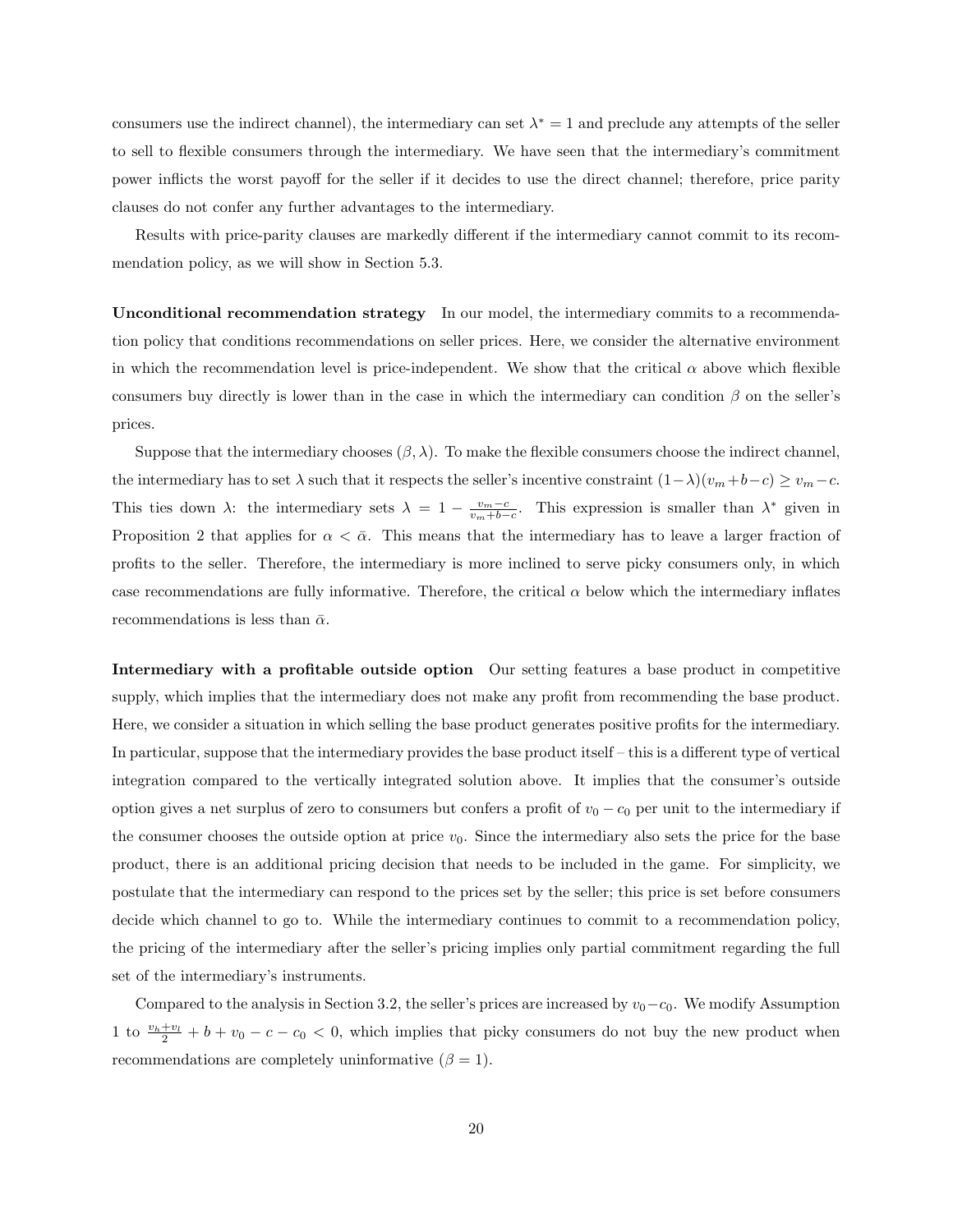consumers use the indirect channel), the intermediary can set $\lambda^* = 1$ and preclude any attempts of the seller to sell to flexible consumers through the intermediary. We have seen that the intermediary's commitment power inflicts the worst payoff for the seller if it decides to use the direct channel; therefore, price parity clauses do not confer any further advantages to the intermediary.

Results with price-parity clauses are markedly different if the intermediary cannot commit to its recommendation policy, as we will show in Section 5.3.

**Unconditional recommendation strategy** In our model, the intermediary commits to a recommendation policy that conditions recommendations on seller prices. Here, we consider the alternative environment in which the recommendation level is price-independent. We show that the critical $\alpha$ above which flexible consumers buy directly is lower than in the case in which the intermediary can condition $\beta$ on the seller's prices.

Suppose that the intermediary chooses $(\beta, \lambda)$. To make the flexible consumers choose the indirect channel, the intermediary has to set $\lambda$ such that it respects the seller's incentive constraint $(1-\lambda)(v_m+b-c) \geq v_m - c$. This ties down $\lambda$: the intermediary sets $\lambda = 1 - \frac{v_m - c}{v_m + b - c}$. This expression is smaller than $\lambda^*$ given in Proposition 2 that applies for $\alpha < \bar{\alpha}$. This means that the intermediary has to leave a larger fraction of profits to the seller. Therefore, the intermediary is more inclined to serve picky consumers only, in which case recommendations are fully informative. Therefore, the critical $\alpha$ below which the intermediary inflates recommendations is less than $\bar{\alpha}$.

**Intermediary with a profitable outside option** Our setting features a base product in competitive supply, which implies that the intermediary does not make any profit from recommending the base product. Here, we consider a situation in which selling the base product generates positive profits for the intermediary. In particular, suppose that the intermediary provides the base product itself – this is a different type of vertical integration compared to the vertically integrated solution above. It implies that the consumer's outside option gives a net surplus of zero to consumers but confers a profit of $v_0 - c_0$ per unit to the intermediary if the consumer chooses the outside option at price $v_0$. Since the intermediary also sets the price for the base product, there is an additional pricing decision that needs to be included in the game. For simplicity, we postulate that the intermediary can respond to the prices set by the seller; this price is set before consumers decide which channel to go to. While the intermediary continues to commit to a recommendation policy, the pricing of the intermediary after the seller's pricing implies only partial commitment regarding the full set of the intermediary's instruments.

Compared to the analysis in Section 3.2, the seller's prices are increased by $v_0 - c_0$. We modify Assumption 1 to $\frac{v_h+v_l}{2} + b + v_0 - c - c_0 < 0$, which implies that picky consumers do not buy the new product when recommendations are completely uninformative ($\beta = 1$).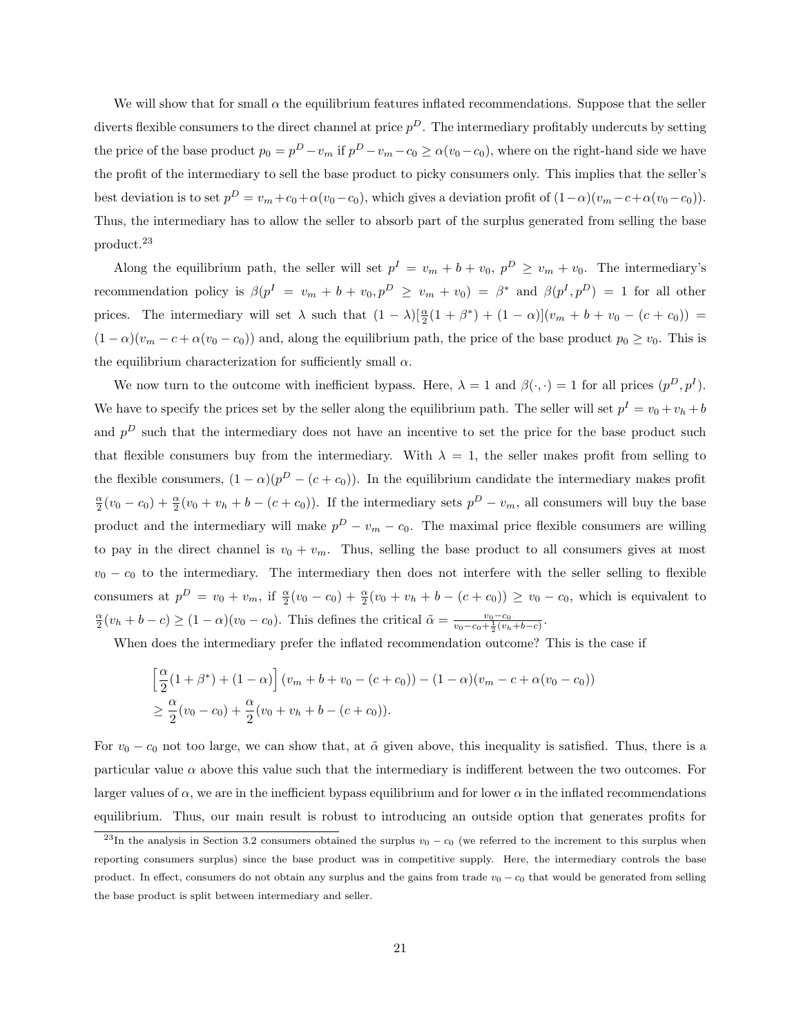We will show that for small $\alpha$ the equilibrium features inflated recommendations. Suppose that the seller diverts flexible consumers to the direct channel at price $p^D$. The intermediary profitably undercuts by setting the price of the base product $p_0 = p^D - v_m$ if $p^D - v_m - c_0 \geq \alpha(v_0 - c_0)$, where on the right-hand side we have the profit of the intermediary to sell the base product to picky consumers only. This implies that the seller's best deviation is to set $p^D = v_m + c_0 + \alpha(v_0 - c_0)$, which gives a deviation profit of $(1-\alpha)(v_m - c + \alpha(v_0 - c_0))$. Thus, the intermediary has to allow the seller to absorb part of the surplus generated from selling the base product.[23]

Along the equilibrium path, the seller will set $p^I = v_m + b + v_0$, $p^D \geq v_m + v_0$. The intermediary's recommendation policy is $\beta(p^I = v_m + b + v_0, p^D \geq v_m + v_0) = \beta^*$ and $\beta(p^I, p^D) = 1$ for all other prices. The intermediary will set $\lambda$ such that $(1-\lambda)[\frac{\alpha}{2}(1+\beta^*) + (1-\alpha)](v_m + b + v_0 - (c + c_0)) = (1-\alpha)(v_m - c + \alpha(v_0 - c_0))$ and, along the equilibrium path, the price of the base product $p_0 \geq v_0$. This is the equilibrium characterization for sufficiently small $\alpha$.

We now turn to the outcome with inefficient bypass. Here, $\lambda = 1$ and $\beta(\cdot,\cdot) = 1$ for all prices $(p^D, p^I)$. We have to specify the prices set by the seller along the equilibrium path. The seller will set $p^I = v_0 + v_h + b$ and $p^D$ such that the intermediary does not have an incentive to set the price for the base product such that flexible consumers buy from the intermediary. With $\lambda = 1$, the seller makes profit from selling to the flexible consumers, $(1-\alpha)(p^D - (c + c_0))$. In the equilibrium candidate the intermediary makes profit $\frac{\alpha}{2}(v_0 - c_0) + \frac{\alpha}{2}(v_0 + v_h + b - (c + c_0))$. If the intermediary sets $p^D - v_m$, all consumers will buy the base product and the intermediary will make $p^D - v_m - c_0$. The maximal price flexible consumers are willing to pay in the direct channel is $v_0 + v_m$. Thus, selling the base product to all consumers gives at most $v_0 - c_0$ to the intermediary. The intermediary then does not interfere with the seller selling to flexible consumers at $p^D = v_0 + v_m$, if $\frac{\alpha}{2}(v_0 - c_0) + \frac{\alpha}{2}(v_0 + v_h + b - (c + c_0)) \geq v_0 - c_0$, which is equivalent to $\frac{\alpha}{2}(v_h + b - c) \geq (1-\alpha)(v_0 - c_0)$. This defines the critical $\tilde{\alpha} = \frac{v_0 - c_0}{v_0 - c_0 + \frac{1}{2}(v_h + b - c)}$.

When does the intermediary prefer the inflated recommendation outcome? This is the case if

$$\left[\frac{\alpha}{2}(1+\beta^*) + (1-\alpha)\right](v_m + b + v_0 - (c + c_0)) - (1-\alpha)(v_m - c + \alpha(v_0 - c_0))$$
$$\geq \frac{\alpha}{2}(v_0 - c_0) + \frac{\alpha}{2}(v_0 + v_h + b - (c + c_0)).$$

For $v_0 - c_0$ not too large, we can show that, at $\tilde{\alpha}$ given above, this inequality is satisfied. Thus, there is a particular value $\alpha$ above this value such that the intermediary is indifferent between the two outcomes. For larger values of $\alpha$, we are in the inefficient bypass equilibrium and for lower $\alpha$ in the inflated recommendations equilibrium. Thus, our main result is robust to introducing an outside option that generates profits for

[23] In the analysis in Section 3.2 consumers obtained the surplus $v_0 - c_0$ (we referred to the increment to this surplus when reporting consumers surplus) since the base product was in competitive supply. Here, the intermediary controls the base product. In effect, consumers do not obtain any surplus and the gains from trade $v_0 - c_0$ that would be generated from selling the base product is split between intermediary and seller.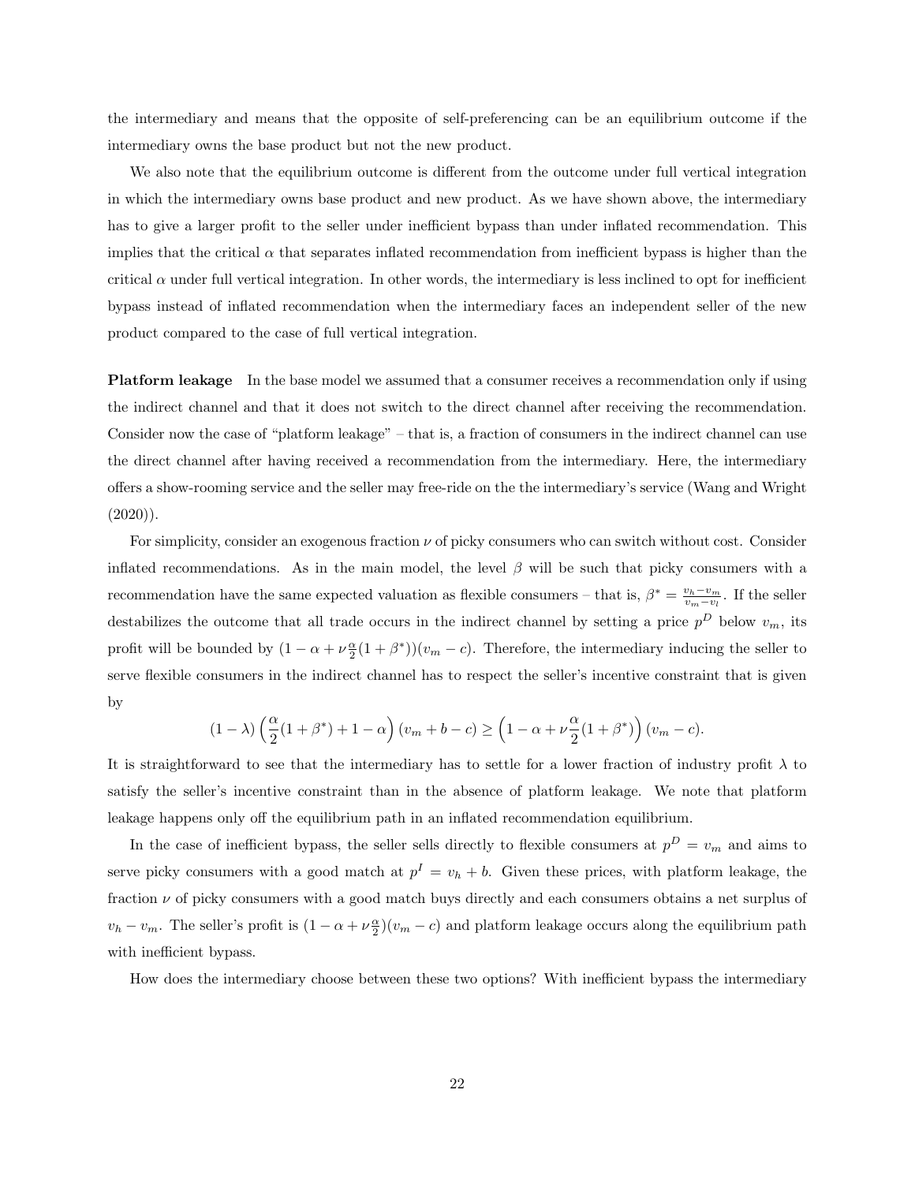the intermediary and means that the opposite of self-preferencing can be an equilibrium outcome if the intermediary owns the base product but not the new product.

We also note that the equilibrium outcome is different from the outcome under full vertical integration in which the intermediary owns base product and new product. As we have shown above, the intermediary has to give a larger profit to the seller under inefficient bypass than under inflated recommendation. This implies that the critical $\alpha$ that separates inflated recommendation from inefficient bypass is higher than the critical $\alpha$ under full vertical integration. In other words, the intermediary is less inclined to opt for inefficient bypass instead of inflated recommendation when the intermediary faces an independent seller of the new product compared to the case of full vertical integration.

**Platform leakage** In the base model we assumed that a consumer receives a recommendation only if using the indirect channel and that it does not switch to the direct channel after receiving the recommendation. Consider now the case of "platform leakage" – that is, a fraction of consumers in the indirect channel can use the direct channel after having received a recommendation from the intermediary. Here, the intermediary offers a show-rooming service and the seller may free-ride on the the intermediary's service (Wang and Wright (2020)).

For simplicity, consider an exogenous fraction $\nu$ of picky consumers who can switch without cost. Consider inflated recommendations. As in the main model, the level $\beta$ will be such that picky consumers with a recommendation have the same expected valuation as flexible consumers – that is, $\beta^* = \frac{v_h - v_m}{v_m - v_l}$. If the seller destabilizes the outcome that all trade occurs in the indirect channel by setting a price $p^D$ below $v_m$, its profit will be bounded by $(1 - \alpha + \nu\frac{\alpha}{2}(1 + \beta^*))(v_m - c)$. Therefore, the intermediary inducing the seller to serve flexible consumers in the indirect channel has to respect the seller's incentive constraint that is given by

$$(1 - \lambda)\left(\frac{\alpha}{2}(1 + \beta^*) + 1 - \alpha\right)(v_m + b - c) \geq \left(1 - \alpha + \nu\frac{\alpha}{2}(1 + \beta^*)\right)(v_m - c).$$

It is straightforward to see that the intermediary has to settle for a lower fraction of industry profit $\lambda$ to satisfy the seller's incentive constraint than in the absence of platform leakage. We note that platform leakage happens only off the equilibrium path in an inflated recommendation equilibrium.

In the case of inefficient bypass, the seller sells directly to flexible consumers at $p^D = v_m$ and aims to serve picky consumers with a good match at $p^I = v_h + b$. Given these prices, with platform leakage, the fraction $\nu$ of picky consumers with a good match buys directly and each consumers obtains a net surplus of $v_h - v_m$. The seller's profit is $(1 - \alpha + \nu\frac{\alpha}{2})(v_m - c)$ and platform leakage occurs along the equilibrium path with inefficient bypass.

How does the intermediary choose between these two options? With inefficient bypass the intermediary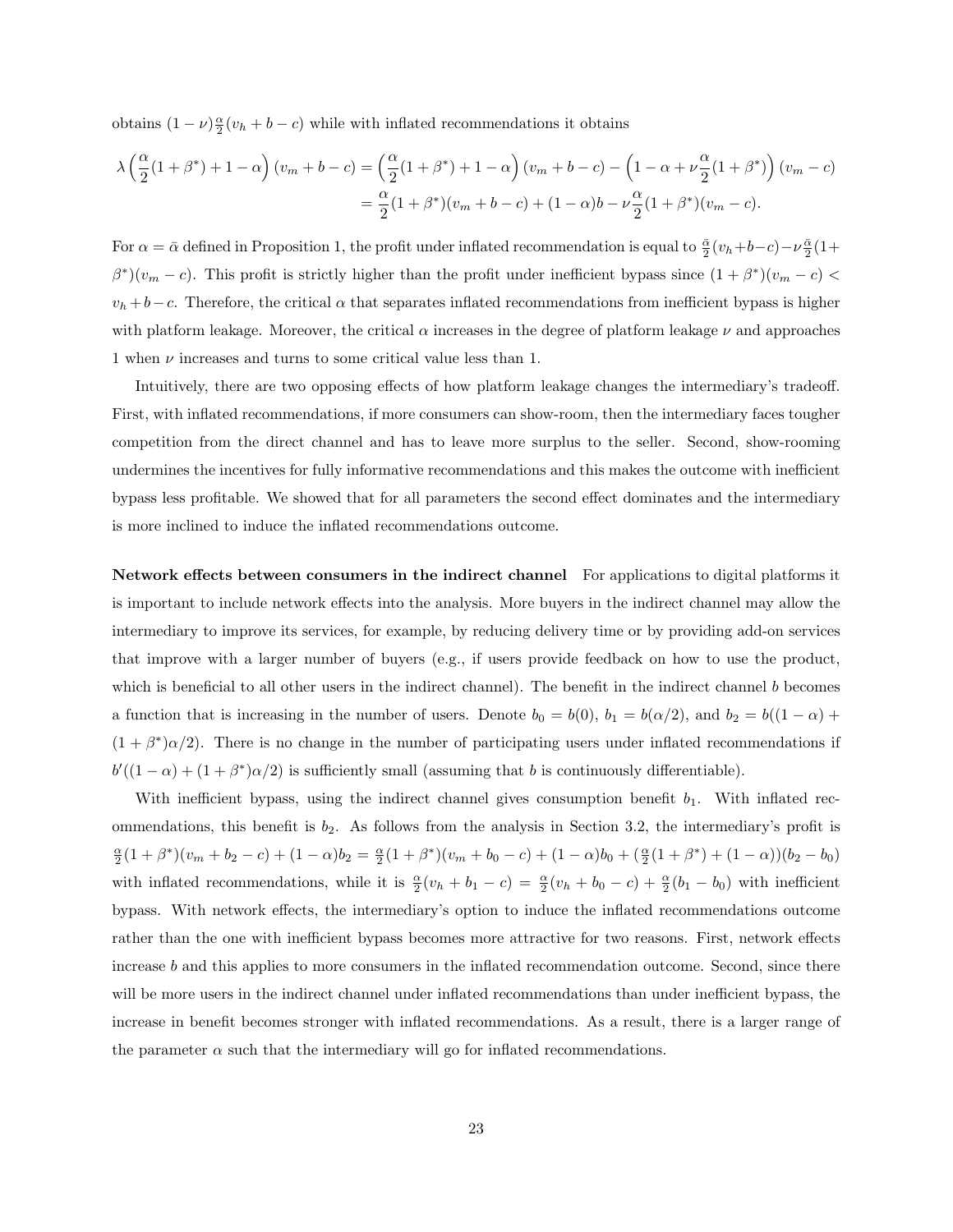obtains $(1-\nu)\frac{\alpha}{2}(v_h+b-c)$ while with inflated recommendations it obtains

$$\lambda\Big(\frac{\alpha}{2}(1+\beta^*)+1-\alpha\Big)(v_m+b-c) = \Big(\frac{\alpha}{2}(1+\beta^*)+1-\alpha\Big)(v_m+b-c) - \Big(1-\alpha+\nu\frac{\alpha}{2}(1+\beta^*)\Big)(v_m-c)$$
$$= \frac{\alpha}{2}(1+\beta^*)(v_m+b-c)+(1-\alpha)b - \nu\frac{\alpha}{2}(1+\beta^*)(v_m-c).$$

For $\alpha=\bar{\alpha}$ defined in Proposition 1, the profit under inflated recommendation is equal to $\frac{\bar{\alpha}}{2}(v_h+b-c)-\nu\frac{\bar{\alpha}}{2}(1+\beta^*)(v_m-c)$. This profit is strictly higher than the profit under inefficient bypass since $(1+\beta^*)(v_m-c) < v_h+b-c$. Therefore, the critical $\alpha$ that separates inflated recommendations from inefficient bypass is higher with platform leakage. Moreover, the critical $\alpha$ increases in the degree of platform leakage $\nu$ and approaches 1 when $\nu$ increases and turns to some critical value less than 1.

Intuitively, there are two opposing effects of how platform leakage changes the intermediary's tradeoff. First, with inflated recommendations, if more consumers can show-room, then the intermediary faces tougher competition from the direct channel and has to leave more surplus to the seller. Second, show-rooming undermines the incentives for fully informative recommendations and this makes the outcome with inefficient bypass less profitable. We showed that for all parameters the second effect dominates and the intermediary is more inclined to induce the inflated recommendations outcome.

**Network effects between consumers in the indirect channel** For applications to digital platforms it is important to include network effects into the analysis. More buyers in the indirect channel may allow the intermediary to improve its services, for example, by reducing delivery time or by providing add-on services that improve with a larger number of buyers (e.g., if users provide feedback on how to use the product, which is beneficial to all other users in the indirect channel). The benefit in the indirect channel $b$ becomes a function that is increasing in the number of users. Denote $b_0 = b(0)$, $b_1 = b(\alpha/2)$, and $b_2 = b((1-\alpha)+(1+\beta^*)\alpha/2)$. There is no change in the number of participating users under inflated recommendations if $b'((1-\alpha)+(1+\beta^*)\alpha/2)$ is sufficiently small (assuming that $b$ is continuously differentiable).

With inefficient bypass, using the indirect channel gives consumption benefit $b_1$. With inflated recommendations, this benefit is $b_2$. As follows from the analysis in Section 3.2, the intermediary's profit is $\frac{\alpha}{2}(1+\beta^*)(v_m+b_2-c)+(1-\alpha)b_2 = \frac{\alpha}{2}(1+\beta^*)(v_m+b_0-c)+(1-\alpha)b_0+(\frac{\alpha}{2}(1+\beta^*)+(1-\alpha))(b_2-b_0)$ with inflated recommendations, while it is $\frac{\alpha}{2}(v_h+b_1-c) = \frac{\alpha}{2}(v_h+b_0-c)+\frac{\alpha}{2}(b_1-b_0)$ with inefficient bypass. With network effects, the intermediary's option to induce the inflated recommendations outcome rather than the one with inefficient bypass becomes more attractive for two reasons. First, network effects increase $b$ and this applies to more consumers in the inflated recommendation outcome. Second, since there will be more users in the indirect channel under inflated recommendations than under inefficient bypass, the increase in benefit becomes stronger with inflated recommendations. As a result, there is a larger range of the parameter $\alpha$ such that the intermediary will go for inflated recommendations.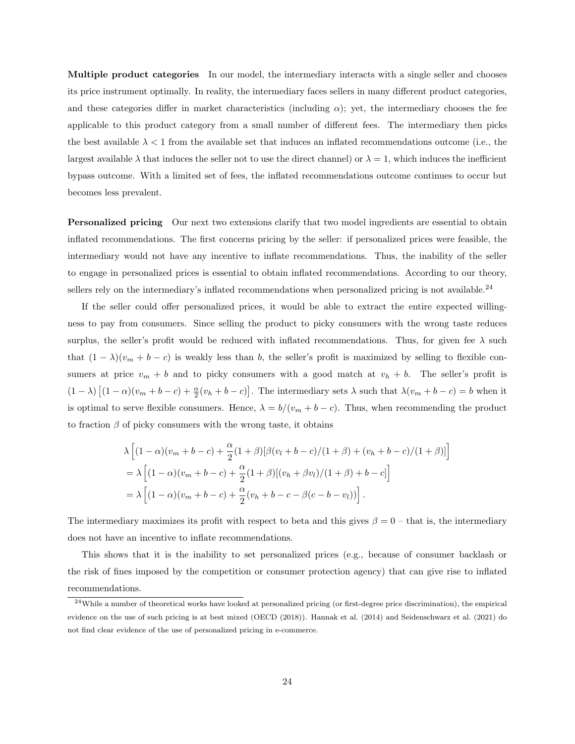**Multiple product categories** In our model, the intermediary interacts with a single seller and chooses its price instrument optimally. In reality, the intermediary faces sellers in many different product categories, and these categories differ in market characteristics (including $\alpha$); yet, the intermediary chooses the fee applicable to this product category from a small number of different fees. The intermediary then picks the best available $\lambda < 1$ from the available set that induces an inflated recommendations outcome (i.e., the largest available $\lambda$ that induces the seller not to use the direct channel) or $\lambda = 1$, which induces the inefficient bypass outcome. With a limited set of fees, the inflated recommendations outcome continues to occur but becomes less prevalent.

**Personalized pricing** Our next two extensions clarify that two model ingredients are essential to obtain inflated recommendations. The first concerns pricing by the seller: if personalized prices were feasible, the intermediary would not have any incentive to inflate recommendations. Thus, the inability of the seller to engage in personalized prices is essential to obtain inflated recommendations. According to our theory, sellers rely on the intermediary's inflated recommendations when personalized pricing is not available.[24]

If the seller could offer personalized prices, it would be able to extract the entire expected willingness to pay from consumers. Since selling the product to picky consumers with the wrong taste reduces surplus, the seller's profit would be reduced with inflated recommendations. Thus, for given fee $\lambda$ such that $(1-\lambda)(v_m + b - c)$ is weakly less than $b$, the seller's profit is maximized by selling to flexible consumers at price $v_m + b$ and to picky consumers with a good match at $v_h + b$. The seller's profit is $(1-\lambda)\left[(1-\alpha)(v_m + b - c) + \frac{\alpha}{2}(v_h + b - c)\right]$. The intermediary sets $\lambda$ such that $\lambda(v_m + b - c) = b$ when it is optimal to serve flexible consumers. Hence, $\lambda = b/(v_m + b - c)$. Thus, when recommending the product to fraction $\beta$ of picky consumers with the wrong taste, it obtains

$$
\begin{aligned}
&\lambda\left[(1-\alpha)(v_m + b - c) + \frac{\alpha}{2}(1+\beta)[\beta(v_l + b - c)/(1+\beta) + (v_h + b - c)/(1+\beta)]\right] \\
&= \lambda\left[(1-\alpha)(v_m + b - c) + \frac{\alpha}{2}(1+\beta)[(v_h + \beta v_l)/(1+\beta) + b - c]\right] \\
&= \lambda\left[(1-\alpha)(v_m + b - c) + \frac{\alpha}{2}(v_h + b - c - \beta(c - b - v_l))\right].
\end{aligned}
$$

The intermediary maximizes its profit with respect to beta and this gives $\beta = 0$ – that is, the intermediary does not have an incentive to inflate recommendations.

This shows that it is the inability to set personalized prices (e.g., because of consumer backlash or the risk of fines imposed by the competition or consumer protection agency) that can give rise to inflated recommendations.

[24] While a number of theoretical works have looked at personalized pricing (or first-degree price discrimination), the empirical evidence on the use of such pricing is at best mixed (OECD (2018)). Hannak et al. (2014) and Seidenschwarz et al. (2021) do not find clear evidence of the use of personalized pricing in e-commerce.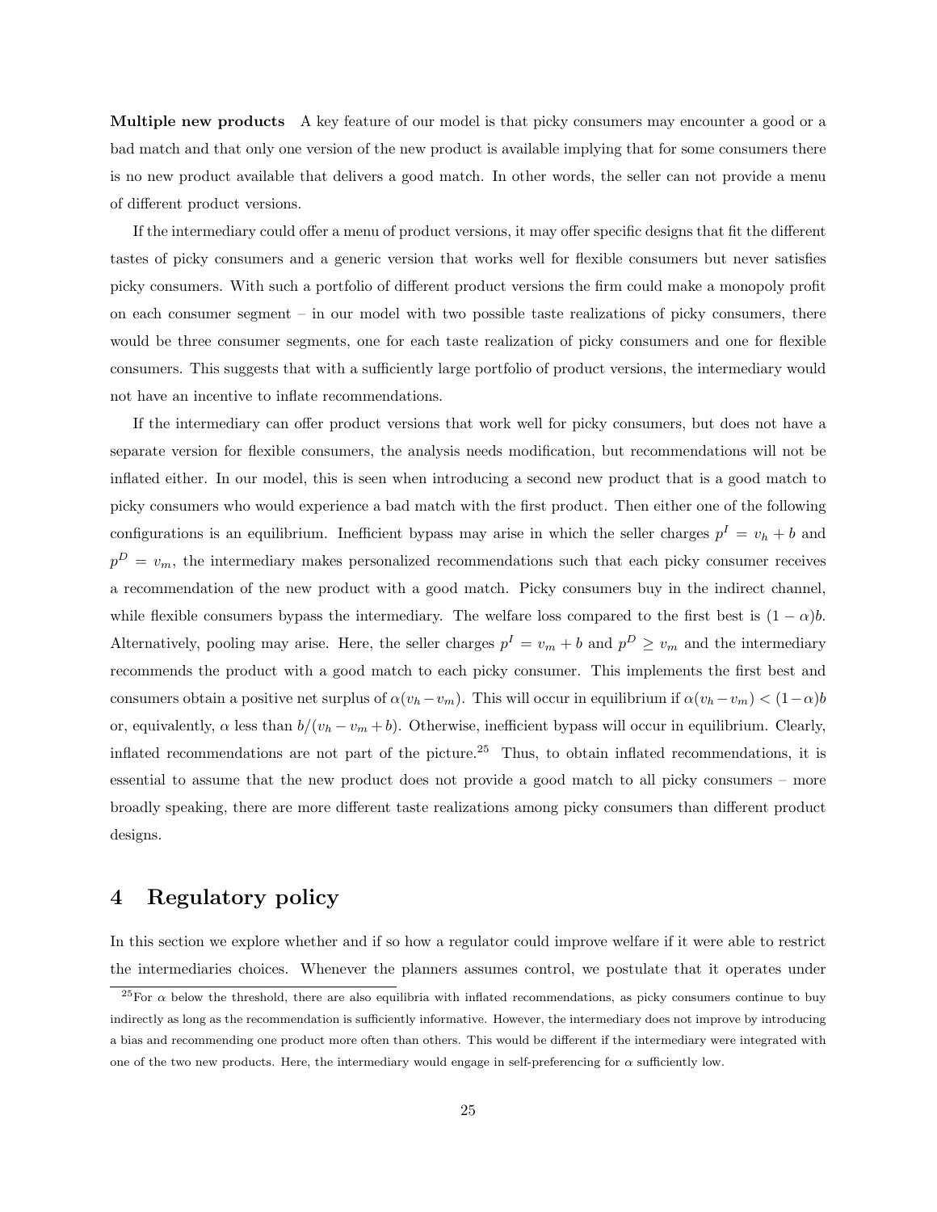**Multiple new products** A key feature of our model is that picky consumers may encounter a good or a bad match and that only one version of the new product is available implying that for some consumers there is no new product available that delivers a good match. In other words, the seller can not provide a menu of different product versions.

If the intermediary could offer a menu of product versions, it may offer specific designs that fit the different tastes of picky consumers and a generic version that works well for flexible consumers but never satisfies picky consumers. With such a portfolio of different product versions the firm could make a monopoly profit on each consumer segment – in our model with two possible taste realizations of picky consumers, there would be three consumer segments, one for each taste realization of picky consumers and one for flexible consumers. This suggests that with a sufficiently large portfolio of product versions, the intermediary would not have an incentive to inflate recommendations.

If the intermediary can offer product versions that work well for picky consumers, but does not have a separate version for flexible consumers, the analysis needs modification, but recommendations will not be inflated either. In our model, this is seen when introducing a second new product that is a good match to picky consumers who would experience a bad match with the first product. Then either one of the following configurations is an equilibrium. Inefficient bypass may arise in which the seller charges $p^I = v_h + b$ and $p^D = v_m$, the intermediary makes personalized recommendations such that each picky consumer receives a recommendation of the new product with a good match. Picky consumers buy in the indirect channel, while flexible consumers bypass the intermediary. The welfare loss compared to the first best is $(1 - \alpha)b$. Alternatively, pooling may arise. Here, the seller charges $p^I = v_m + b$ and $p^D \geq v_m$ and the intermediary recommends the product with a good match to each picky consumer. This implements the first best and consumers obtain a positive net surplus of $\alpha(v_h - v_m)$. This will occur in equilibrium if $\alpha(v_h - v_m) < (1 - \alpha)b$ or, equivalently, $\alpha$ less than $b/(v_h - v_m + b)$. Otherwise, inefficient bypass will occur in equilibrium. Clearly, inflated recommendations are not part of the picture.[25] Thus, to obtain inflated recommendations, it is essential to assume that the new product does not provide a good match to all picky consumers – more broadly speaking, there are more different taste realizations among picky consumers than different product designs.

# 4 Regulatory policy

In this section we explore whether and if so how a regulator could improve welfare if it were able to restrict the intermediaries choices. Whenever the planners assumes control, we postulate that it operates under

[25] For $\alpha$ below the threshold, there are also equilibria with inflated recommendations, as picky consumers continue to buy indirectly as long as the recommendation is sufficiently informative. However, the intermediary does not improve by introducing a bias and recommending one product more often than others. This would be different if the intermediary were integrated with one of the two new products. Here, the intermediary would engage in self-preferencing for $\alpha$ sufficiently low.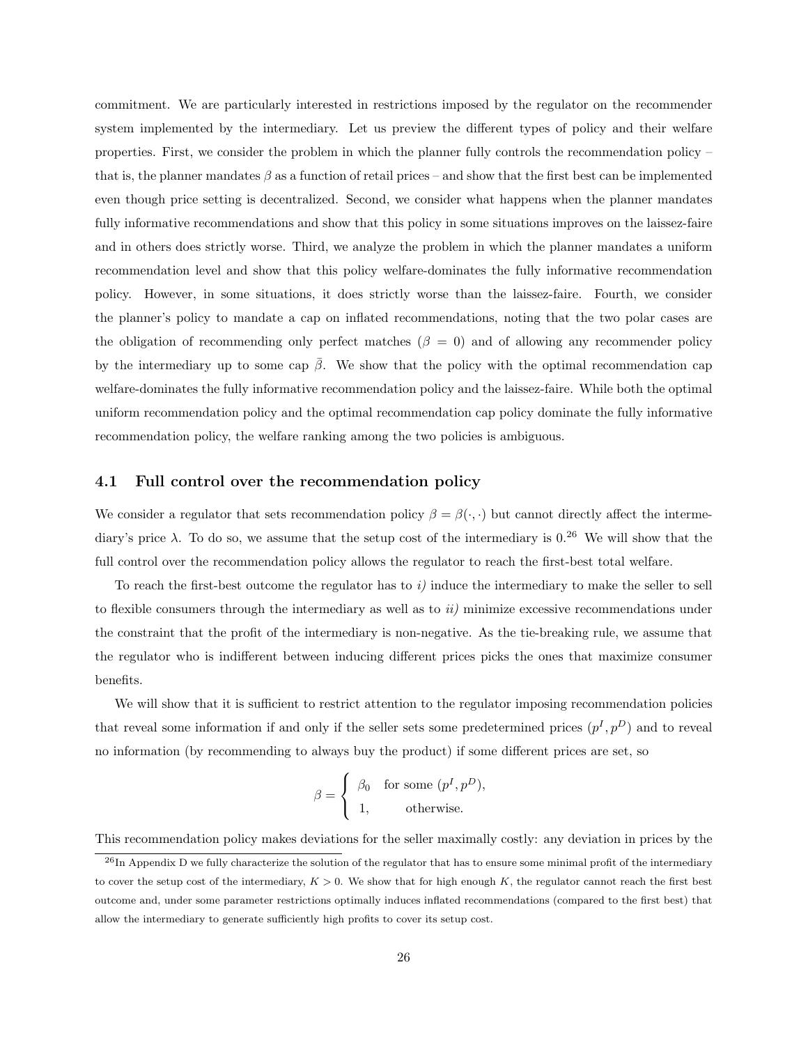commitment. We are particularly interested in restrictions imposed by the regulator on the recommender system implemented by the intermediary. Let us preview the different types of policy and their welfare properties. First, we consider the problem in which the planner fully controls the recommendation policy – that is, the planner mandates $\beta$ as a function of retail prices – and show that the first best can be implemented even though price setting is decentralized. Second, we consider what happens when the planner mandates fully informative recommendations and show that this policy in some situations improves on the laissez-faire and in others does strictly worse. Third, we analyze the problem in which the planner mandates a uniform recommendation level and show that this policy welfare-dominates the fully informative recommendation policy. However, in some situations, it does strictly worse than the laissez-faire. Fourth, we consider the planner's policy to mandate a cap on inflated recommendations, noting that the two polar cases are the obligation of recommending only perfect matches ($\beta = 0$) and of allowing any recommender policy by the intermediary up to some cap $\bar{\beta}$. We show that the policy with the optimal recommendation cap welfare-dominates the fully informative recommendation policy and the laissez-faire. While both the optimal uniform recommendation policy and the optimal recommendation cap policy dominate the fully informative recommendation policy, the welfare ranking among the two policies is ambiguous.

### 4.1 Full control over the recommendation policy

We consider a regulator that sets recommendation policy $\beta = \beta(\cdot, \cdot)$ but cannot directly affect the intermediary's price $\lambda$. To do so, we assume that the setup cost of the intermediary is 0.[26] We will show that the full control over the recommendation policy allows the regulator to reach the first-best total welfare.

To reach the first-best outcome the regulator has to *i)* induce the intermediary to make the seller to sell to flexible consumers through the intermediary as well as to *ii)* minimize excessive recommendations under the constraint that the profit of the intermediary is non-negative. As the tie-breaking rule, we assume that the regulator who is indifferent between inducing different prices picks the ones that maximize consumer benefits.

We will show that it is sufficient to restrict attention to the regulator imposing recommendation policies that reveal some information if and only if the seller sets some predetermined prices $(p^I, p^D)$ and to reveal no information (by recommending to always buy the product) if some different prices are set, so

$$\beta = \begin{cases} \beta_0 & \text{for some } (p^I, p^D), \\ 1, & \text{otherwise.} \end{cases}$$

This recommendation policy makes deviations for the seller maximally costly: any deviation in prices by the

[26] In Appendix D we fully characterize the solution of the regulator that has to ensure some minimal profit of the intermediary to cover the setup cost of the intermediary, $K > 0$. We show that for high enough $K$, the regulator cannot reach the first best outcome and, under some parameter restrictions optimally induces inflated recommendations (compared to the first best) that allow the intermediary to generate sufficiently high profits to cover its setup cost.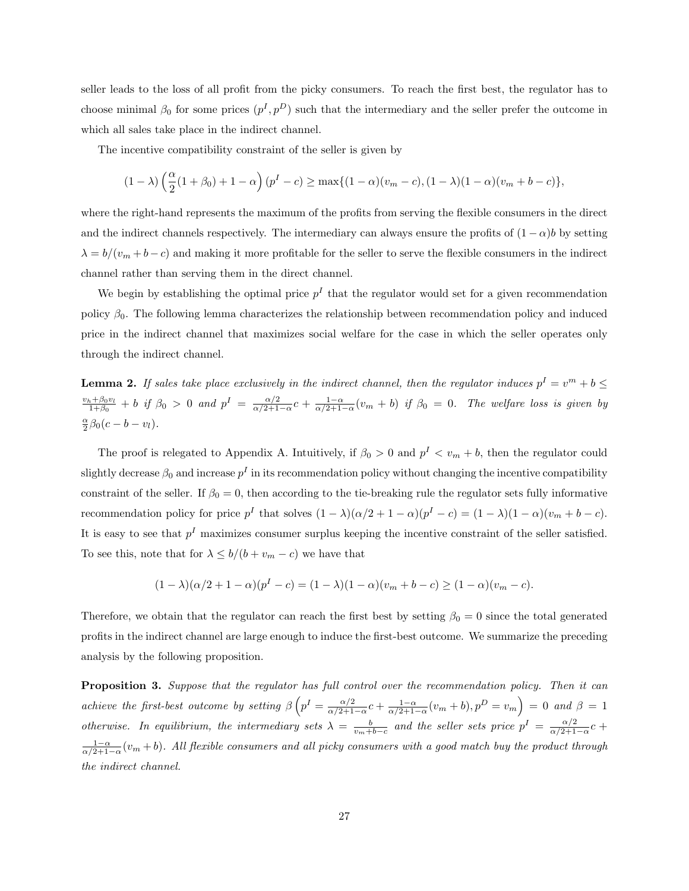seller leads to the loss of all profit from the picky consumers. To reach the first best, the regulator has to choose minimal $\beta_0$ for some prices $(p^I, p^D)$ such that the intermediary and the seller prefer the outcome in which all sales take place in the indirect channel.

The incentive compatibility constraint of the seller is given by

$$(1-\lambda)\left(\frac{\alpha}{2}(1+\beta_0)+1-\alpha\right)(p^I-c) \geq \max\{(1-\alpha)(v_m-c),(1-\lambda)(1-\alpha)(v_m+b-c)\},$$

where the right-hand represents the maximum of the profits from serving the flexible consumers in the direct and the indirect channels respectively. The intermediary can always ensure the profits of $(1-\alpha)b$ by setting $\lambda = b/(v_m+b-c)$ and making it more profitable for the seller to serve the flexible consumers in the indirect channel rather than serving them in the direct channel.

We begin by establishing the optimal price $p^I$ that the regulator would set for a given recommendation policy $\beta_0$. The following lemma characterizes the relationship between recommendation policy and induced price in the indirect channel that maximizes social welfare for the case in which the seller operates only through the indirect channel.

**Lemma 2.** *If sales take place exclusively in the indirect channel, then the regulator induces $p^I = v^m + b \leq \frac{v_h+\beta_0 v_l}{1+\beta_0} + b$ if $\beta_0 > 0$ and $p^I = \frac{\alpha/2}{\alpha/2+1-\alpha}c + \frac{1-\alpha}{\alpha/2+1-\alpha}(v_m+b)$ if $\beta_0 = 0$. The welfare loss is given by $\frac{\alpha}{2}\beta_0(c-b-v_l)$.*

The proof is relegated to Appendix A. Intuitively, if $\beta_0 > 0$ and $p^I < v_m + b$, then the regulator could slightly decrease $\beta_0$ and increase $p^I$ in its recommendation policy without changing the incentive compatibility constraint of the seller. If $\beta_0 = 0$, then according to the tie-breaking rule the regulator sets fully informative recommendation policy for price $p^I$ that solves $(1-\lambda)(\alpha/2+1-\alpha)(p^I-c) = (1-\lambda)(1-\alpha)(v_m+b-c)$. It is easy to see that $p^I$ maximizes consumer surplus keeping the incentive constraint of the seller satisfied. To see this, note that for $\lambda \leq b/(b+v_m-c)$ we have that

$$(1-\lambda)(\alpha/2+1-\alpha)(p^I-c) = (1-\lambda)(1-\alpha)(v_m+b-c) \geq (1-\alpha)(v_m-c).$$

Therefore, we obtain that the regulator can reach the first best by setting $\beta_0 = 0$ since the total generated profits in the indirect channel are large enough to induce the first-best outcome. We summarize the preceding analysis by the following proposition.

**Proposition 3.** *Suppose that the regulator has full control over the recommendation policy. Then it can achieve the first-best outcome by setting $\beta\left(p^I = \frac{\alpha/2}{\alpha/2+1-\alpha}c + \frac{1-\alpha}{\alpha/2+1-\alpha}(v_m+b), p^D = v_m\right) = 0$ and $\beta = 1$ otherwise. In equilibrium, the intermediary sets $\lambda = \frac{b}{v_m+b-c}$ and the seller sets price $p^I = \frac{\alpha/2}{\alpha/2+1-\alpha}c + \frac{1-\alpha}{\alpha/2+1-\alpha}(v_m+b)$. All flexible consumers and all picky consumers with a good match buy the product through the indirect channel.*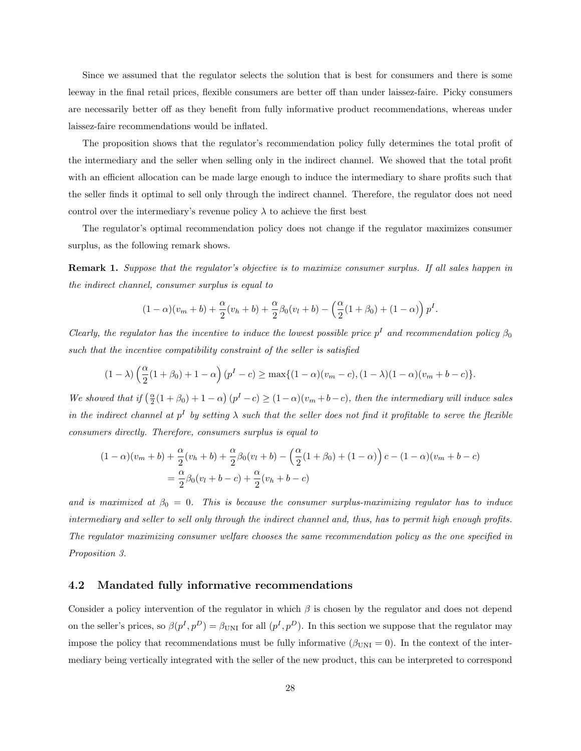Since we assumed that the regulator selects the solution that is best for consumers and there is some leeway in the final retail prices, flexible consumers are better off than under laissez-faire. Picky consumers are necessarily better off as they benefit from fully informative product recommendations, whereas under laissez-faire recommendations would be inflated.

The proposition shows that the regulator's recommendation policy fully determines the total profit of the intermediary and the seller when selling only in the indirect channel. We showed that the total profit with an efficient allocation can be made large enough to induce the intermediary to share profits such that the seller finds it optimal to sell only through the indirect channel. Therefore, the regulator does not need control over the intermediary's revenue policy $\lambda$ to achieve the first best

The regulator's optimal recommendation policy does not change if the regulator maximizes consumer surplus, as the following remark shows.

**Remark 1.** *Suppose that the regulator's objective is to maximize consumer surplus. If all sales happen in the indirect channel, consumer surplus is equal to*

$$(1-\alpha)(v_m+b)+\frac{\alpha}{2}(v_h+b)+\frac{\alpha}{2}\beta_0(v_l+b)-\Big(\frac{\alpha}{2}(1+\beta_0)+(1-\alpha)\Big)\,p^I.$$

*Clearly, the regulator has the incentive to induce the lowest possible price $p^I$ and recommendation policy $\beta_0$ such that the incentive compatibility constraint of the seller is satisfied*

$$(1-\lambda)\left(\frac{\alpha}{2}(1+\beta_0)+1-\alpha\right)(p^I-c)\geq \max\{(1-\alpha)(v_m-c),(1-\lambda)(1-\alpha)(v_m+b-c)\}.$$

*We showed that if $\left(\frac{\alpha}{2}(1+\beta_0)+1-\alpha\right)(p^I-c)\geq(1-\alpha)(v_m+b-c)$, then the intermediary will induce sales in the indirect channel at $p^I$ by setting $\lambda$ such that the seller does not find it profitable to serve the flexible consumers directly. Therefore, consumers surplus is equal to*

$$\begin{aligned}
&(1-\alpha)(v_m+b)+\frac{\alpha}{2}(v_h+b)+\frac{\alpha}{2}\beta_0(v_l+b)-\Big(\frac{\alpha}{2}(1+\beta_0)+(1-\alpha)\Big)\,c-(1-\alpha)(v_m+b-c)\\
&\quad=\frac{\alpha}{2}\beta_0(v_l+b-c)+\frac{\alpha}{2}(v_h+b-c)
\end{aligned}$$

*and is maximized at $\beta_0=0$. This is because the consumer surplus-maximizing regulator has to induce intermediary and seller to sell only through the indirect channel and, thus, has to permit high enough profits. The regulator maximizing consumer welfare chooses the same recommendation policy as the one specified in Proposition 3.*

### 4.2 Mandated fully informative recommendations

Consider a policy intervention of the regulator in which $\beta$ is chosen by the regulator and does not depend on the seller's prices, so $\beta(p^I,p^D)=\beta_{\text{UNI}}$ for all $(p^I,p^D)$. In this section we suppose that the regulator may impose the policy that recommendations must be fully informative ($\beta_{\text{UNI}}=0$). In the context of the intermediary being vertically integrated with the seller of the new product, this can be interpreted to correspond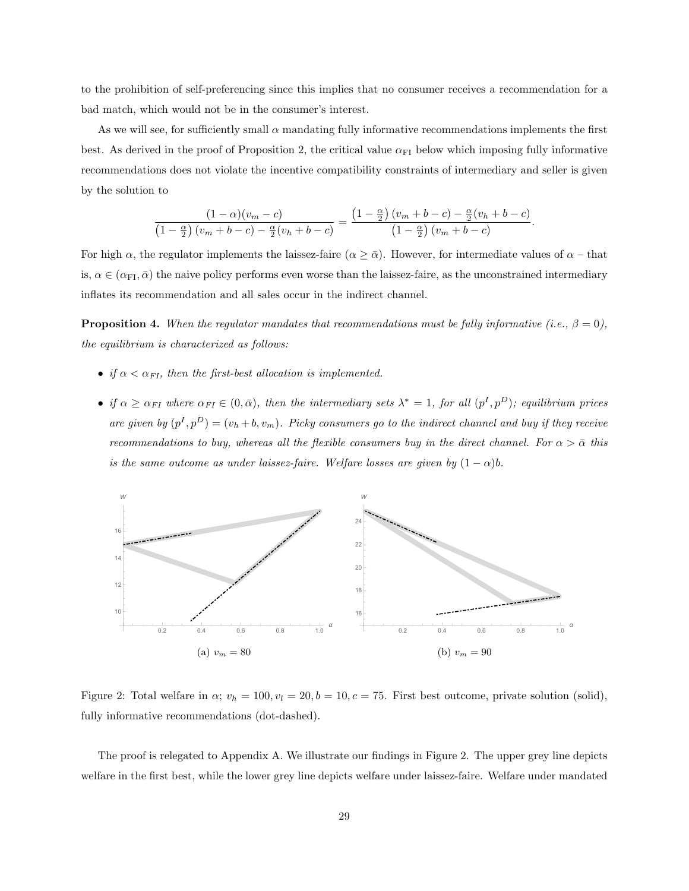to the prohibition of self-preferencing since this implies that no consumer receives a recommendation for a bad match, which would not be in the consumer's interest.

As we will see, for sufficiently small $\alpha$ mandating fully informative recommendations implements the first best. As derived in the proof of Proposition 2, the critical value $\alpha_{\text{FI}}$ below which imposing fully informative recommendations does not violate the incentive compatibility constraints of intermediary and seller is given by the solution to

$$\frac{(1-\alpha)(v_m - c)}{\left(1-\frac{\alpha}{2}\right)(v_m + b - c) - \frac{\alpha}{2}(v_h + b - c)} = \frac{\left(1-\frac{\alpha}{2}\right)(v_m + b - c) - \frac{\alpha}{2}(v_h + b - c)}{\left(1-\frac{\alpha}{2}\right)(v_m + b - c)}.$$

For high $\alpha$, the regulator implements the laissez-faire ($\alpha \geq \bar{\alpha}$). However, for intermediate values of $\alpha$ – that is, $\alpha \in (\alpha_{\text{FI}}, \bar{\alpha})$ the naive policy performs even worse than the laissez-faire, as the unconstrained intermediary inflates its recommendation and all sales occur in the indirect channel.

**Proposition 4.** *When the regulator mandates that recommendations must be fully informative (i.e., $\beta = 0$), the equilibrium is characterized as follows:*

- *if $\alpha < \alpha_{FI}$, then the first-best allocation is implemented.*
- *if $\alpha \geq \alpha_{FI}$ where $\alpha_{FI} \in (0, \bar{\alpha})$, then the intermediary sets $\lambda^* = 1$, for all $(p^I, p^D)$; equilibrium prices are given by $(p^I, p^D) = (v_h + b, v_m)$. Picky consumers go to the indirect channel and buy if they receive recommendations to buy, whereas all the flexible consumers buy in the direct channel. For $\alpha > \bar{\alpha}$ this is the same outcome as under laissez-faire. Welfare losses are given by $(1-\alpha)b$.*

(a) $v_m = 80$

(b) $v_m = 90$

Figure 2: Total welfare in $\alpha$; $v_h = 100, v_l = 20, b = 10, c = 75$. First best outcome, private solution (solid), fully informative recommendations (dot-dashed).

The proof is relegated to Appendix A. We illustrate our findings in Figure 2. The upper grey line depicts welfare in the first best, while the lower grey line depicts welfare under laissez-faire. Welfare under mandated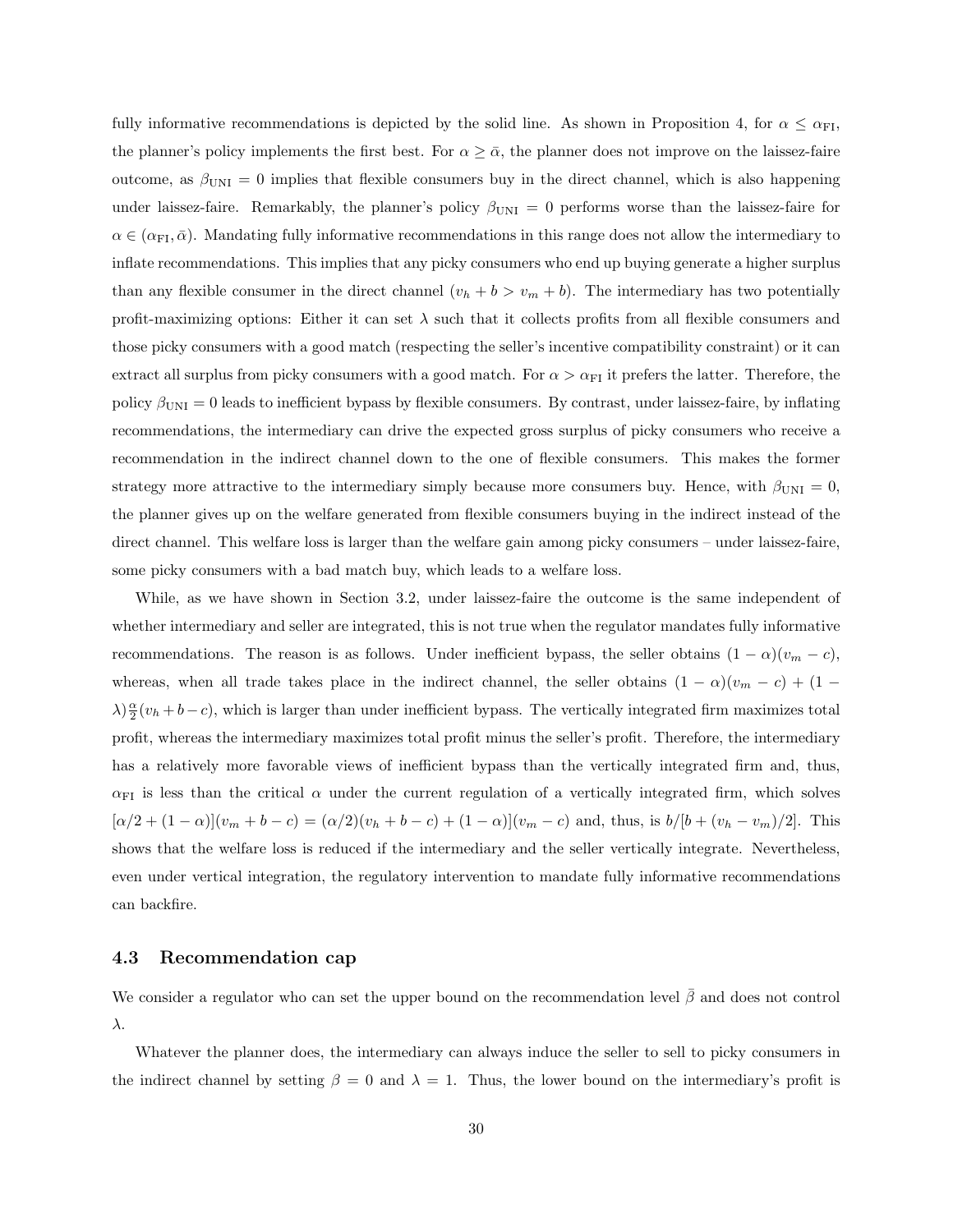fully informative recommendations is depicted by the solid line. As shown in Proposition 4, for $\alpha \leq \alpha_{\text{FI}}$, the planner's policy implements the first best. For $\alpha \geq \bar{\alpha}$, the planner does not improve on the laissez-faire outcome, as $\beta_{\text{UNI}} = 0$ implies that flexible consumers buy in the direct channel, which is also happening under laissez-faire. Remarkably, the planner's policy $\beta_{\text{UNI}} = 0$ performs worse than the laissez-faire for $\alpha \in (\alpha_{\text{FI}}, \bar{\alpha})$. Mandating fully informative recommendations in this range does not allow the intermediary to inflate recommendations. This implies that any picky consumers who end up buying generate a higher surplus than any flexible consumer in the direct channel ($v_h + b > v_m + b$). The intermediary has two potentially profit-maximizing options: Either it can set $\lambda$ such that it collects profits from all flexible consumers and those picky consumers with a good match (respecting the seller's incentive compatibility constraint) or it can extract all surplus from picky consumers with a good match. For $\alpha > \alpha_{\text{FI}}$ it prefers the latter. Therefore, the policy $\beta_{\text{UNI}} = 0$ leads to inefficient bypass by flexible consumers. By contrast, under laissez-faire, by inflating recommendations, the intermediary can drive the expected gross surplus of picky consumers who receive a recommendation in the indirect channel down to the one of flexible consumers. This makes the former strategy more attractive to the intermediary simply because more consumers buy. Hence, with $\beta_{\text{UNI}} = 0$, the planner gives up on the welfare generated from flexible consumers buying in the indirect instead of the direct channel. This welfare loss is larger than the welfare gain among picky consumers – under laissez-faire, some picky consumers with a bad match buy, which leads to a welfare loss.

While, as we have shown in Section 3.2, under laissez-faire the outcome is the same independent of whether intermediary and seller are integrated, this is not true when the regulator mandates fully informative recommendations. The reason is as follows. Under inefficient bypass, the seller obtains $(1-\alpha)(v_m - c)$, whereas, when all trade takes place in the indirect channel, the seller obtains $(1-\alpha)(v_m - c) + (1 - \lambda)\frac{\alpha}{2}(v_h + b - c)$, which is larger than under inefficient bypass. The vertically integrated firm maximizes total profit, whereas the intermediary maximizes total profit minus the seller's profit. Therefore, the intermediary has a relatively more favorable views of inefficient bypass than the vertically integrated firm and, thus, $\alpha_{\text{FI}}$ is less than the critical $\alpha$ under the current regulation of a vertically integrated firm, which solves $[\alpha/2 + (1-\alpha)](v_m + b - c) = (\alpha/2)(v_h + b - c) + (1-\alpha)](v_m - c)$ and, thus, is $b/[b + (v_h - v_m)/2]$. This shows that the welfare loss is reduced if the intermediary and the seller vertically integrate. Nevertheless, even under vertical integration, the regulatory intervention to mandate fully informative recommendations can backfire.

### 4.3 Recommendation cap

We consider a regulator who can set the upper bound on the recommendation level $\bar{\beta}$ and does not control $\lambda$.

Whatever the planner does, the intermediary can always induce the seller to sell to picky consumers in the indirect channel by setting $\beta = 0$ and $\lambda = 1$. Thus, the lower bound on the intermediary's profit is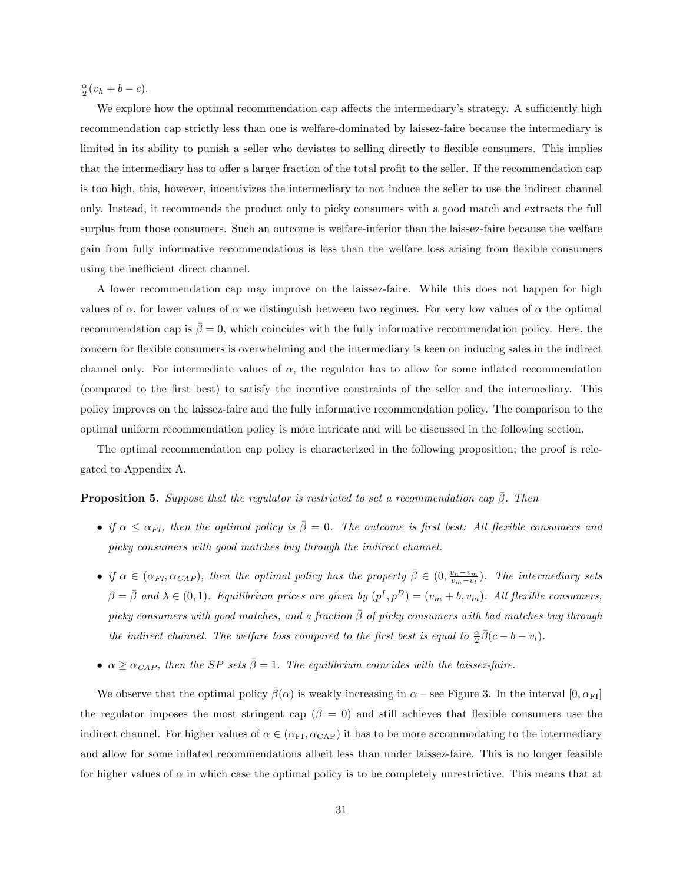$\frac{\alpha}{2}(v_h + b - c)$.

We explore how the optimal recommendation cap affects the intermediary's strategy. A sufficiently high recommendation cap strictly less than one is welfare-dominated by laissez-faire because the intermediary is limited in its ability to punish a seller who deviates to selling directly to flexible consumers. This implies that the intermediary has to offer a larger fraction of the total profit to the seller. If the recommendation cap is too high, this, however, incentivizes the intermediary to not induce the seller to use the indirect channel only. Instead, it recommends the product only to picky consumers with a good match and extracts the full surplus from those consumers. Such an outcome is welfare-inferior than the laissez-faire because the welfare gain from fully informative recommendations is less than the welfare loss arising from flexible consumers using the inefficient direct channel.

A lower recommendation cap may improve on the laissez-faire. While this does not happen for high values of $\alpha$, for lower values of $\alpha$ we distinguish between two regimes. For very low values of $\alpha$ the optimal recommendation cap is $\bar{\beta} = 0$, which coincides with the fully informative recommendation policy. Here, the concern for flexible consumers is overwhelming and the intermediary is keen on inducing sales in the indirect channel only. For intermediate values of $\alpha$, the regulator has to allow for some inflated recommendation (compared to the first best) to satisfy the incentive constraints of the seller and the intermediary. This policy improves on the laissez-faire and the fully informative recommendation policy. The comparison to the optimal uniform recommendation policy is more intricate and will be discussed in the following section.

The optimal recommendation cap policy is characterized in the following proposition; the proof is relegated to Appendix A.

**Proposition 5.** *Suppose that the regulator is restricted to set a recommendation cap $\bar{\beta}$. Then*

- *if $\alpha \leq \alpha_{FI}$, then the optimal policy is $\bar{\beta} = 0$. The outcome is first best: All flexible consumers and picky consumers with good matches buy through the indirect channel.*
- *if $\alpha \in (\alpha_{FI}, \alpha_{CAP})$, then the optimal policy has the property $\bar{\beta} \in (0, \frac{v_h - v_m}{v_m - v_l})$. The intermediary sets $\beta = \bar{\beta}$ and $\lambda \in (0,1)$. Equilibrium prices are given by $(p^I, p^D) = (v_m + b, v_m)$. All flexible consumers, picky consumers with good matches, and a fraction $\bar{\beta}$ of picky consumers with bad matches buy through the indirect channel. The welfare loss compared to the first best is equal to $\frac{\alpha}{2}\bar{\beta}(c - b - v_l)$.*
- *$\alpha \geq \alpha_{CAP}$, then the SP sets $\bar{\beta} = 1$. The equilibrium coincides with the laissez-faire.*

We observe that the optimal policy $\bar{\beta}(\alpha)$ is weakly increasing in $\alpha$ – see Figure 3. In the interval $[0, \alpha_{\text{FI}}]$ the regulator imposes the most stringent cap ($\bar{\beta} = 0$) and still achieves that flexible consumers use the indirect channel. For higher values of $\alpha \in (\alpha_{\text{FI}}, \alpha_{\text{CAP}})$ it has to be more accommodating to the intermediary and allow for some inflated recommendations albeit less than under laissez-faire. This is no longer feasible for higher values of $\alpha$ in which case the optimal policy is to be completely unrestrictive. This means that at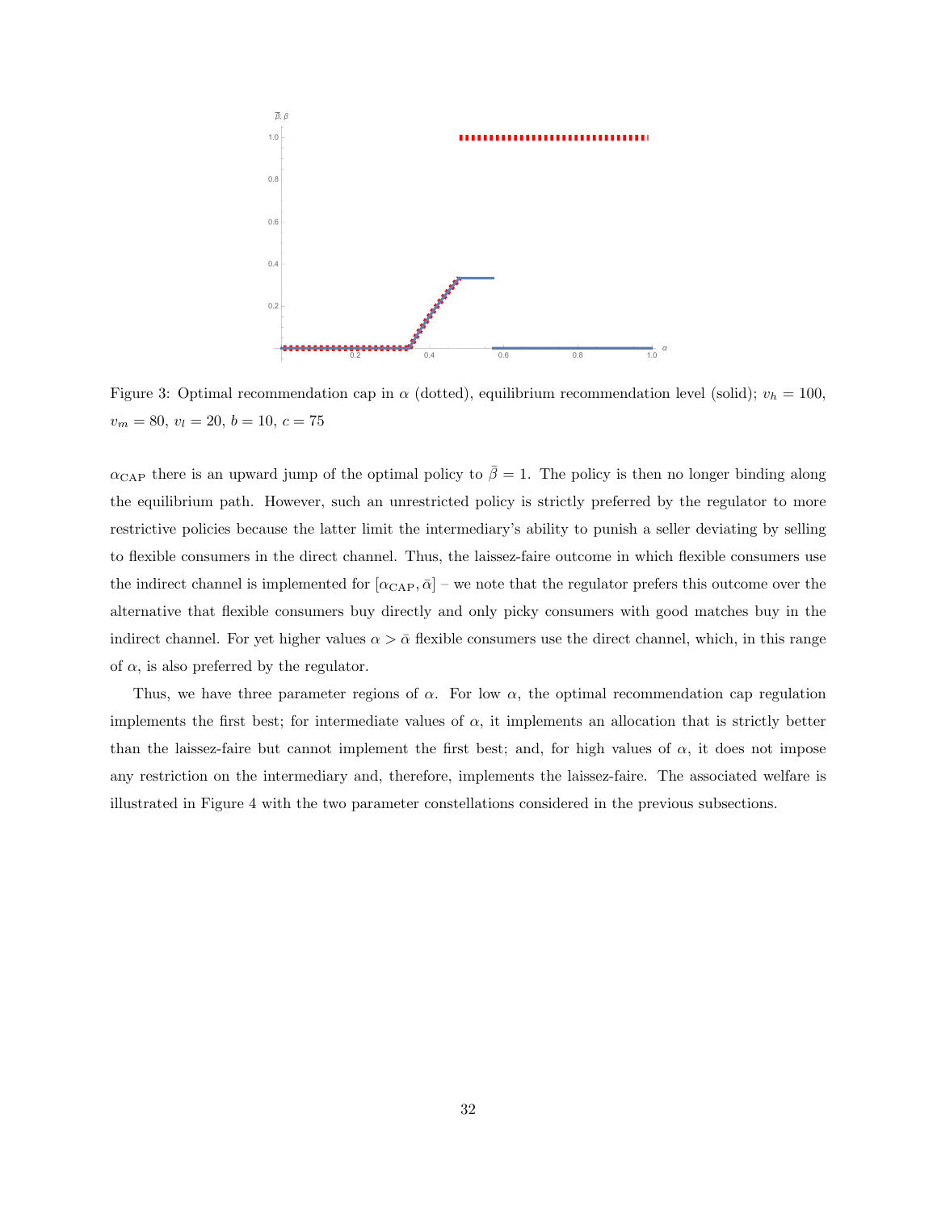Figure 3: Optimal recommendation cap in $\alpha$ (dotted), equilibrium recommendation level (solid); $v_h = 100$, $v_m = 80$, $v_l = 20$, $b = 10$, $c = 75$

$\alpha_{\text{CAP}}$ there is an upward jump of the optimal policy to $\bar{\beta} = 1$. The policy is then no longer binding along the equilibrium path. However, such an unrestricted policy is strictly preferred by the regulator to more restrictive policies because the latter limit the intermediary's ability to punish a seller deviating by selling to flexible consumers in the direct channel. Thus, the laissez-faire outcome in which flexible consumers use the indirect channel is implemented for $[\alpha_{\text{CAP}}, \bar{\alpha}]$ – we note that the regulator prefers this outcome over the alternative that flexible consumers buy directly and only picky consumers with good matches buy in the indirect channel. For yet higher values $\alpha > \bar{\alpha}$ flexible consumers use the direct channel, which, in this range of $\alpha$, is also preferred by the regulator.

Thus, we have three parameter regions of $\alpha$. For low $\alpha$, the optimal recommendation cap regulation implements the first best; for intermediate values of $\alpha$, it implements an allocation that is strictly better than the laissez-faire but cannot implement the first best; and, for high values of $\alpha$, it does not impose any restriction on the intermediary and, therefore, implements the laissez-faire. The associated welfare is illustrated in Figure 4 with the two parameter constellations considered in the previous subsections.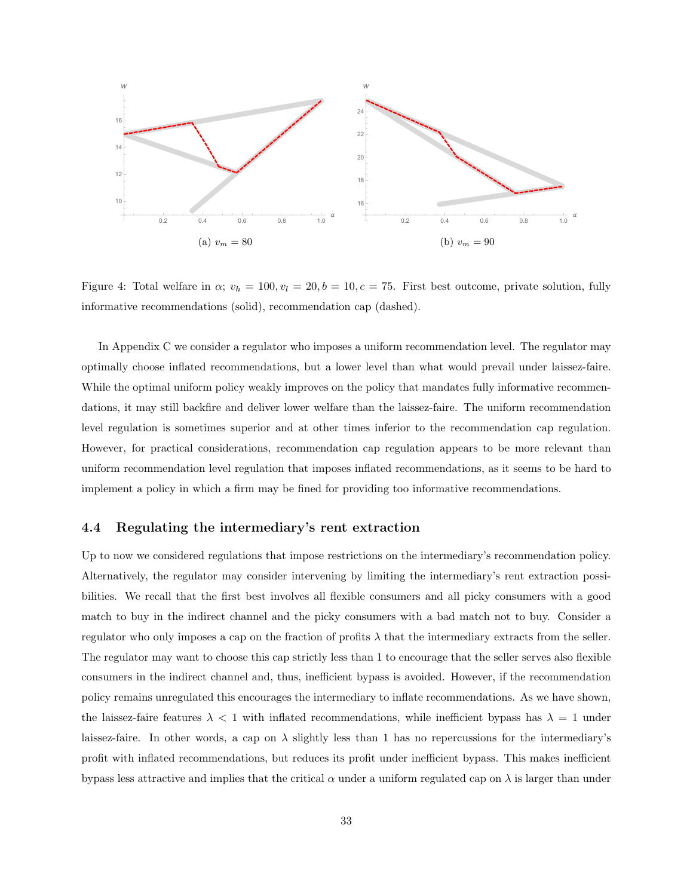(a) $v_m = 80$

(b) $v_m = 90$

Figure 4: Total welfare in $\alpha$; $v_h = 100, v_l = 20, b = 10, c = 75$. First best outcome, private solution, fully informative recommendations (solid), recommendation cap (dashed).

In Appendix C we consider a regulator who imposes a uniform recommendation level. The regulator may optimally choose inflated recommendations, but a lower level than what would prevail under laissez-faire. While the optimal uniform policy weakly improves on the policy that mandates fully informative recommendations, it may still backfire and deliver lower welfare than the laissez-faire. The uniform recommendation level regulation is sometimes superior and at other times inferior to the recommendation cap regulation. However, for practical considerations, recommendation cap regulation appears to be more relevant than uniform recommendation level regulation that imposes inflated recommendations, as it seems to be hard to implement a policy in which a firm may be fined for providing too informative recommendations.

### 4.4 Regulating the intermediary's rent extraction

Up to now we considered regulations that impose restrictions on the intermediary's recommendation policy. Alternatively, the regulator may consider intervening by limiting the intermediary's rent extraction possibilities. We recall that the first best involves all flexible consumers and all picky consumers with a good match to buy in the indirect channel and the picky consumers with a bad match not to buy. Consider a regulator who only imposes a cap on the fraction of profits $\lambda$ that the intermediary extracts from the seller. The regulator may want to choose this cap strictly less than 1 to encourage that the seller serves also flexible consumers in the indirect channel and, thus, inefficient bypass is avoided. However, if the recommendation policy remains unregulated this encourages the intermediary to inflate recommendations. As we have shown, the laissez-faire features $\lambda < 1$ with inflated recommendations, while inefficient bypass has $\lambda = 1$ under laissez-faire. In other words, a cap on $\lambda$ slightly less than 1 has no repercussions for the intermediary's profit with inflated recommendations, but reduces its profit under inefficient bypass. This makes inefficient bypass less attractive and implies that the critical $\alpha$ under a uniform regulated cap on $\lambda$ is larger than under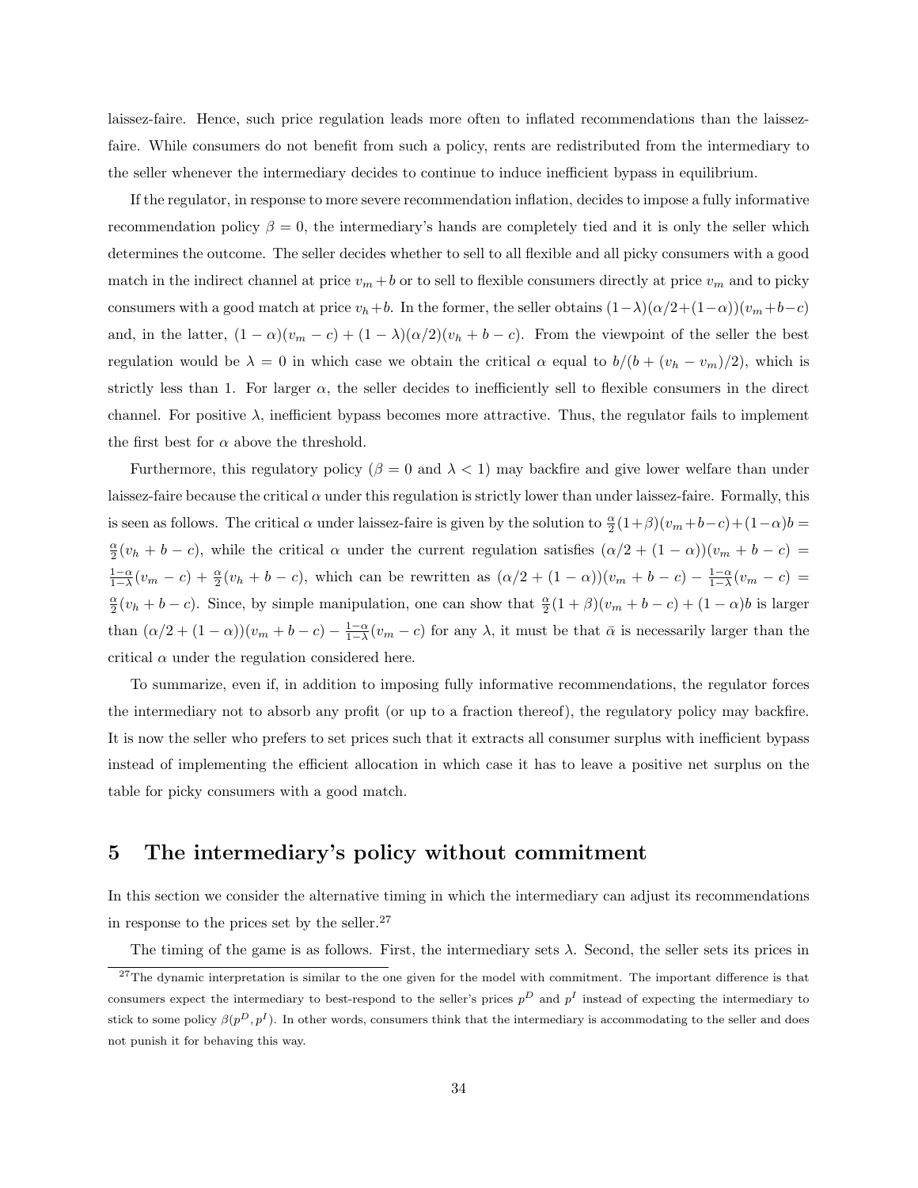laissez-faire. Hence, such price regulation leads more often to inflated recommendations than the laissez-faire. While consumers do not benefit from such a policy, rents are redistributed from the intermediary to the seller whenever the intermediary decides to continue to induce inefficient bypass in equilibrium.

If the regulator, in response to more severe recommendation inflation, decides to impose a fully informative recommendation policy $\beta = 0$, the intermediary's hands are completely tied and it is only the seller which determines the outcome. The seller decides whether to sell to all flexible and all picky consumers with a good match in the indirect channel at price $v_m + b$ or to sell to flexible consumers directly at price $v_m$ and to picky consumers with a good match at price $v_h + b$. In the former, the seller obtains $(1-\lambda)(\alpha/2+(1-\alpha))(v_m+b-c)$ and, in the latter, $(1-\alpha)(v_m-c)+(1-\lambda)(\alpha/2)(v_h+b-c)$. From the viewpoint of the seller the best regulation would be $\lambda = 0$ in which case we obtain the critical $\alpha$ equal to $b/(b+(v_h-v_m)/2)$, which is strictly less than 1. For larger $\alpha$, the seller decides to inefficiently sell to flexible consumers in the direct channel. For positive $\lambda$, inefficient bypass becomes more attractive. Thus, the regulator fails to implement the first best for $\alpha$ above the threshold.

Furthermore, this regulatory policy ($\beta = 0$ and $\lambda < 1$) may backfire and give lower welfare than under laissez-faire because the critical $\alpha$ under this regulation is strictly lower than under laissez-faire. Formally, this is seen as follows. The critical $\alpha$ under laissez-faire is given by the solution to $\frac{\alpha}{2}(1+\beta)(v_m+b-c)+(1-\alpha)b = \frac{\alpha}{2}(v_h+b-c)$, while the critical $\alpha$ under the current regulation satisfies $(\alpha/2+(1-\alpha))(v_m+b-c) = \frac{1-\alpha}{1-\lambda}(v_m-c)+\frac{\alpha}{2}(v_h+b-c)$, which can be rewritten as $(\alpha/2+(1-\alpha))(v_m+b-c)-\frac{1-\alpha}{1-\lambda}(v_m-c) = \frac{\alpha}{2}(v_h+b-c)$. Since, by simple manipulation, one can show that $\frac{\alpha}{2}(1+\beta)(v_m+b-c)+(1-\alpha)b$ is larger than $(\alpha/2+(1-\alpha))(v_m+b-c)-\frac{1-\alpha}{1-\lambda}(v_m-c)$ for any $\lambda$, it must be that $\bar{\alpha}$ is necessarily larger than the critical $\alpha$ under the regulation considered here.

To summarize, even if, in addition to imposing fully informative recommendations, the regulator forces the intermediary not to absorb any profit (or up to a fraction thereof), the regulatory policy may backfire. It is now the seller who prefers to set prices such that it extracts all consumer surplus with inefficient bypass instead of implementing the efficient allocation in which case it has to leave a positive net surplus on the table for picky consumers with a good match.

## 5 The intermediary's policy without commitment

In this section we consider the alternative timing in which the intermediary can adjust its recommendations in response to the prices set by the seller.[27]

The timing of the game is as follows. First, the intermediary sets $\lambda$. Second, the seller sets its prices in

[27] The dynamic interpretation is similar to the one given for the model with commitment. The important difference is that consumers expect the intermediary to best-respond to the seller's prices $p^D$ and $p^I$ instead of expecting the intermediary to stick to some policy $\beta(p^D, p^I)$. In other words, consumers think that the intermediary is accommodating to the seller and does not punish it for behaving this way.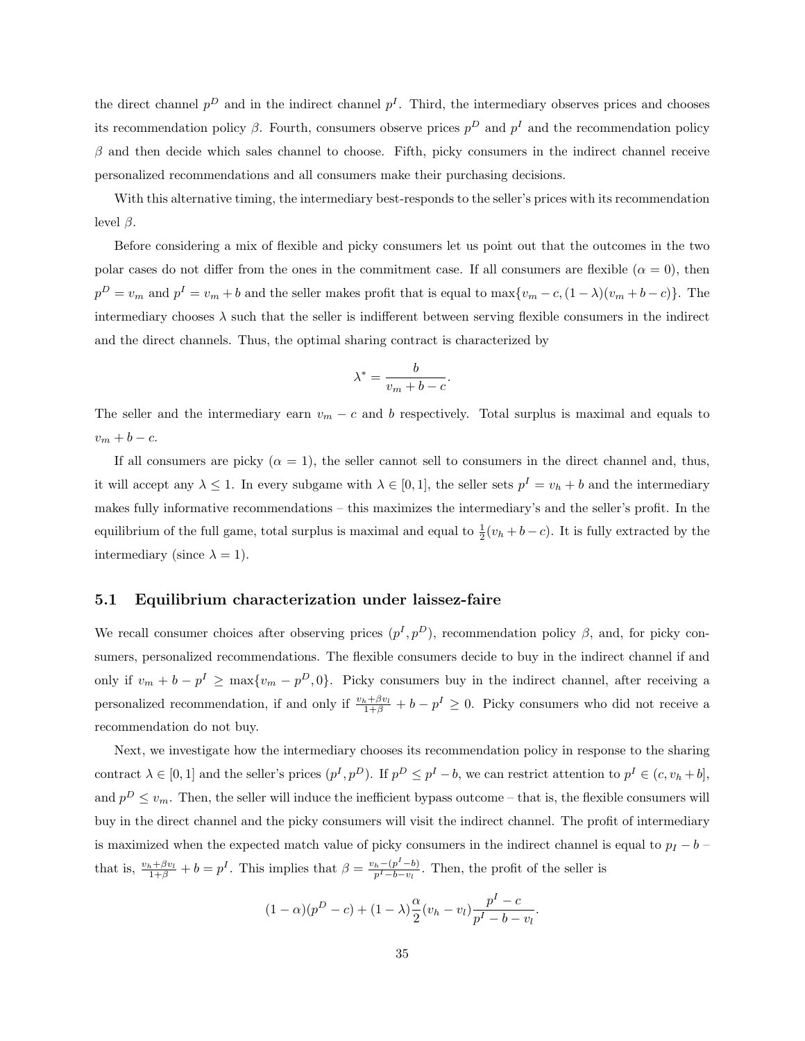the direct channel $p^D$ and in the indirect channel $p^I$. Third, the intermediary observes prices and chooses its recommendation policy $\beta$. Fourth, consumers observe prices $p^D$ and $p^I$ and the recommendation policy $\beta$ and then decide which sales channel to choose. Fifth, picky consumers in the indirect channel receive personalized recommendations and all consumers make their purchasing decisions.

With this alternative timing, the intermediary best-responds to the seller's prices with its recommendation level $\beta$.

Before considering a mix of flexible and picky consumers let us point out that the outcomes in the two polar cases do not differ from the ones in the commitment case. If all consumers are flexible ($\alpha = 0$), then $p^D = v_m$ and $p^I = v_m + b$ and the seller makes profit that is equal to $\max\{v_m - c, (1-\lambda)(v_m + b - c)\}$. The intermediary chooses $\lambda$ such that the seller is indifferent between serving flexible consumers in the indirect and the direct channels. Thus, the optimal sharing contract is characterized by

$$\lambda^* = \frac{b}{v_m + b - c}.$$

The seller and the intermediary earn $v_m - c$ and $b$ respectively. Total surplus is maximal and equals to $v_m + b - c$.

If all consumers are picky ($\alpha = 1$), the seller cannot sell to consumers in the direct channel and, thus, it will accept any $\lambda \leq 1$. In every subgame with $\lambda \in [0,1]$, the seller sets $p^I = v_h + b$ and the intermediary makes fully informative recommendations – this maximizes the intermediary's and the seller's profit. In the equilibrium of the full game, total surplus is maximal and equal to $\frac{1}{2}(v_h + b - c)$. It is fully extracted by the intermediary (since $\lambda = 1$).

## 5.1 Equilibrium characterization under laissez-faire

We recall consumer choices after observing prices $(p^I, p^D)$, recommendation policy $\beta$, and, for picky consumers, personalized recommendations. The flexible consumers decide to buy in the indirect channel if and only if $v_m + b - p^I \geq \max\{v_m - p^D, 0\}$. Picky consumers buy in the indirect channel, after receiving a personalized recommendation, if and only if $\frac{v_h + \beta v_l}{1+\beta} + b - p^I \geq 0$. Picky consumers who did not receive a recommendation do not buy.

Next, we investigate how the intermediary chooses its recommendation policy in response to the sharing contract $\lambda \in [0,1]$ and the seller's prices $(p^I, p^D)$. If $p^D \leq p^I - b$, we can restrict attention to $p^I \in (c, v_h + b]$, and $p^D \leq v_m$. Then, the seller will induce the inefficient bypass outcome – that is, the flexible consumers will buy in the direct channel and the picky consumers will visit the indirect channel. The profit of intermediary is maximized when the expected match value of picky consumers in the indirect channel is equal to $p_I - b$ – that is, $\frac{v_h + \beta v_l}{1+\beta} + b = p^I$. This implies that $\beta = \frac{v_h - (p^I - b)}{p^I - b - v_l}$. Then, the profit of the seller is

$$(1-\alpha)(p^D - c) + (1-\lambda)\frac{\alpha}{2}(v_h - v_l)\frac{p^I - c}{p^I - b - v_l}.$$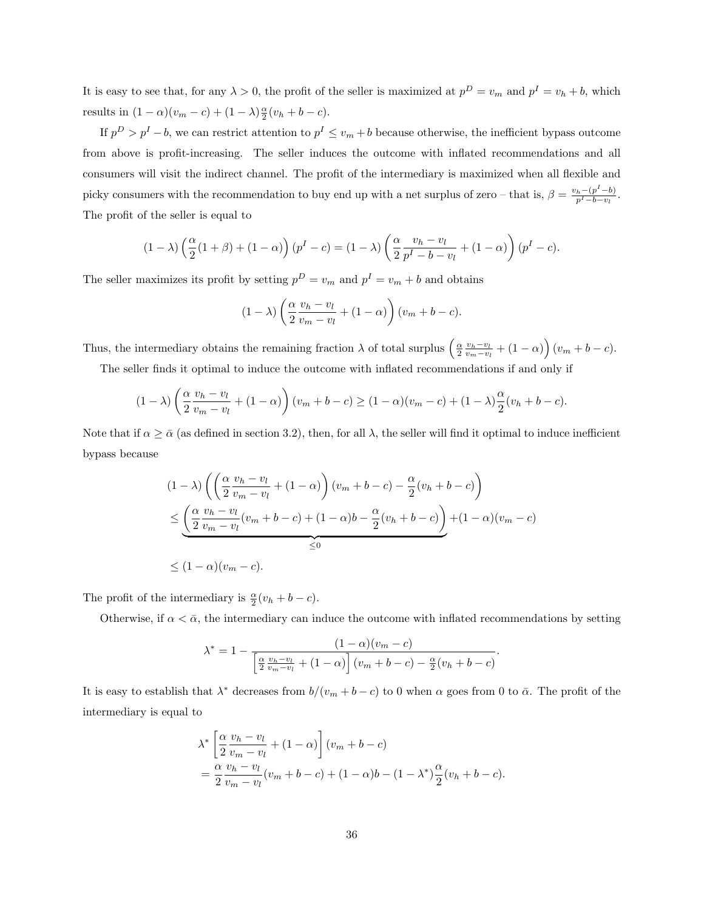It is easy to see that, for any $\lambda > 0$, the profit of the seller is maximized at $p^D = v_m$ and $p^I = v_h + b$, which results in $(1-\alpha)(v_m - c) + (1-\lambda)\frac{\alpha}{2}(v_h + b - c)$.

If $p^D > p^I - b$, we can restrict attention to $p^I \leq v_m + b$ because otherwise, the inefficient bypass outcome from above is profit-increasing. The seller induces the outcome with inflated recommendations and all consumers will visit the indirect channel. The profit of the intermediary is maximized when all flexible and picky consumers with the recommendation to buy end up with a net surplus of zero – that is, $\beta = \frac{v_h - (p^I - b)}{p^I - b - v_l}$. The profit of the seller is equal to

$$(1-\lambda)\left(\frac{\alpha}{2}(1+\beta) + (1-\alpha)\right)(p^I - c) = (1-\lambda)\left(\frac{\alpha}{2}\frac{v_h - v_l}{p^I - b - v_l} + (1-\alpha)\right)(p^I - c).$$

The seller maximizes its profit by setting $p^D = v_m$ and $p^I = v_m + b$ and obtains

$$(1-\lambda)\left(\frac{\alpha}{2}\frac{v_h - v_l}{v_m - v_l} + (1-\alpha)\right)(v_m + b - c).$$

Thus, the intermediary obtains the remaining fraction $\lambda$ of total surplus $\left(\frac{\alpha}{2}\frac{v_h - v_l}{v_m - v_l} + (1-\alpha)\right)(v_m + b - c)$.

The seller finds it optimal to induce the outcome with inflated recommendations if and only if

$$(1-\lambda)\left(\frac{\alpha}{2}\frac{v_h - v_l}{v_m - v_l} + (1-\alpha)\right)(v_m + b - c) \geq (1-\alpha)(v_m - c) + (1-\lambda)\frac{\alpha}{2}(v_h + b - c).$$

Note that if $\alpha \geq \bar{\alpha}$ (as defined in section 3.2), then, for all $\lambda$, the seller will find it optimal to induce inefficient bypass because

$$\begin{aligned}
&(1-\lambda)\left(\left(\frac{\alpha}{2}\frac{v_h - v_l}{v_m - v_l} + (1-\alpha)\right)(v_m + b - c) - \frac{\alpha}{2}(v_h + b - c)\right) \\
&\leq \underbrace{\left(\frac{\alpha}{2}\frac{v_h - v_l}{v_m - v_l}(v_m + b - c) + (1-\alpha)b - \frac{\alpha}{2}(v_h + b - c)\right)}_{\leq 0} + (1-\alpha)(v_m - c) \\
&\leq (1-\alpha)(v_m - c).
\end{aligned}$$

The profit of the intermediary is $\frac{\alpha}{2}(v_h + b - c)$.

Otherwise, if $\alpha < \bar{\alpha}$, the intermediary can induce the outcome with inflated recommendations by setting

$$\lambda^* = 1 - \frac{(1-\alpha)(v_m - c)}{\left[\frac{\alpha}{2}\frac{v_h - v_l}{v_m - v_l} + (1-\alpha)\right](v_m + b - c) - \frac{\alpha}{2}(v_h + b - c)}.$$

It is easy to establish that $\lambda^*$ decreases from $b/(v_m + b - c)$ to 0 when $\alpha$ goes from 0 to $\bar{\alpha}$. The profit of the intermediary is equal to

$$\begin{aligned}
&\lambda^*\left[\frac{\alpha}{2}\frac{v_h - v_l}{v_m - v_l} + (1-\alpha)\right](v_m + b - c) \\
&= \frac{\alpha}{2}\frac{v_h - v_l}{v_m - v_l}(v_m + b - c) + (1-\alpha)b - (1-\lambda^*)\frac{\alpha}{2}(v_h + b - c).
\end{aligned}$$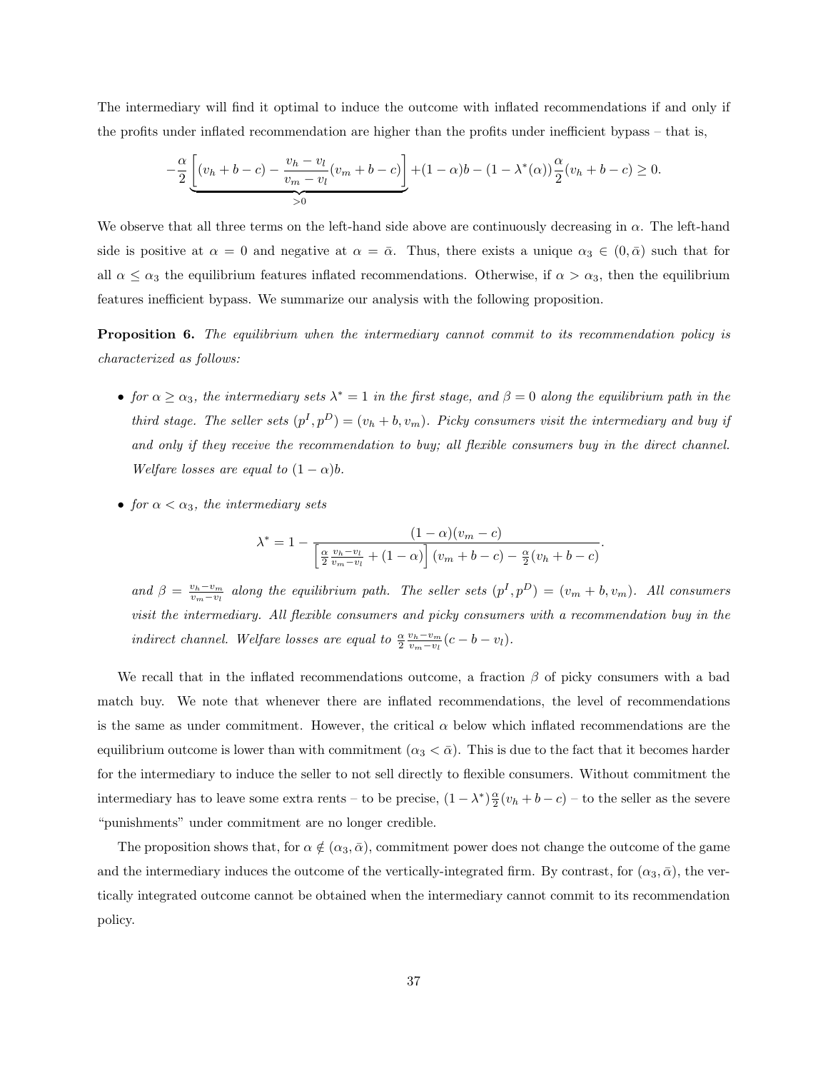The intermediary will find it optimal to induce the outcome with inflated recommendations if and only if the profits under inflated recommendation are higher than the profits under inefficient bypass – that is,

$$-\frac{\alpha}{2}\underbrace{\left[(v_h+b-c)-\frac{v_h-v_l}{v_m-v_l}(v_m+b-c)\right]}_{>0}+(1-\alpha)b-(1-\lambda^*(\alpha))\frac{\alpha}{2}(v_h+b-c)\geq 0.$$

We observe that all three terms on the left-hand side above are continuously decreasing in $\alpha$. The left-hand side is positive at $\alpha = 0$ and negative at $\alpha = \bar{\alpha}$. Thus, there exists a unique $\alpha_3 \in (0, \bar{\alpha})$ such that for all $\alpha \leq \alpha_3$ the equilibrium features inflated recommendations. Otherwise, if $\alpha > \alpha_3$, then the equilibrium features inefficient bypass. We summarize our analysis with the following proposition.

**Proposition 6.** *The equilibrium when the intermediary cannot commit to its recommendation policy is characterized as follows:*

- *for $\alpha \geq \alpha_3$, the intermediary sets $\lambda^* = 1$ in the first stage, and $\beta = 0$ along the equilibrium path in the third stage. The seller sets $(p^I, p^D) = (v_h + b, v_m)$. Picky consumers visit the intermediary and buy if and only if they receive the recommendation to buy; all flexible consumers buy in the direct channel. Welfare losses are equal to $(1-\alpha)b$.*

- *for $\alpha < \alpha_3$, the intermediary sets*

$$\lambda^* = 1 - \frac{(1-\alpha)(v_m - c)}{\left[\frac{\alpha}{2}\frac{v_h-v_l}{v_m-v_l}+(1-\alpha)\right](v_m+b-c)-\frac{\alpha}{2}(v_h+b-c)}.$$

*and $\beta = \frac{v_h - v_m}{v_m - v_l}$ along the equilibrium path. The seller sets $(p^I, p^D) = (v_m + b, v_m)$. All consumers visit the intermediary. All flexible consumers and picky consumers with a recommendation buy in the indirect channel. Welfare losses are equal to $\frac{\alpha}{2}\frac{v_h-v_m}{v_m-v_l}(c-b-v_l)$.*

We recall that in the inflated recommendations outcome, a fraction $\beta$ of picky consumers with a bad match buy. We note that whenever there are inflated recommendations, the level of recommendations is the same as under commitment. However, the critical $\alpha$ below which inflated recommendations are the equilibrium outcome is lower than with commitment ($\alpha_3 < \bar{\alpha}$). This is due to the fact that it becomes harder for the intermediary to induce the seller to not sell directly to flexible consumers. Without commitment the intermediary has to leave some extra rents – to be precise, $(1-\lambda^*)\frac{\alpha}{2}(v_h + b - c)$ – to the seller as the severe "punishments" under commitment are no longer credible.

The proposition shows that, for $\alpha \notin (\alpha_3, \bar{\alpha})$, commitment power does not change the outcome of the game and the intermediary induces the outcome of the vertically-integrated firm. By contrast, for $(\alpha_3, \bar{\alpha})$, the vertically integrated outcome cannot be obtained when the intermediary cannot commit to its recommendation policy.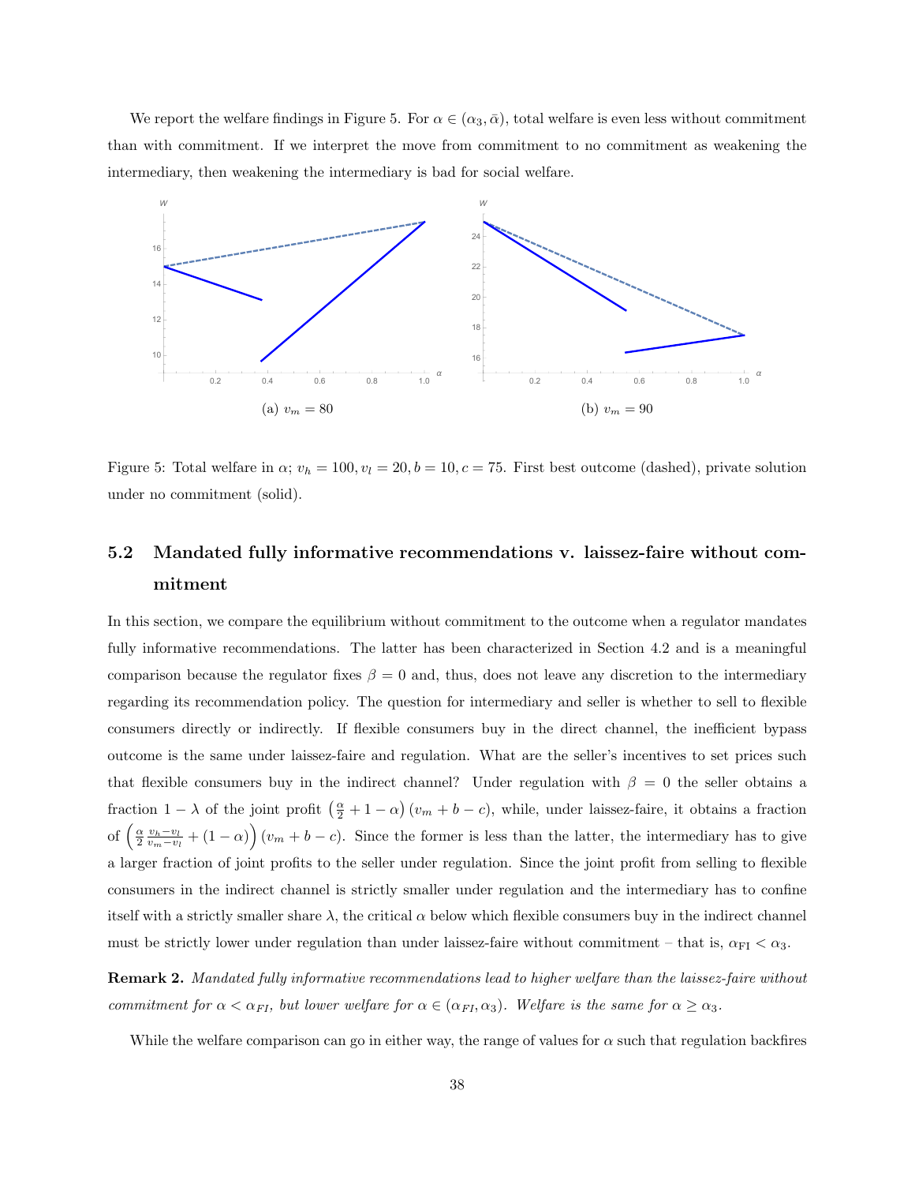We report the welfare findings in Figure 5. For $\alpha \in (\alpha_3, \bar{\alpha})$, total welfare is even less without commitment than with commitment. If we interpret the move from commitment to no commitment as weakening the intermediary, then weakening the intermediary is bad for social welfare.

(a) $v_m = 80$

(b) $v_m = 90$

Figure 5: Total welfare in $\alpha$; $v_h = 100, v_l = 20, b = 10, c = 75$. First best outcome (dashed), private solution under no commitment (solid).

### 5.2 Mandated fully informative recommendations v. laissez-faire without commitment

In this section, we compare the equilibrium without commitment to the outcome when a regulator mandates fully informative recommendations. The latter has been characterized in Section 4.2 and is a meaningful comparison because the regulator fixes $\beta = 0$ and, thus, does not leave any discretion to the intermediary regarding its recommendation policy. The question for intermediary and seller is whether to sell to flexible consumers directly or indirectly. If flexible consumers buy in the direct channel, the inefficient bypass outcome is the same under laissez-faire and regulation. What are the seller's incentives to set prices such that flexible consumers buy in the indirect channel? Under regulation with $\beta = 0$ the seller obtains a fraction $1 - \lambda$ of the joint profit $\left(\frac{\alpha}{2} + 1 - \alpha\right)(v_m + b - c)$, while, under laissez-faire, it obtains a fraction of $\left(\frac{\alpha}{2} \frac{v_h - v_l}{v_m - v_l} + (1 - \alpha)\right)(v_m + b - c)$. Since the former is less than the latter, the intermediary has to give a larger fraction of joint profits to the seller under regulation. Since the joint profit from selling to flexible consumers in the indirect channel is strictly smaller under regulation and the intermediary has to confine itself with a strictly smaller share $\lambda$, the critical $\alpha$ below which flexible consumers buy in the indirect channel must be strictly lower under regulation than under laissez-faire without commitment – that is, $\alpha_{\text{FI}} < \alpha_3$.

**Remark 2.** *Mandated fully informative recommendations lead to higher welfare than the laissez-faire without commitment for $\alpha < \alpha_{FI}$, but lower welfare for $\alpha \in (\alpha_{FI}, \alpha_3)$. Welfare is the same for $\alpha \geq \alpha_3$.*

While the welfare comparison can go in either way, the range of values for $\alpha$ such that regulation backfires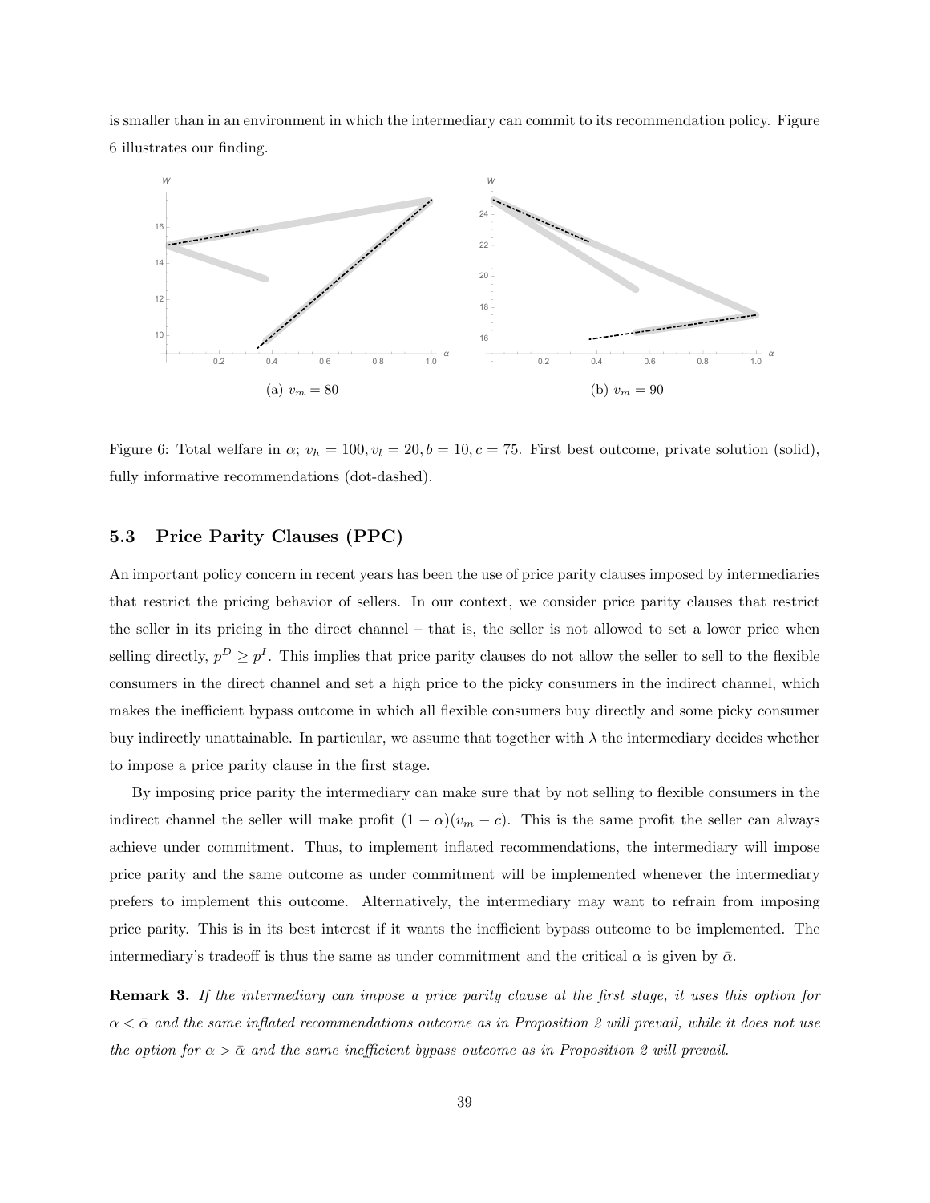is smaller than in an environment in which the intermediary can commit to its recommendation policy. Figure 6 illustrates our finding.

(a) $v_m = 80$

(b) $v_m = 90$

Figure 6: Total welfare in $\alpha$; $v_h = 100, v_l = 20, b = 10, c = 75$. First best outcome, private solution (solid), fully informative recommendations (dot-dashed).

### 5.3 Price Parity Clauses (PPC)

An important policy concern in recent years has been the use of price parity clauses imposed by intermediaries that restrict the pricing behavior of sellers. In our context, we consider price parity clauses that restrict the seller in its pricing in the direct channel – that is, the seller is not allowed to set a lower price when selling directly, $p^D \geq p^I$. This implies that price parity clauses do not allow the seller to sell to the flexible consumers in the direct channel and set a high price to the picky consumers in the indirect channel, which makes the inefficient bypass outcome in which all flexible consumers buy directly and some picky consumer buy indirectly unattainable. In particular, we assume that together with $\lambda$ the intermediary decides whether to impose a price parity clause in the first stage.

By imposing price parity the intermediary can make sure that by not selling to flexible consumers in the indirect channel the seller will make profit $(1 - \alpha)(v_m - c)$. This is the same profit the seller can always achieve under commitment. Thus, to implement inflated recommendations, the intermediary will impose price parity and the same outcome as under commitment will be implemented whenever the intermediary prefers to implement this outcome. Alternatively, the intermediary may want to refrain from imposing price parity. This is in its best interest if it wants the inefficient bypass outcome to be implemented. The intermediary's tradeoff is thus the same as under commitment and the critical $\alpha$ is given by $\bar{\alpha}$.

**Remark 3.** *If the intermediary can impose a price parity clause at the first stage, it uses this option for $\alpha < \bar{\alpha}$ and the same inflated recommendations outcome as in Proposition 2 will prevail, while it does not use the option for $\alpha > \bar{\alpha}$ and the same inefficient bypass outcome as in Proposition 2 will prevail.*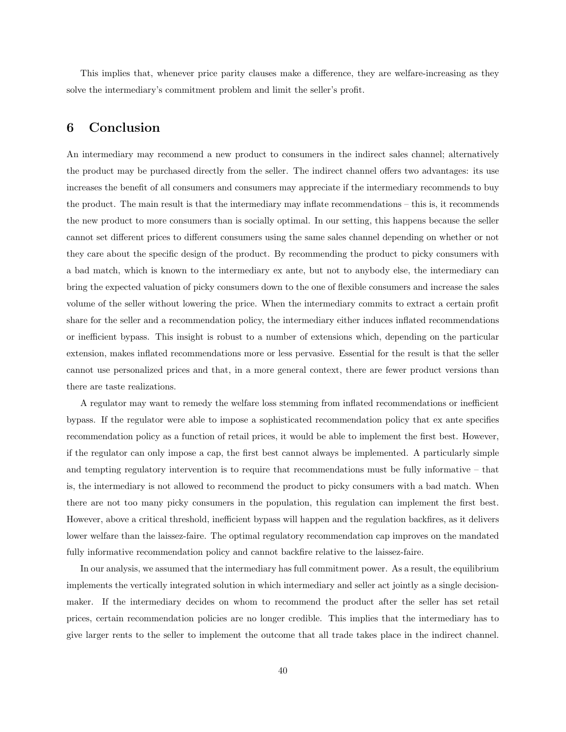This implies that, whenever price parity clauses make a difference, they are welfare-increasing as they solve the intermediary's commitment problem and limit the seller's profit.

# 6 Conclusion

An intermediary may recommend a new product to consumers in the indirect sales channel; alternatively the product may be purchased directly from the seller. The indirect channel offers two advantages: its use increases the benefit of all consumers and consumers may appreciate if the intermediary recommends to buy the product. The main result is that the intermediary may inflate recommendations – this is, it recommends the new product to more consumers than is socially optimal. In our setting, this happens because the seller cannot set different prices to different consumers using the same sales channel depending on whether or not they care about the specific design of the product. By recommending the product to picky consumers with a bad match, which is known to the intermediary ex ante, but not to anybody else, the intermediary can bring the expected valuation of picky consumers down to the one of flexible consumers and increase the sales volume of the seller without lowering the price. When the intermediary commits to extract a certain profit share for the seller and a recommendation policy, the intermediary either induces inflated recommendations or inefficient bypass. This insight is robust to a number of extensions which, depending on the particular extension, makes inflated recommendations more or less pervasive. Essential for the result is that the seller cannot use personalized prices and that, in a more general context, there are fewer product versions than there are taste realizations.

A regulator may want to remedy the welfare loss stemming from inflated recommendations or inefficient bypass. If the regulator were able to impose a sophisticated recommendation policy that ex ante specifies recommendation policy as a function of retail prices, it would be able to implement the first best. However, if the regulator can only impose a cap, the first best cannot always be implemented. A particularly simple and tempting regulatory intervention is to require that recommendations must be fully informative – that is, the intermediary is not allowed to recommend the product to picky consumers with a bad match. When there are not too many picky consumers in the population, this regulation can implement the first best. However, above a critical threshold, inefficient bypass will happen and the regulation backfires, as it delivers lower welfare than the laissez-faire. The optimal regulatory recommendation cap improves on the mandated fully informative recommendation policy and cannot backfire relative to the laissez-faire.

In our analysis, we assumed that the intermediary has full commitment power. As a result, the equilibrium implements the vertically integrated solution in which intermediary and seller act jointly as a single decision-maker. If the intermediary decides on whom to recommend the product after the seller has set retail prices, certain recommendation policies are no longer credible. This implies that the intermediary has to give larger rents to the seller to implement the outcome that all trade takes place in the indirect channel.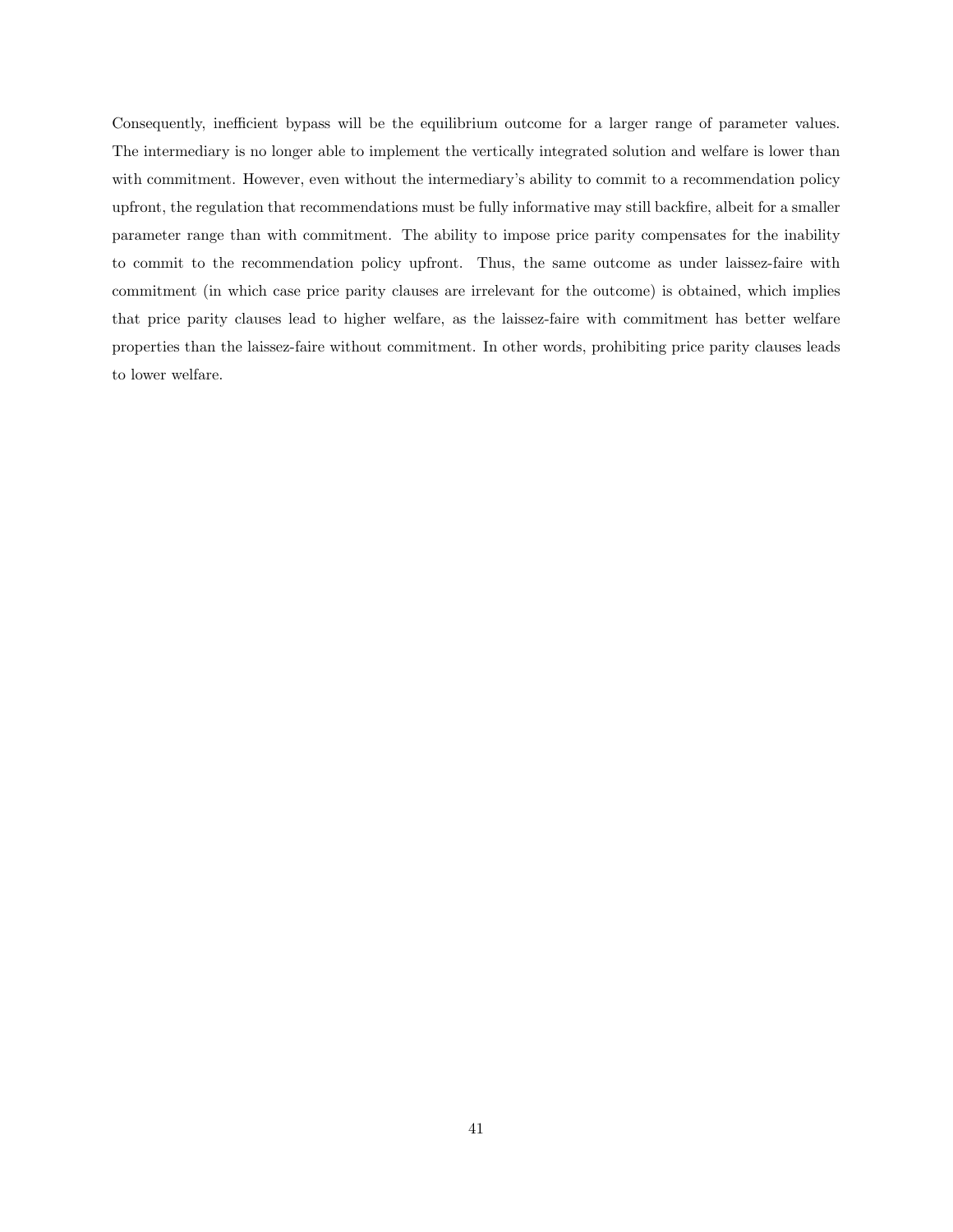Consequently, inefficient bypass will be the equilibrium outcome for a larger range of parameter values. The intermediary is no longer able to implement the vertically integrated solution and welfare is lower than with commitment. However, even without the intermediary's ability to commit to a recommendation policy upfront, the regulation that recommendations must be fully informative may still backfire, albeit for a smaller parameter range than with commitment. The ability to impose price parity compensates for the inability to commit to the recommendation policy upfront. Thus, the same outcome as under laissez-faire with commitment (in which case price parity clauses are irrelevant for the outcome) is obtained, which implies that price parity clauses lead to higher welfare, as the laissez-faire with commitment has better welfare properties than the laissez-faire without commitment. In other words, prohibiting price parity clauses leads to lower welfare.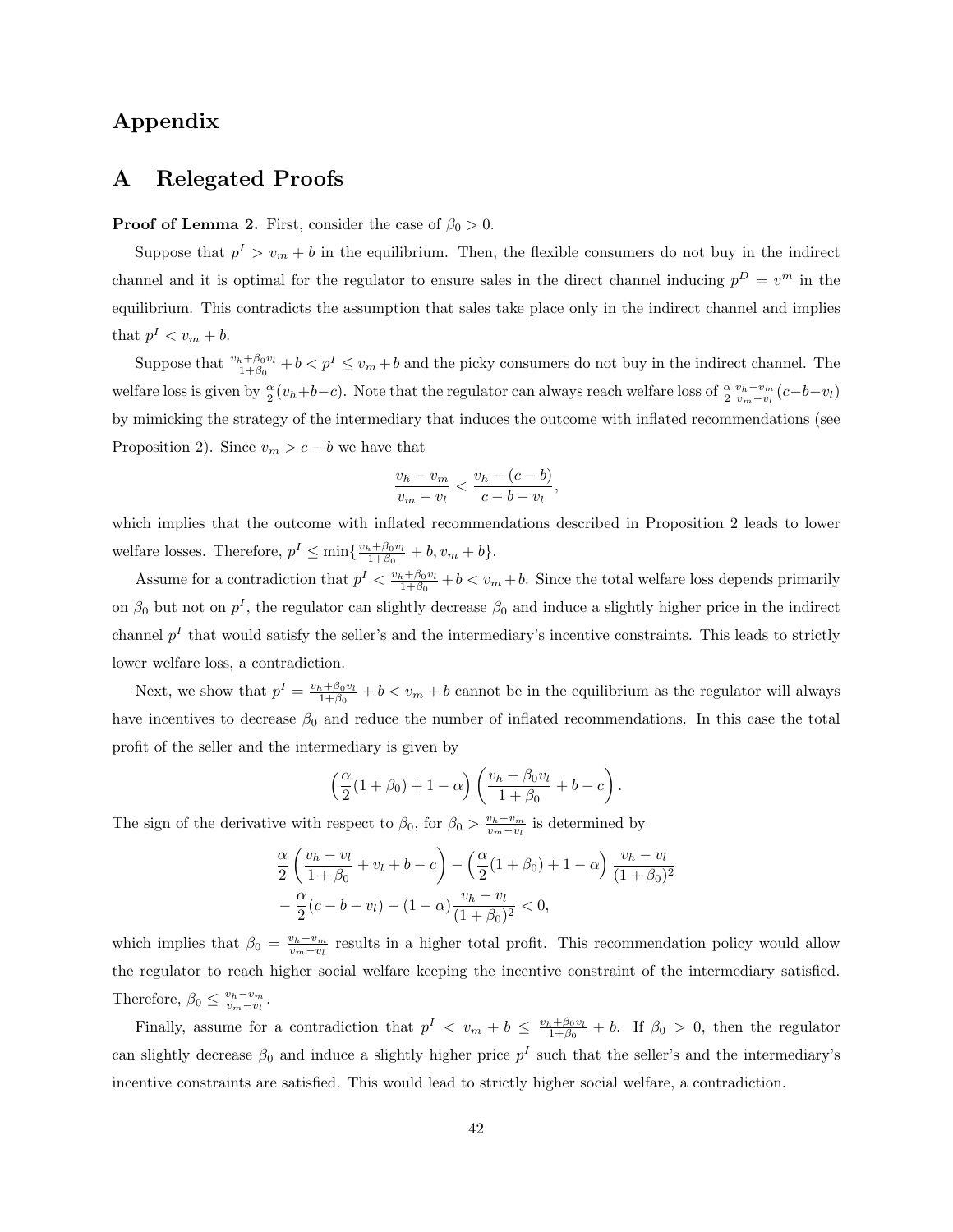# Appendix

## A Relegated Proofs

**Proof of Lemma 2.** First, consider the case of $\beta_0 > 0$.

Suppose that $p^I > v_m + b$ in the equilibrium. Then, the flexible consumers do not buy in the indirect channel and it is optimal for the regulator to ensure sales in the direct channel inducing $p^D = v^m$ in the equilibrium. This contradicts the assumption that sales take place only in the indirect channel and implies that $p^I < v_m + b$.

Suppose that $\frac{v_h+\beta_0 v_l}{1+\beta_0} + b < p^I \leq v_m + b$ and the picky consumers do not buy in the indirect channel. The welfare loss is given by $\frac{\alpha}{2}(v_h+b-c)$. Note that the regulator can always reach welfare loss of $\frac{\alpha}{2}\frac{v_h-v_m}{v_m-v_l}(c-b-v_l)$ by mimicking the strategy of the intermediary that induces the outcome with inflated recommendations (see Proposition 2). Since $v_m > c - b$ we have that

$$\frac{v_h - v_m}{v_m - v_l} < \frac{v_h - (c-b)}{c - b - v_l},$$

which implies that the outcome with inflated recommendations described in Proposition 2 leads to lower welfare losses. Therefore, $p^I \leq \min\{\frac{v_h+\beta_0 v_l}{1+\beta_0} + b, v_m + b\}$.

Assume for a contradiction that $p^I < \frac{v_h+\beta_0 v_l}{1+\beta_0} + b < v_m + b$. Since the total welfare loss depends primarily on $\beta_0$ but not on $p^I$, the regulator can slightly decrease $\beta_0$ and induce a slightly higher price in the indirect channel $p^I$ that would satisfy the seller's and the intermediary's incentive constraints. This leads to strictly lower welfare loss, a contradiction.

Next, we show that $p^I = \frac{v_h+\beta_0 v_l}{1+\beta_0} + b < v_m + b$ cannot be in the equilibrium as the regulator will always have incentives to decrease $\beta_0$ and reduce the number of inflated recommendations. In this case the total profit of the seller and the intermediary is given by

$$\left(\frac{\alpha}{2}(1+\beta_0) + 1 - \alpha\right)\left(\frac{v_h + \beta_0 v_l}{1+\beta_0} + b - c\right).$$

The sign of the derivative with respect to $\beta_0$, for $\beta_0 > \frac{v_h-v_m}{v_m-v_l}$ is determined by

$$\begin{aligned}
&\frac{\alpha}{2}\left(\frac{v_h - v_l}{1+\beta_0} + v_l + b - c\right) - \left(\frac{\alpha}{2}(1+\beta_0) + 1 - \alpha\right)\frac{v_h - v_l}{(1+\beta_0)^2} \\
&- \frac{\alpha}{2}(c - b - v_l) - (1-\alpha)\frac{v_h - v_l}{(1+\beta_0)^2} < 0,
\end{aligned}$$

which implies that $\beta_0 = \frac{v_h-v_m}{v_m-v_l}$ results in a higher total profit. This recommendation policy would allow the regulator to reach higher social welfare keeping the incentive constraint of the intermediary satisfied. Therefore, $\beta_0 \leq \frac{v_h-v_m}{v_m-v_l}$.

Finally, assume for a contradiction that $p^I < v_m + b \leq \frac{v_h+\beta_0 v_l}{1+\beta_0} + b$. If $\beta_0 > 0$, then the regulator can slightly decrease $\beta_0$ and induce a slightly higher price $p^I$ such that the seller's and the intermediary's incentive constraints are satisfied. This would lead to strictly higher social welfare, a contradiction.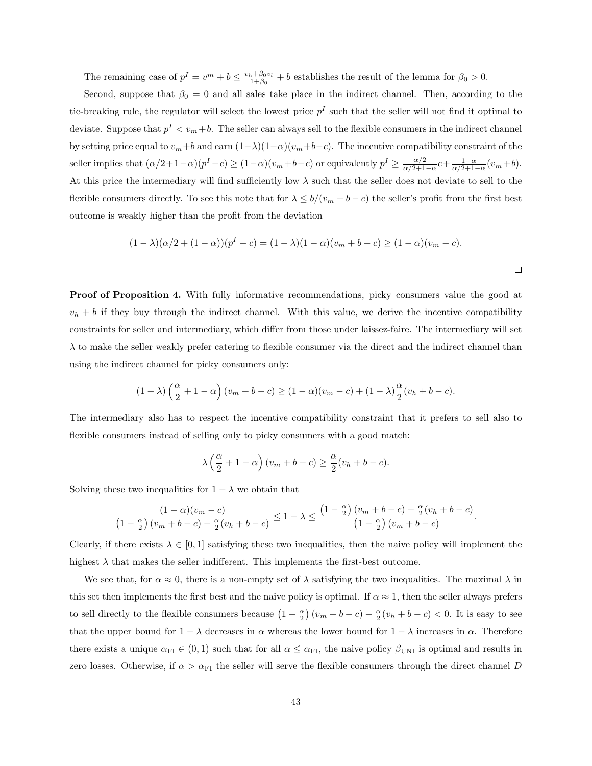The remaining case of $p^I = v^m + b \leq \frac{v_h + \beta_0 v_l}{1+\beta_0} + b$ establishes the result of the lemma for $\beta_0 > 0$.

Second, suppose that $\beta_0 = 0$ and all sales take place in the indirect channel. Then, according to the tie-breaking rule, the regulator will select the lowest price $p^I$ such that the seller will not find it optimal to deviate. Suppose that $p^I < v_m + b$. The seller can always sell to the flexible consumers in the indirect channel by setting price equal to $v_m + b$ and earn $(1-\lambda)(1-\alpha)(v_m + b - c)$. The incentive compatibility constraint of the seller implies that $(\alpha/2 + 1 - \alpha)(p^I - c) \geq (1-\alpha)(v_m + b - c)$ or equivalently $p^I \geq \frac{\alpha/2}{\alpha/2+1-\alpha} c + \frac{1-\alpha}{\alpha/2+1-\alpha}(v_m + b)$. At this price the intermediary will find sufficiently low $\lambda$ such that the seller does not deviate to sell to the flexible consumers directly. To see this note that for $\lambda \leq b/(v_m + b - c)$ the seller's profit from the first best outcome is weakly higher than the profit from the deviation

$$(1-\lambda)(\alpha/2 + (1-\alpha))(p^I - c) = (1-\lambda)(1-\alpha)(v_m + b - c) \geq (1-\alpha)(v_m - c).$$

□

**Proof of Proposition 4.** With fully informative recommendations, picky consumers value the good at $v_h + b$ if they buy through the indirect channel. With this value, we derive the incentive compatibility constraints for seller and intermediary, which differ from those under laissez-faire. The intermediary will set $\lambda$ to make the seller weakly prefer catering to flexible consumer via the direct and the indirect channel than using the indirect channel for picky consumers only:

$$(1-\lambda)\left(\frac{\alpha}{2} + 1 - \alpha\right)(v_m + b - c) \geq (1-\alpha)(v_m - c) + (1-\lambda)\frac{\alpha}{2}(v_h + b - c).$$

The intermediary also has to respect the incentive compatibility constraint that it prefers to sell also to flexible consumers instead of selling only to picky consumers with a good match:

$$\lambda\left(\frac{\alpha}{2} + 1 - \alpha\right)(v_m + b - c) \geq \frac{\alpha}{2}(v_h + b - c).$$

Solving these two inequalities for $1-\lambda$ we obtain that

$$\frac{(1-\alpha)(v_m - c)}{\left(1 - \frac{\alpha}{2}\right)(v_m + b - c) - \frac{\alpha}{2}(v_h + b - c)} \leq 1 - \lambda \leq \frac{\left(1 - \frac{\alpha}{2}\right)(v_m + b - c) - \frac{\alpha}{2}(v_h + b - c)}{\left(1 - \frac{\alpha}{2}\right)(v_m + b - c)}.$$

Clearly, if there exists $\lambda \in [0,1]$ satisfying these two inequalities, then the naive policy will implement the highest $\lambda$ that makes the seller indifferent. This implements the first-best outcome.

We see that, for $\alpha \approx 0$, there is a non-empty set of $\lambda$ satisfying the two inequalities. The maximal $\lambda$ in this set then implements the first best and the naive policy is optimal. If $\alpha \approx 1$, then the seller always prefers to sell directly to the flexible consumers because $\left(1 - \frac{\alpha}{2}\right)(v_m + b - c) - \frac{\alpha}{2}(v_h + b - c) < 0$. It is easy to see that the upper bound for $1-\lambda$ decreases in $\alpha$ whereas the lower bound for $1-\lambda$ increases in $\alpha$. Therefore there exists a unique $\alpha_{\text{FI}} \in (0,1)$ such that for all $\alpha \leq \alpha_{\text{FI}}$, the naive policy $\beta_{\text{UNI}}$ is optimal and results in zero losses. Otherwise, if $\alpha > \alpha_{\text{FI}}$ the seller will serve the flexible consumers through the direct channel $D$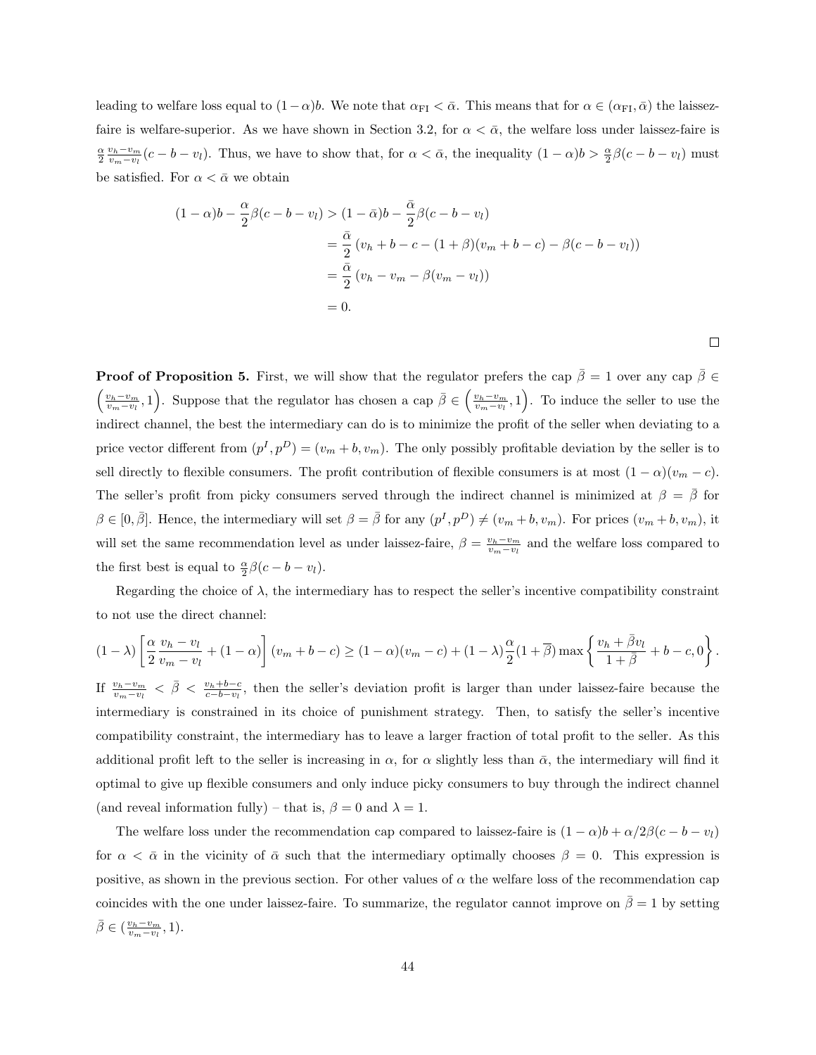leading to welfare loss equal to $(1-\alpha)b$. We note that $\alpha_{\text{FI}} < \bar{\alpha}$. This means that for $\alpha \in (\alpha_{\text{FI}}, \bar{\alpha})$ the laissez-faire is welfare-superior. As we have shown in Section 3.2, for $\alpha < \bar{\alpha}$, the welfare loss under laissez-faire is $\frac{\alpha}{2}\frac{v_h - v_m}{v_m - v_l}(c - b - v_l)$. Thus, we have to show that, for $\alpha < \bar{\alpha}$, the inequality $(1-\alpha)b > \frac{\alpha}{2}\beta(c-b-v_l)$ must be satisfied. For $\alpha < \bar{\alpha}$ we obtain

$$
\begin{aligned}
(1-\alpha)b - \frac{\alpha}{2}\beta(c-b-v_l) &> (1-\bar{\alpha})b - \frac{\bar{\alpha}}{2}\beta(c-b-v_l) \\
&= \frac{\bar{\alpha}}{2}\left(v_h + b - c - (1+\beta)(v_m + b - c) - \beta(c - b - v_l)\right) \\
&= \frac{\bar{\alpha}}{2}\left(v_h - v_m - \beta(v_m - v_l)\right) \\
&= 0.
\end{aligned}
$$

□

**Proof of Proposition 5.** First, we will show that the regulator prefers the cap $\bar{\beta} = 1$ over any cap $\bar{\beta} \in \left(\frac{v_h - v_m}{v_m - v_l}, 1\right)$. Suppose that the regulator has chosen a cap $\bar{\beta} \in \left(\frac{v_h - v_m}{v_m - v_l}, 1\right)$. To induce the seller to use the indirect channel, the best the intermediary can do is to minimize the profit of the seller when deviating to a price vector different from $(p^I, p^D) = (v_m + b, v_m)$. The only possibly profitable deviation by the seller is to sell directly to flexible consumers. The profit contribution of flexible consumers is at most $(1-\alpha)(v_m - c)$. The seller's profit from picky consumers served through the indirect channel is minimized at $\beta = \bar{\beta}$ for $\beta \in [0, \bar{\beta}]$. Hence, the intermediary will set $\beta = \bar{\beta}$ for any $(p^I, p^D) \neq (v_m + b, v_m)$. For prices $(v_m + b, v_m)$, it will set the same recommendation level as under laissez-faire, $\beta = \frac{v_h - v_m}{v_m - v_l}$ and the welfare loss compared to the first best is equal to $\frac{\alpha}{2}\beta(c - b - v_l)$.

Regarding the choice of $\lambda$, the intermediary has to respect the seller's incentive compatibility constraint to not use the direct channel:

$$
(1-\lambda)\left[\frac{\alpha}{2}\frac{v_h - v_l}{v_m - v_l} + (1-\alpha)\right](v_m + b - c) \geq (1-\alpha)(v_m - c) + (1-\lambda)\frac{\alpha}{2}(1+\overline{\beta})\max\left\{\frac{v_h + \bar{\beta}v_l}{1+\bar{\beta}} + b - c, 0\right\}.
$$

If $\frac{v_h - v_m}{v_m - v_l} < \bar{\beta} < \frac{v_h + b - c}{c - b - v_l}$, then the seller's deviation profit is larger than under laissez-faire because the intermediary is constrained in its choice of punishment strategy. Then, to satisfy the seller's incentive compatibility constraint, the intermediary has to leave a larger fraction of total profit to the seller. As this additional profit left to the seller is increasing in $\alpha$, for $\alpha$ slightly less than $\bar{\alpha}$, the intermediary will find it optimal to give up flexible consumers and only induce picky consumers to buy through the indirect channel (and reveal information fully) – that is, $\beta = 0$ and $\lambda = 1$.

The welfare loss under the recommendation cap compared to laissez-faire is $(1-\alpha)b + \alpha/2\beta(c - b - v_l)$ for $\alpha < \bar{\alpha}$ in the vicinity of $\bar{\alpha}$ such that the intermediary optimally chooses $\beta = 0$. This expression is positive, as shown in the previous section. For other values of $\alpha$ the welfare loss of the recommendation cap coincides with the one under laissez-faire. To summarize, the regulator cannot improve on $\bar{\beta} = 1$ by setting $\bar{\beta} \in (\frac{v_h - v_m}{v_m - v_l}, 1)$.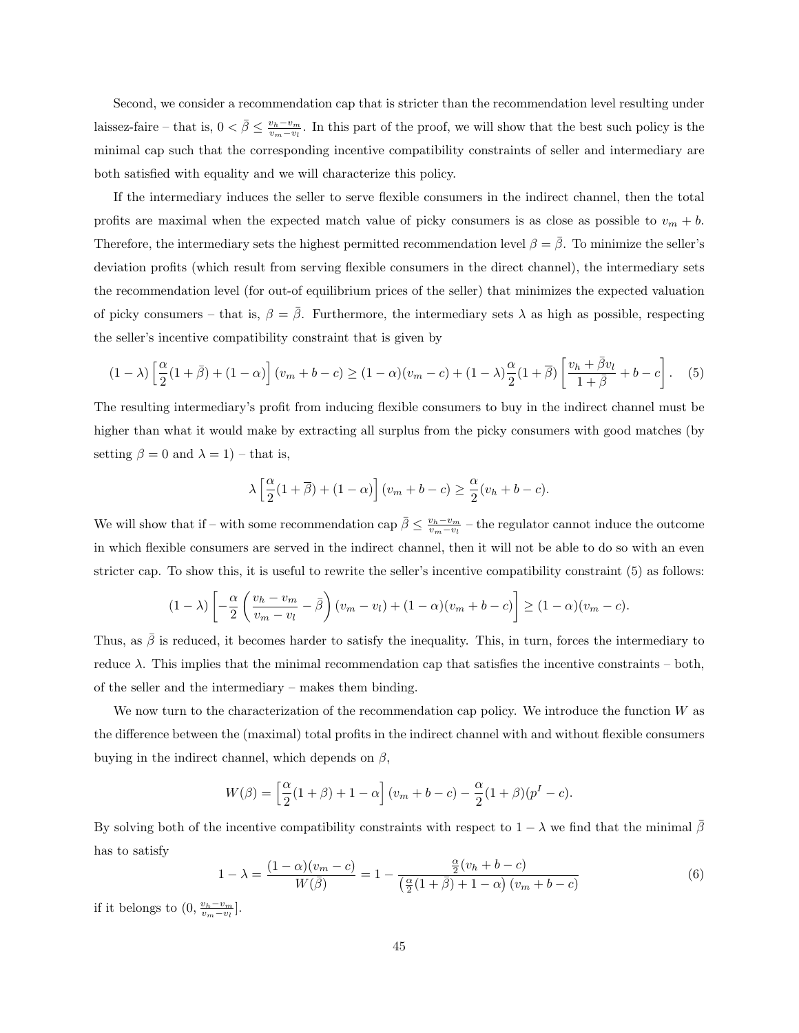Second, we consider a recommendation cap that is stricter than the recommendation level resulting under laissez-faire – that is, $0 < \bar{\beta} \leq \frac{v_h - v_m}{v_m - v_l}$. In this part of the proof, we will show that the best such policy is the minimal cap such that the corresponding incentive compatibility constraints of seller and intermediary are both satisfied with equality and we will characterize this policy.

If the intermediary induces the seller to serve flexible consumers in the indirect channel, then the total profits are maximal when the expected match value of picky consumers is as close as possible to $v_m + b$. Therefore, the intermediary sets the highest permitted recommendation level $\beta = \bar{\beta}$. To minimize the seller's deviation profits (which result from serving flexible consumers in the direct channel), the intermediary sets the recommendation level (for out-of equilibrium prices of the seller) that minimizes the expected valuation of picky consumers – that is, $\beta = \bar{\beta}$. Furthermore, the intermediary sets $\lambda$ as high as possible, respecting the seller's incentive compatibility constraint that is given by

$$(1-\lambda)\left[\frac{\alpha}{2}(1+\bar{\beta}) + (1-\alpha)\right](v_m + b - c) \geq (1-\alpha)(v_m - c) + (1-\lambda)\frac{\alpha}{2}(1+\overline{\beta})\left[\frac{v_h + \bar{\beta} v_l}{1+\bar{\beta}} + b - c\right]. \quad (5)$$

The resulting intermediary's profit from inducing flexible consumers to buy in the indirect channel must be higher than what it would make by extracting all surplus from the picky consumers with good matches (by setting $\beta = 0$ and $\lambda = 1$) – that is,

$$\lambda\left[\frac{\alpha}{2}(1+\overline{\beta}) + (1-\alpha)\right](v_m + b - c) \geq \frac{\alpha}{2}(v_h + b - c).$$

We will show that if – with some recommendation cap $\bar{\beta} \leq \frac{v_h - v_m}{v_m - v_l}$ – the regulator cannot induce the outcome in which flexible consumers are served in the indirect channel, then it will not be able to do so with an even stricter cap. To show this, it is useful to rewrite the seller's incentive compatibility constraint (5) as follows:

$$(1-\lambda)\left[-\frac{\alpha}{2}\left(\frac{v_h - v_m}{v_m - v_l} - \bar{\beta}\right)(v_m - v_l) + (1-\alpha)(v_m + b - c)\right] \geq (1-\alpha)(v_m - c).$$

Thus, as $\bar{\beta}$ is reduced, it becomes harder to satisfy the inequality. This, in turn, forces the intermediary to reduce $\lambda$. This implies that the minimal recommendation cap that satisfies the incentive constraints – both, of the seller and the intermediary – makes them binding.

We now turn to the characterization of the recommendation cap policy. We introduce the function $W$ as the difference between the (maximal) total profits in the indirect channel with and without flexible consumers buying in the indirect channel, which depends on $\beta$,

$$W(\beta) = \left[\frac{\alpha}{2}(1+\beta) + 1 - \alpha\right](v_m + b - c) - \frac{\alpha}{2}(1+\beta)(p^I - c).$$

By solving both of the incentive compatibility constraints with respect to $1-\lambda$ we find that the minimal $\bar{\beta}$ has to satisfy

$$1 - \lambda = \frac{(1-\alpha)(v_m - c)}{W(\bar{\beta})} = 1 - \frac{\frac{\alpha}{2}(v_h + b - c)}{\left(\frac{\alpha}{2}(1+\bar{\beta}) + 1 - \alpha\right)(v_m + b - c)} \quad (6)$$

if it belongs to $(0, \frac{v_h - v_m}{v_m - v_l}]$.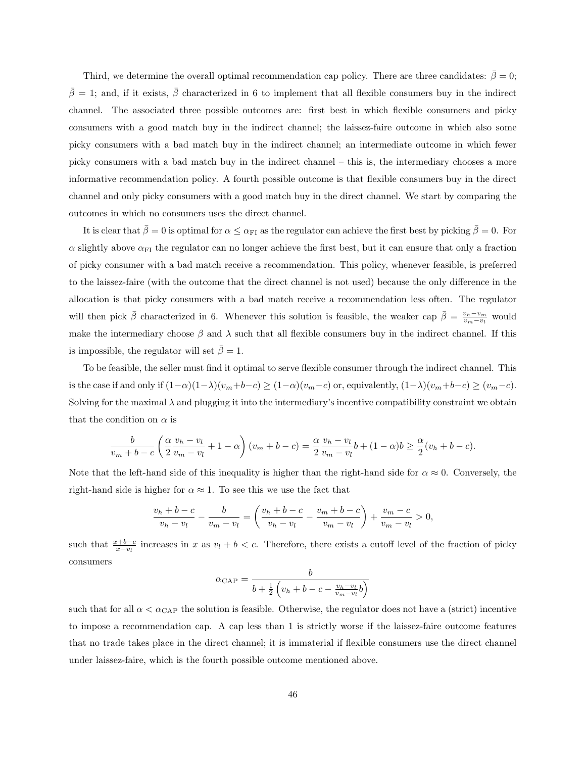Third, we determine the overall optimal recommendation cap policy. There are three candidates: $\bar{\beta} = 0$; $\bar{\beta} = 1$; and, if it exists, $\bar{\beta}$ characterized in 6 to implement that all flexible consumers buy in the indirect channel. The associated three possible outcomes are: first best in which flexible consumers and picky consumers with a good match buy in the indirect channel; the laissez-faire outcome in which also some picky consumers with a bad match buy in the indirect channel; an intermediate outcome in which fewer picky consumers with a bad match buy in the indirect channel – this is, the intermediary chooses a more informative recommendation policy. A fourth possible outcome is that flexible consumers buy in the direct channel and only picky consumers with a good match buy in the direct channel. We start by comparing the outcomes in which no consumers uses the direct channel.

It is clear that $\bar{\beta} = 0$ is optimal for $\alpha \leq \alpha_{\text{FI}}$ as the regulator can achieve the first best by picking $\bar{\beta} = 0$. For $\alpha$ slightly above $\alpha_{\text{FI}}$ the regulator can no longer achieve the first best, but it can ensure that only a fraction of picky consumer with a bad match receive a recommendation. This policy, whenever feasible, is preferred to the laissez-faire (with the outcome that the direct channel is not used) because the only difference in the allocation is that picky consumers with a bad match receive a recommendation less often. The regulator will then pick $\bar{\beta}$ characterized in 6. Whenever this solution is feasible, the weaker cap $\bar{\beta} = \frac{v_h - v_m}{v_m - v_l}$ would make the intermediary choose $\beta$ and $\lambda$ such that all flexible consumers buy in the indirect channel. If this is impossible, the regulator will set $\bar{\beta} = 1$.

To be feasible, the seller must find it optimal to serve flexible consumer through the indirect channel. This is the case if and only if $(1-\alpha)(1-\lambda)(v_m+b-c) \geq (1-\alpha)(v_m-c)$ or, equivalently, $(1-\lambda)(v_m+b-c) \geq (v_m-c)$. Solving for the maximal $\lambda$ and plugging it into the intermediary's incentive compatibility constraint we obtain that the condition on $\alpha$ is

$$\frac{b}{v_m + b - c}\left(\frac{\alpha}{2}\frac{v_h - v_l}{v_m - v_l} + 1 - \alpha\right)(v_m + b - c) = \frac{\alpha}{2}\frac{v_h - v_l}{v_m - v_l}b + (1-\alpha)b \geq \frac{\alpha}{2}(v_h + b - c).$$

Note that the left-hand side of this inequality is higher than the right-hand side for $\alpha \approx 0$. Conversely, the right-hand side is higher for $\alpha \approx 1$. To see this we use the fact that

$$\frac{v_h + b - c}{v_h - v_l} - \frac{b}{v_m - v_l} = \left(\frac{v_h + b - c}{v_h - v_l} - \frac{v_m + b - c}{v_m - v_l}\right) + \frac{v_m - c}{v_m - v_l} > 0,$$

such that $\frac{x+b-c}{x-v_l}$ increases in $x$ as $v_l + b < c$. Therefore, there exists a cutoff level of the fraction of picky consumers

$$\alpha_{\text{CAP}} = \frac{b}{b + \frac{1}{2}\left(v_h + b - c - \frac{v_h - v_l}{v_m - v_l}b\right)}$$

such that for all $\alpha < \alpha_{\text{CAP}}$ the solution is feasible. Otherwise, the regulator does not have a (strict) incentive to impose a recommendation cap. A cap less than 1 is strictly worse if the laissez-faire outcome features that no trade takes place in the direct channel; it is immaterial if flexible consumers use the direct channel under laissez-faire, which is the fourth possible outcome mentioned above.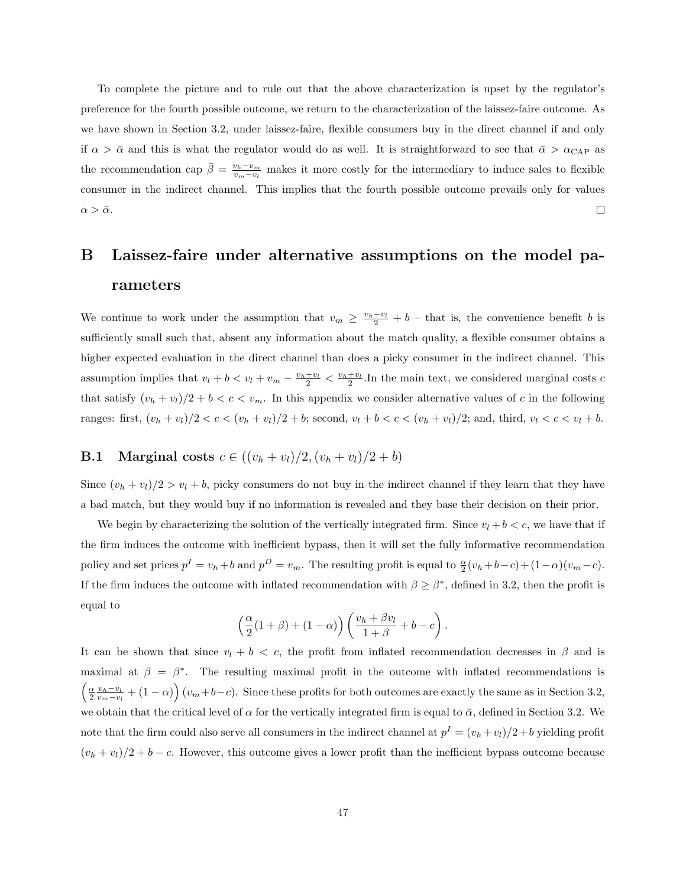To complete the picture and to rule out that the above characterization is upset by the regulator's preference for the fourth possible outcome, we return to the characterization of the laissez-faire outcome. As we have shown in Section 3.2, under laissez-faire, flexible consumers buy in the direct channel if and only if $\alpha > \bar{\alpha}$ and this is what the regulator would do as well. It is straightforward to see that $\bar{\alpha} > \alpha_{\text{CAP}}$ as the recommendation cap $\bar{\beta} = \frac{v_h - v_m}{v_m - v_l}$ makes it more costly for the intermediary to induce sales to flexible consumer in the indirect channel. This implies that the fourth possible outcome prevails only for values $\alpha > \bar{\alpha}$. □

# B Laissez-faire under alternative assumptions on the model parameters

We continue to work under the assumption that $v_m \geq \frac{v_h + v_l}{2} + b$ – that is, the convenience benefit $b$ is sufficiently small such that, absent any information about the match quality, a flexible consumer obtains a higher expected evaluation in the direct channel than does a picky consumer in the indirect channel. This assumption implies that $v_l + b < v_l + v_m - \frac{v_h + v_l}{2} < \frac{v_h + v_l}{2}$.In the main text, we considered marginal costs $c$ that satisfy $(v_h + v_l)/2 + b < c < v_m$. In this appendix we consider alternative values of $c$ in the following ranges: first, $(v_h + v_l)/2 < c < (v_h + v_l)/2 + b$; second, $v_l + b < c < (v_h + v_l)/2$; and, third, $v_l < c < v_l + b$.

## B.1 Marginal costs $c \in ((v_h + v_l)/2, (v_h + v_l)/2 + b)$

Since $(v_h + v_l)/2 > v_l + b$, picky consumers do not buy in the indirect channel if they learn that they have a bad match, but they would buy if no information is revealed and they base their decision on their prior.

We begin by characterizing the solution of the vertically integrated firm. Since $v_l + b < c$, we have that if the firm induces the outcome with inefficient bypass, then it will set the fully informative recommendation policy and set prices $p^I = v_h + b$ and $p^D = v_m$. The resulting profit is equal to $\frac{\alpha}{2}(v_h + b - c) + (1 - \alpha)(v_m - c)$. If the firm induces the outcome with inflated recommendation with $\beta \geq \beta^*$, defined in 3.2, then the profit is equal to

$$\left(\frac{\alpha}{2}(1 + \beta) + (1 - \alpha)\right)\left(\frac{v_h + \beta v_l}{1 + \beta} + b - c\right).$$

It can be shown that since $v_l + b < c$, the profit from inflated recommendation decreases in $\beta$ and is maximal at $\beta = \beta^*$. The resulting maximal profit in the outcome with inflated recommendations is $\left(\frac{\alpha}{2}\frac{v_h - v_l}{v_m - v_l} + (1 - \alpha)\right)(v_m + b - c)$. Since these profits for both outcomes are exactly the same as in Section 3.2, we obtain that the critical level of $\alpha$ for the vertically integrated firm is equal to $\bar{\alpha}$, defined in Section 3.2. We note that the firm could also serve all consumers in the indirect channel at $p^I = (v_h + v_l)/2 + b$ yielding profit $(v_h + v_l)/2 + b - c$. However, this outcome gives a lower profit than the inefficient bypass outcome because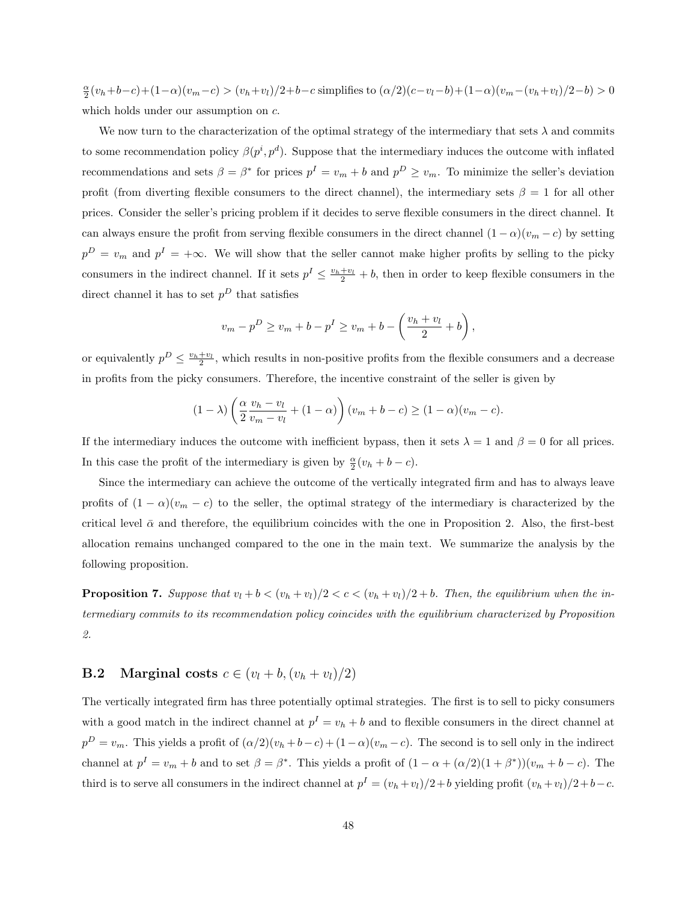$\frac{\alpha}{2}(v_h+b-c)+(1-\alpha)(v_m-c) > (v_h+v_l)/2+b-c$ simplifies to $(\alpha/2)(c-v_l-b)+(1-\alpha)(v_m-(v_h+v_l)/2-b) > 0$ which holds under our assumption on $c$.

We now turn to the characterization of the optimal strategy of the intermediary that sets $\lambda$ and commits to some recommendation policy $\beta(p^i, p^d)$. Suppose that the intermediary induces the outcome with inflated recommendations and sets $\beta = \beta^*$ for prices $p^I = v_m + b$ and $p^D \geq v_m$. To minimize the seller's deviation profit (from diverting flexible consumers to the direct channel), the intermediary sets $\beta = 1$ for all other prices. Consider the seller's pricing problem if it decides to serve flexible consumers in the direct channel. It can always ensure the profit from serving flexible consumers in the direct channel $(1-\alpha)(v_m - c)$ by setting $p^D = v_m$ and $p^I = +\infty$. We will show that the seller cannot make higher profits by selling to the picky consumers in the indirect channel. If it sets $p^I \leq \frac{v_h+v_l}{2} + b$, then in order to keep flexible consumers in the direct channel it has to set $p^D$ that satisfies

$$v_m - p^D \geq v_m + b - p^I \geq v_m + b - \left(\frac{v_h + v_l}{2} + b\right),$$

or equivalently $p^D \leq \frac{v_h+v_l}{2}$, which results in non-positive profits from the flexible consumers and a decrease in profits from the picky consumers. Therefore, the incentive constraint of the seller is given by

$$(1-\lambda)\left(\frac{\alpha}{2}\frac{v_h - v_l}{v_m - v_l} + (1-\alpha)\right)(v_m + b - c) \geq (1-\alpha)(v_m - c).$$

If the intermediary induces the outcome with inefficient bypass, then it sets $\lambda = 1$ and $\beta = 0$ for all prices. In this case the profit of the intermediary is given by $\frac{\alpha}{2}(v_h + b - c)$.

Since the intermediary can achieve the outcome of the vertically integrated firm and has to always leave profits of $(1-\alpha)(v_m - c)$ to the seller, the optimal strategy of the intermediary is characterized by the critical level $\bar{\alpha}$ and therefore, the equilibrium coincides with the one in Proposition 2. Also, the first-best allocation remains unchanged compared to the one in the main text. We summarize the analysis by the following proposition.

**Proposition 7.** *Suppose that $v_l + b < (v_h + v_l)/2 < c < (v_h + v_l)/2 + b$. Then, the equilibrium when the intermediary commits to its recommendation policy coincides with the equilibrium characterized by Proposition 2.*

## B.2 Marginal costs $c \in (v_l + b, (v_h + v_l)/2)$

The vertically integrated firm has three potentially optimal strategies. The first is to sell to picky consumers with a good match in the indirect channel at $p^I = v_h + b$ and to flexible consumers in the direct channel at $p^D = v_m$. This yields a profit of $(\alpha/2)(v_h + b - c) + (1-\alpha)(v_m - c)$. The second is to sell only in the indirect channel at $p^I = v_m + b$ and to set $\beta = \beta^*$. This yields a profit of $(1 - \alpha + (\alpha/2)(1+\beta^*))(v_m + b - c)$. The third is to serve all consumers in the indirect channel at $p^I = (v_h + v_l)/2 + b$ yielding profit $(v_h + v_l)/2 + b - c$.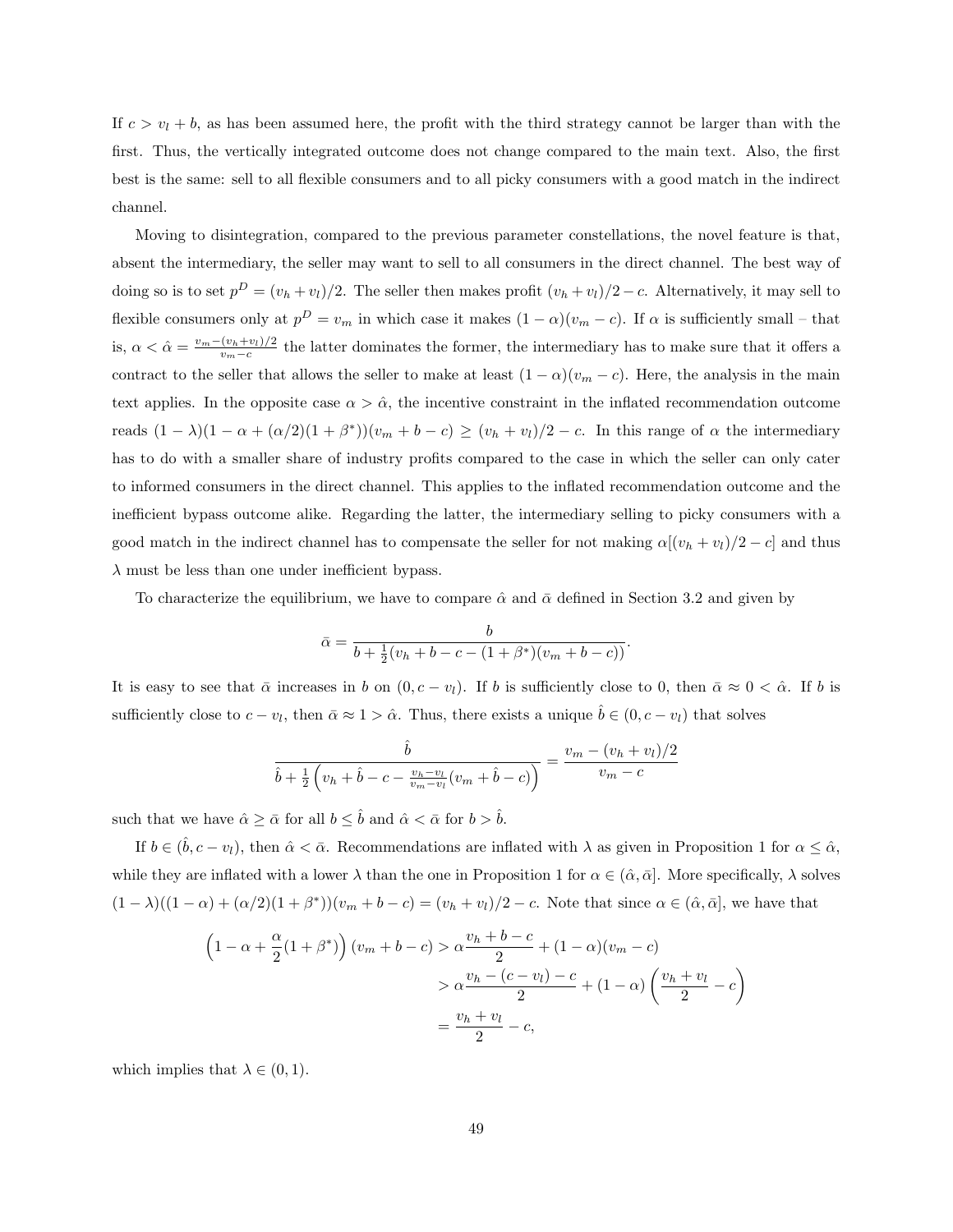If $c > v_l + b$, as has been assumed here, the profit with the third strategy cannot be larger than with the first. Thus, the vertically integrated outcome does not change compared to the main text. Also, the first best is the same: sell to all flexible consumers and to all picky consumers with a good match in the indirect channel.

Moving to disintegration, compared to the previous parameter constellations, the novel feature is that, absent the intermediary, the seller may want to sell to all consumers in the direct channel. The best way of doing so is to set $p^D = (v_h + v_l)/2$. The seller then makes profit $(v_h + v_l)/2 - c$. Alternatively, it may sell to flexible consumers only at $p^D = v_m$ in which case it makes $(1-\alpha)(v_m - c)$. If $\alpha$ is sufficiently small – that is, $\alpha < \hat{\alpha} = \frac{v_m - (v_h+v_l)/2}{v_m - c}$ the latter dominates the former, the intermediary has to make sure that it offers a contract to the seller that allows the seller to make at least $(1-\alpha)(v_m - c)$. Here, the analysis in the main text applies. In the opposite case $\alpha > \hat{\alpha}$, the incentive constraint in the inflated recommendation outcome reads $(1-\lambda)(1-\alpha+(\alpha/2)(1+\beta^*))(v_m + b - c) \geq (v_h + v_l)/2 - c$. In this range of $\alpha$ the intermediary has to do with a smaller share of industry profits compared to the case in which the seller can only cater to informed consumers in the direct channel. This applies to the inflated recommendation outcome and the inefficient bypass outcome alike. Regarding the latter, the intermediary selling to picky consumers with a good match in the indirect channel has to compensate the seller for not making $\alpha[(v_h + v_l)/2 - c]$ and thus $\lambda$ must be less than one under inefficient bypass.

To characterize the equilibrium, we have to compare $\hat{\alpha}$ and $\bar{\alpha}$ defined in Section 3.2 and given by

$$\bar{\alpha} = \frac{b}{b + \frac{1}{2}(v_h + b - c - (1+\beta^*)(v_m + b - c))}.$$

It is easy to see that $\bar{\alpha}$ increases in $b$ on $(0, c - v_l)$. If $b$ is sufficiently close to 0, then $\bar{\alpha} \approx 0 < \hat{\alpha}$. If $b$ is sufficiently close to $c - v_l$, then $\bar{\alpha} \approx 1 > \hat{\alpha}$. Thus, there exists a unique $\hat{b} \in (0, c - v_l)$ that solves

$$\frac{\hat{b}}{\hat{b} + \frac{1}{2}\left(v_h + \hat{b} - c - \frac{v_h - v_l}{v_m - v_l}(v_m + \hat{b} - c)\right)} = \frac{v_m - (v_h + v_l)/2}{v_m - c}$$

such that we have $\hat{\alpha} \geq \bar{\alpha}$ for all $b \leq \hat{b}$ and $\hat{\alpha} < \bar{\alpha}$ for $b > \hat{b}$.

If $b \in (\hat{b}, c - v_l)$, then $\hat{\alpha} < \bar{\alpha}$. Recommendations are inflated with $\lambda$ as given in Proposition 1 for $\alpha \leq \hat{\alpha}$, while they are inflated with a lower $\lambda$ than the one in Proposition 1 for $\alpha \in (\hat{\alpha}, \bar{\alpha}]$. More specifically, $\lambda$ solves $(1-\lambda)((1-\alpha) + (\alpha/2)(1+\beta^*))(v_m + b - c) = (v_h + v_l)/2 - c$. Note that since $\alpha \in (\hat{\alpha}, \bar{\alpha}]$, we have that

$$\begin{aligned}
\left(1 - \alpha + \frac{\alpha}{2}(1+\beta^*)\right)(v_m + b - c) &> \alpha \frac{v_h + b - c}{2} + (1-\alpha)(v_m - c) \\
&> \alpha \frac{v_h - (c - v_l) - c}{2} + (1-\alpha)\left(\frac{v_h + v_l}{2} - c\right) \\
&= \frac{v_h + v_l}{2} - c,
\end{aligned}$$

which implies that $\lambda \in (0, 1)$.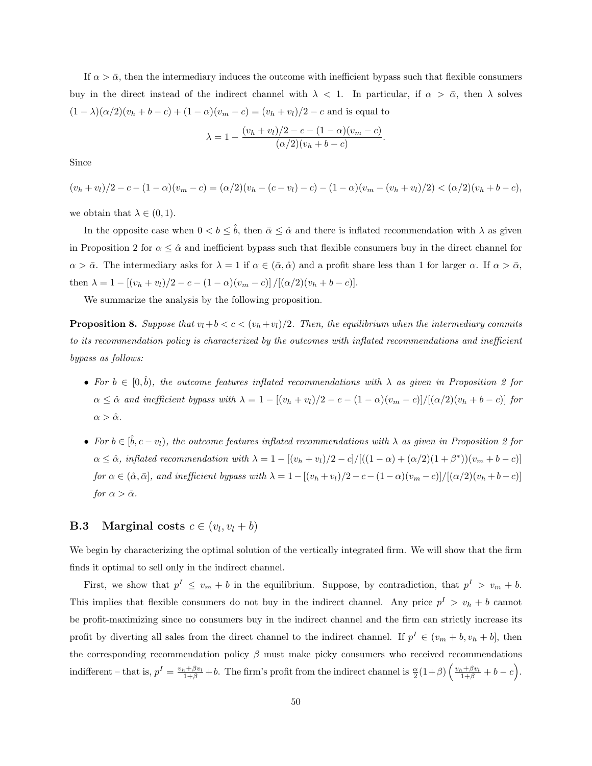If $\alpha > \bar{\alpha}$, then the intermediary induces the outcome with inefficient bypass such that flexible consumers buy in the direct instead of the indirect channel with $\lambda < 1$. In particular, if $\alpha > \bar{\alpha}$, then $\lambda$ solves $(1 - \lambda)(\alpha/2)(v_h + b - c) + (1 - \alpha)(v_m - c) = (v_h + v_l)/2 - c$ and is equal to

$$\lambda = 1 - \frac{(v_h + v_l)/2 - c - (1 - \alpha)(v_m - c)}{(\alpha/2)(v_h + b - c)}.$$

Since

$$(v_h + v_l)/2 - c - (1 - \alpha)(v_m - c) = (\alpha/2)(v_h - (c - v_l) - c) - (1 - \alpha)(v_m - (v_h + v_l)/2) < (\alpha/2)(v_h + b - c),$$

we obtain that $\lambda \in (0, 1)$.

In the opposite case when $0 < b \leq \hat{b}$, then $\bar{\alpha} \leq \hat{\alpha}$ and there is inflated recommendation with $\lambda$ as given in Proposition 2 for $\alpha \leq \hat{\alpha}$ and inefficient bypass such that flexible consumers buy in the direct channel for $\alpha > \bar{\alpha}$. The intermediary asks for $\lambda = 1$ if $\alpha \in (\bar{\alpha}, \hat{\alpha})$ and a profit share less than 1 for larger $\alpha$. If $\alpha > \bar{\alpha}$, then $\lambda = 1 - [(v_h + v_l)/2 - c - (1 - \alpha)(v_m - c)] / [(\alpha/2)(v_h + b - c)]$.

We summarize the analysis by the following proposition.

**Proposition 8.** *Suppose that $v_l + b < c < (v_h + v_l)/2$. Then, the equilibrium when the intermediary commits to its recommendation policy is characterized by the outcomes with inflated recommendations and inefficient bypass as follows:*

- *For $b \in [0, \hat{b})$, the outcome features inflated recommendations with $\lambda$ as given in Proposition 2 for $\alpha \leq \hat{\alpha}$ and inefficient bypass with $\lambda = 1 - [(v_h + v_l)/2 - c - (1 - \alpha)(v_m - c)]/[(\alpha/2)(v_h + b - c)]$ for $\alpha > \hat{\alpha}$.*
- *For $b \in [\hat{b}, c - v_l)$, the outcome features inflated recommendations with $\lambda$ as given in Proposition 2 for $\alpha \leq \hat{\alpha}$, inflated recommendation with $\lambda = 1 - [(v_h + v_l)/2 - c]/[((1 - \alpha) + (\alpha/2)(1 + \beta^*))(v_m + b - c)]$ for $\alpha \in (\hat{\alpha}, \bar{\alpha}]$, and inefficient bypass with $\lambda = 1 - [(v_h + v_l)/2 - c - (1 - \alpha)(v_m - c)]/[(\alpha/2)(v_h + b - c)]$ for $\alpha > \bar{\alpha}$.*

## B.3 Marginal costs $c \in (v_l, v_l + b)$

We begin by characterizing the optimal solution of the vertically integrated firm. We will show that the firm finds it optimal to sell only in the indirect channel.

First, we show that $p^I \leq v_m + b$ in the equilibrium. Suppose, by contradiction, that $p^I > v_m + b$. This implies that flexible consumers do not buy in the indirect channel. Any price $p^I > v_h + b$ cannot be profit-maximizing since no consumers buy in the indirect channel and the firm can strictly increase its profit by diverting all sales from the direct channel to the indirect channel. If $p^I \in (v_m + b, v_h + b]$, then the corresponding recommendation policy $\beta$ must make picky consumers who received recommendations indifferent – that is, $p^I = \frac{v_h + \beta v_l}{1+\beta} + b$. The firm's profit from the indirect channel is $\frac{\alpha}{2}(1+\beta)\left(\frac{v_h + \beta v_l}{1+\beta} + b - c\right)$.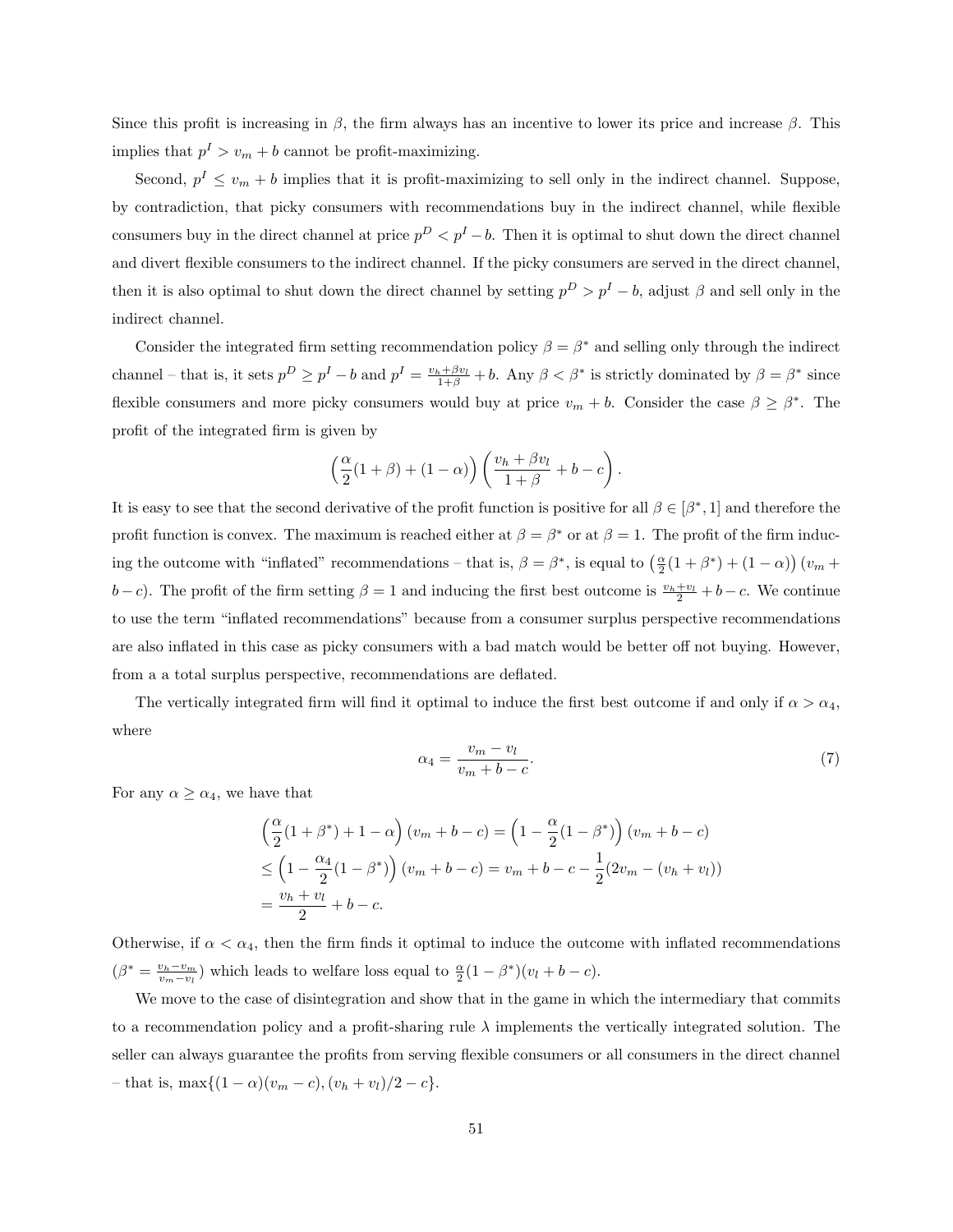Since this profit is increasing in $\beta$, the firm always has an incentive to lower its price and increase $\beta$. This implies that $p^I > v_m + b$ cannot be profit-maximizing.

Second, $p^I \leq v_m + b$ implies that it is profit-maximizing to sell only in the indirect channel. Suppose, by contradiction, that picky consumers with recommendations buy in the indirect channel, while flexible consumers buy in the direct channel at price $p^D < p^I - b$. Then it is optimal to shut down the direct channel and divert flexible consumers to the indirect channel. If the picky consumers are served in the direct channel, then it is also optimal to shut down the direct channel by setting $p^D > p^I - b$, adjust $\beta$ and sell only in the indirect channel.

Consider the integrated firm setting recommendation policy $\beta = \beta^*$ and selling only through the indirect channel – that is, it sets $p^D \geq p^I - b$ and $p^I = \frac{v_h + \beta v_l}{1+\beta} + b$. Any $\beta < \beta^*$ is strictly dominated by $\beta = \beta^*$ since flexible consumers and more picky consumers would buy at price $v_m + b$. Consider the case $\beta \geq \beta^*$. The profit of the integrated firm is given by

$$\left(\frac{\alpha}{2}(1+\beta) + (1-\alpha)\right)\left(\frac{v_h + \beta v_l}{1+\beta} + b - c\right).$$

It is easy to see that the second derivative of the profit function is positive for all $\beta \in [\beta^*, 1]$ and therefore the profit function is convex. The maximum is reached either at $\beta = \beta^*$ or at $\beta = 1$. The profit of the firm inducing the outcome with "inflated" recommendations – that is, $\beta = \beta^*$, is equal to $\left(\frac{\alpha}{2}(1+\beta^*) + (1-\alpha)\right)(v_m + b - c)$. The profit of the firm setting $\beta = 1$ and inducing the first best outcome is $\frac{v_h+v_l}{2} + b - c$. We continue to use the term "inflated recommendations" because from a consumer surplus perspective recommendations are also inflated in this case as picky consumers with a bad match would be better off not buying. However, from a a total surplus perspective, recommendations are deflated.

The vertically integrated firm will find it optimal to induce the first best outcome if and only if $\alpha > \alpha_4$, where

$$\alpha_4 = \frac{v_m - v_l}{v_m + b - c}. \tag{7}$$

For any $\alpha \geq \alpha_4$, we have that

$$\begin{aligned}
&\left(\frac{\alpha}{2}(1+\beta^*) + 1 - \alpha\right)(v_m + b - c) = \left(1 - \frac{\alpha}{2}(1-\beta^*)\right)(v_m + b - c) \\
&\leq \left(1 - \frac{\alpha_4}{2}(1-\beta^*)\right)(v_m + b - c) = v_m + b - c - \frac{1}{2}(2v_m - (v_h + v_l)) \\
&= \frac{v_h + v_l}{2} + b - c.
\end{aligned}$$

Otherwise, if $\alpha < \alpha_4$, then the firm finds it optimal to induce the outcome with inflated recommendations ($\beta^* = \frac{v_h - v_m}{v_m - v_l}$) which leads to welfare loss equal to $\frac{\alpha}{2}(1-\beta^*)(v_l + b - c)$.

We move to the case of disintegration and show that in the game in which the intermediary that commits to a recommendation policy and a profit-sharing rule $\lambda$ implements the vertically integrated solution. The seller can always guarantee the profits from serving flexible consumers or all consumers in the direct channel – that is, $\max\{(1-\alpha)(v_m - c), (v_h + v_l)/2 - c\}$.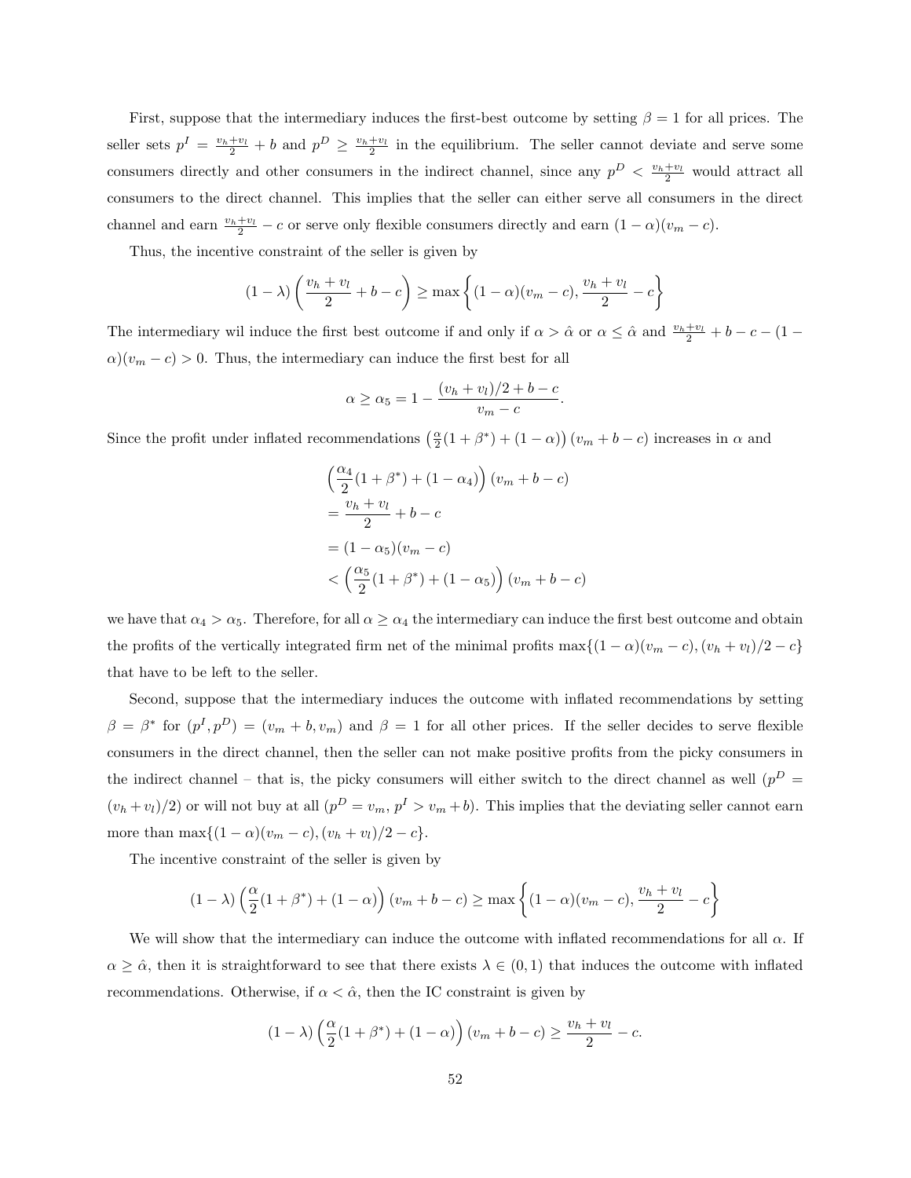First, suppose that the intermediary induces the first-best outcome by setting $\beta = 1$ for all prices. The seller sets $p^I = \frac{v_h+v_l}{2} + b$ and $p^D \geq \frac{v_h+v_l}{2}$ in the equilibrium. The seller cannot deviate and serve some consumers directly and other consumers in the indirect channel, since any $p^D < \frac{v_h+v_l}{2}$ would attract all consumers to the direct channel. This implies that the seller can either serve all consumers in the direct channel and earn $\frac{v_h+v_l}{2} - c$ or serve only flexible consumers directly and earn $(1-\alpha)(v_m - c)$.

Thus, the incentive constraint of the seller is given by

$$(1-\lambda)\left(\frac{v_h+v_l}{2} + b - c\right) \geq \max\left\{(1-\alpha)(v_m - c), \frac{v_h+v_l}{2} - c\right\}$$

The intermediary wil induce the first best outcome if and only if $\alpha > \hat{\alpha}$ or $\alpha \leq \hat{\alpha}$ and $\frac{v_h+v_l}{2} + b - c - (1-\alpha)(v_m - c) > 0$. Thus, the intermediary can induce the first best for all

$$\alpha \geq \alpha_5 = 1 - \frac{(v_h+v_l)/2 + b - c}{v_m - c}.$$

Since the profit under inflated recommendations $\left(\frac{\alpha}{2}(1+\beta^*) + (1-\alpha)\right)(v_m + b - c)$ increases in $\alpha$ and

$$\begin{aligned}
&\left(\frac{\alpha_4}{2}(1+\beta^*) + (1-\alpha_4)\right)(v_m + b - c) \\
&= \frac{v_h+v_l}{2} + b - c \\
&= (1-\alpha_5)(v_m - c) \\
&< \left(\frac{\alpha_5}{2}(1+\beta^*) + (1-\alpha_5)\right)(v_m + b - c)
\end{aligned}$$

we have that $\alpha_4 > \alpha_5$. Therefore, for all $\alpha \geq \alpha_4$ the intermediary can induce the first best outcome and obtain the profits of the vertically integrated firm net of the minimal profits $\max\{(1-\alpha)(v_m - c), (v_h+v_l)/2 - c\}$ that have to be left to the seller.

Second, suppose that the intermediary induces the outcome with inflated recommendations by setting $\beta = \beta^*$ for $(p^I, p^D) = (v_m + b, v_m)$ and $\beta = 1$ for all other prices. If the seller decides to serve flexible consumers in the direct channel, then the seller can not make positive profits from the picky consumers in the indirect channel – that is, the picky consumers will either switch to the direct channel as well ($p^D = (v_h+v_l)/2$) or will not buy at all ($p^D = v_m$, $p^I > v_m + b$). This implies that the deviating seller cannot earn more than $\max\{(1-\alpha)(v_m - c), (v_h+v_l)/2 - c\}$.

The incentive constraint of the seller is given by

$$(1-\lambda)\left(\frac{\alpha}{2}(1+\beta^*) + (1-\alpha)\right)(v_m + b - c) \geq \max\left\{(1-\alpha)(v_m - c), \frac{v_h+v_l}{2} - c\right\}$$

We will show that the intermediary can induce the outcome with inflated recommendations for all $\alpha$. If $\alpha \geq \hat{\alpha}$, then it is straightforward to see that there exists $\lambda \in (0,1)$ that induces the outcome with inflated recommendations. Otherwise, if $\alpha < \hat{\alpha}$, then the IC constraint is given by

$$(1-\lambda)\left(\frac{\alpha}{2}(1+\beta^*) + (1-\alpha)\right)(v_m + b - c) \geq \frac{v_h+v_l}{2} - c.$$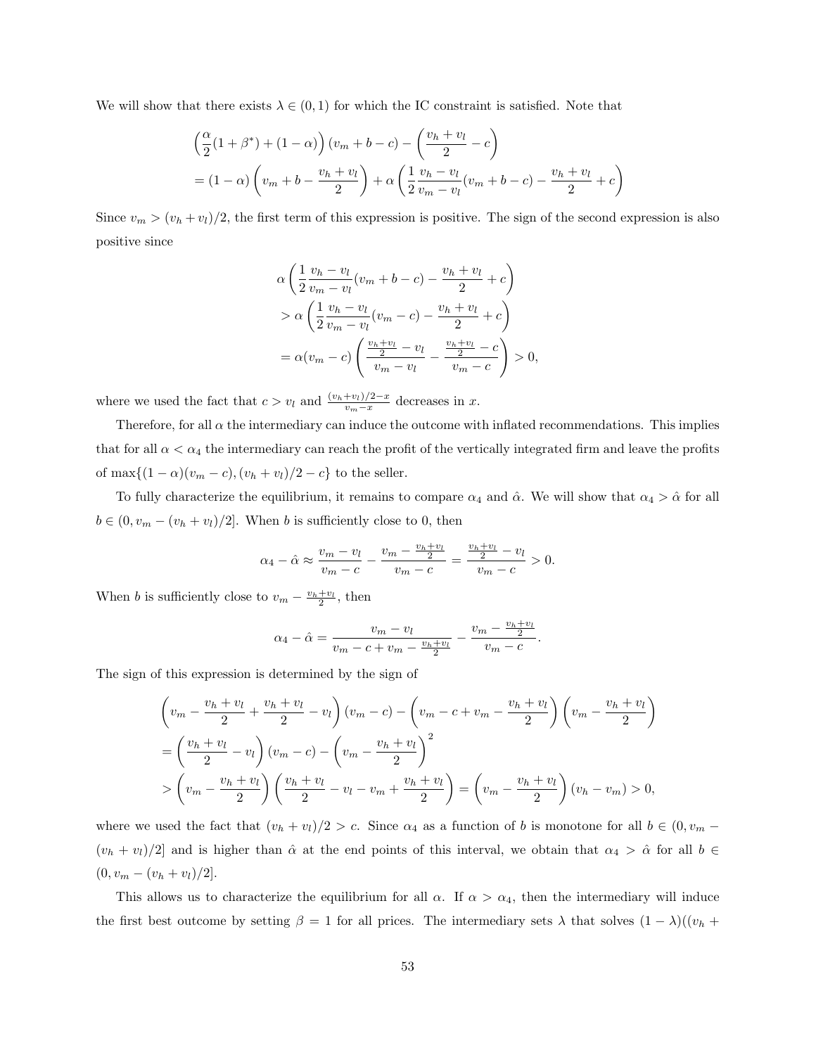We will show that there exists $\lambda \in (0,1)$ for which the IC constraint is satisfied. Note that

$$
\begin{aligned}
&\left(\frac{\alpha}{2}(1+\beta^*) + (1-\alpha)\right)(v_m + b - c) - \left(\frac{v_h + v_l}{2} - c\right) \\
&= (1-\alpha)\left(v_m + b - \frac{v_h + v_l}{2}\right) + \alpha\left(\frac{1}{2}\frac{v_h - v_l}{v_m - v_l}(v_m + b - c) - \frac{v_h + v_l}{2} + c\right)
\end{aligned}
$$

Since $v_m > (v_h + v_l)/2$, the first term of this expression is positive. The sign of the second expression is also positive since

$$
\begin{aligned}
&\alpha\left(\frac{1}{2}\frac{v_h - v_l}{v_m - v_l}(v_m + b - c) - \frac{v_h + v_l}{2} + c\right) \\
&> \alpha\left(\frac{1}{2}\frac{v_h - v_l}{v_m - v_l}(v_m - c) - \frac{v_h + v_l}{2} + c\right) \\
&= \alpha(v_m - c)\left(\frac{\frac{v_h + v_l}{2} - v_l}{v_m - v_l} - \frac{\frac{v_h + v_l}{2} - c}{v_m - c}\right) > 0,
\end{aligned}
$$

where we used the fact that $c > v_l$ and $\frac{(v_h+v_l)/2 - x}{v_m - x}$ decreases in $x$.

Therefore, for all $\alpha$ the intermediary can induce the outcome with inflated recommendations. This implies that for all $\alpha < \alpha_4$ the intermediary can reach the profit of the vertically integrated firm and leave the profits of $\max\{(1-\alpha)(v_m - c), (v_h + v_l)/2 - c\}$ to the seller.

To fully characterize the equilibrium, it remains to compare $\alpha_4$ and $\hat{\alpha}$. We will show that $\alpha_4 > \hat{\alpha}$ for all $b \in (0, v_m - (v_h + v_l)/2]$. When $b$ is sufficiently close to 0, then

$$
\alpha_4 - \hat{\alpha} \approx \frac{v_m - v_l}{v_m - c} - \frac{v_m - \frac{v_h + v_l}{2}}{v_m - c} = \frac{\frac{v_h + v_l}{2} - v_l}{v_m - c} > 0.
$$

When $b$ is sufficiently close to $v_m - \frac{v_h + v_l}{2}$, then

$$
\alpha_4 - \hat{\alpha} = \frac{v_m - v_l}{v_m - c + v_m - \frac{v_h + v_l}{2}} - \frac{v_m - \frac{v_h + v_l}{2}}{v_m - c}.
$$

The sign of this expression is determined by the sign of

$$
\begin{aligned}
&\left(v_m - \frac{v_h + v_l}{2} + \frac{v_h + v_l}{2} - v_l\right)(v_m - c) - \left(v_m - c + v_m - \frac{v_h + v_l}{2}\right)\left(v_m - \frac{v_h + v_l}{2}\right) \\
&= \left(\frac{v_h + v_l}{2} - v_l\right)(v_m - c) - \left(v_m - \frac{v_h + v_l}{2}\right)^2 \\
&> \left(v_m - \frac{v_h + v_l}{2}\right)\left(\frac{v_h + v_l}{2} - v_l - v_m + \frac{v_h + v_l}{2}\right) = \left(v_m - \frac{v_h + v_l}{2}\right)(v_h - v_m) > 0,
\end{aligned}
$$

where we used the fact that $(v_h + v_l)/2 > c$. Since $\alpha_4$ as a function of $b$ is monotone for all $b \in (0, v_m - (v_h + v_l)/2]$ and is higher than $\hat{\alpha}$ at the end points of this interval, we obtain that $\alpha_4 > \hat{\alpha}$ for all $b \in (0, v_m - (v_h + v_l)/2]$.

This allows us to characterize the equilibrium for all $\alpha$. If $\alpha > \alpha_4$, then the intermediary will induce the first best outcome by setting $\beta = 1$ for all prices. The intermediary sets $\lambda$ that solves $(1-\lambda)((v_h +$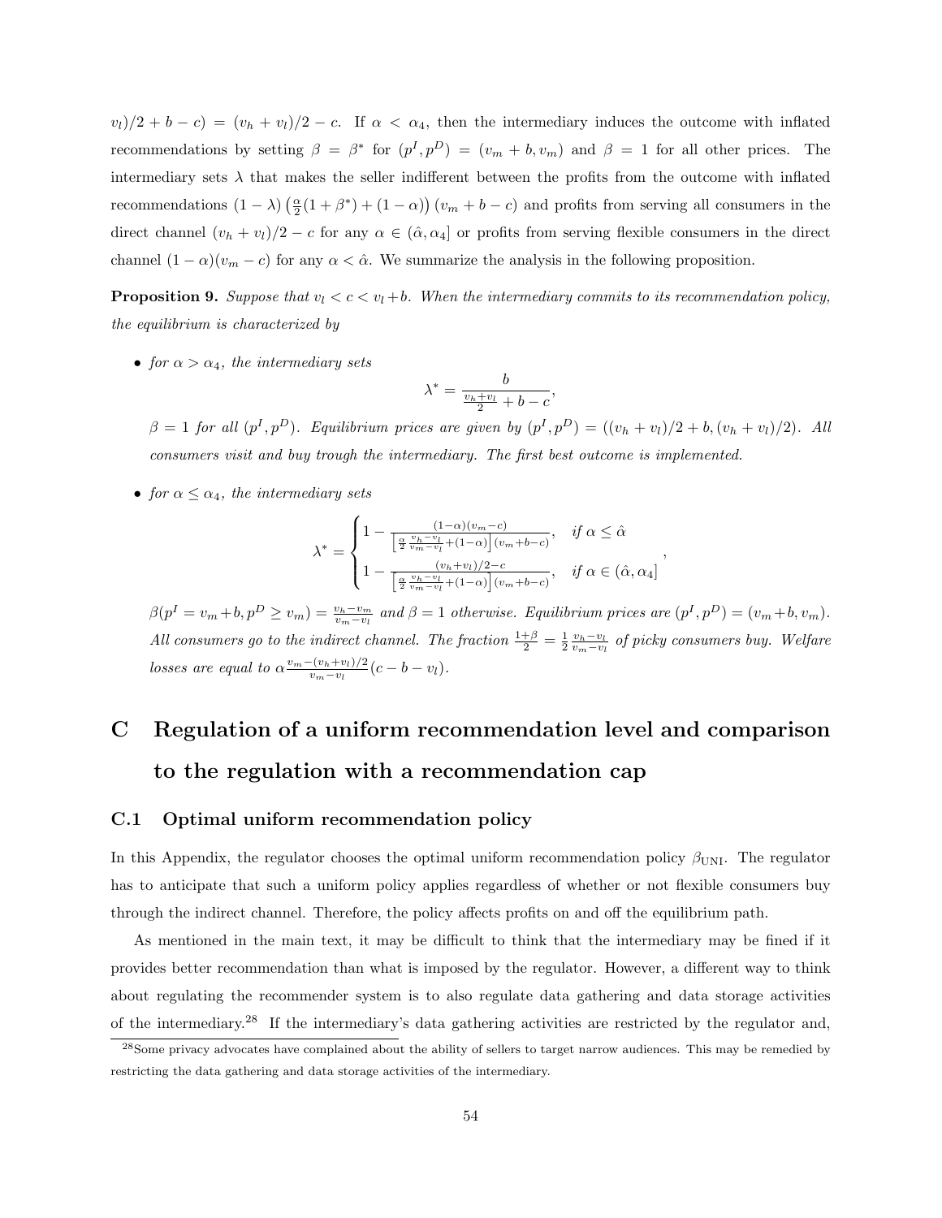$v_l)/2 + b - c) = (v_h + v_l)/2 - c$. If $\alpha < \alpha_4$, then the intermediary induces the outcome with inflated recommendations by setting $\beta = \beta^*$ for $(p^I, p^D) = (v_m + b, v_m)$ and $\beta = 1$ for all other prices. The intermediary sets $\lambda$ that makes the seller indifferent between the profits from the outcome with inflated recommendations $(1-\lambda)\left(\frac{\alpha}{2}(1+\beta^*) + (1-\alpha)\right)(v_m + b - c)$ and profits from serving all consumers in the direct channel $(v_h + v_l)/2 - c$ for any $\alpha \in (\hat{\alpha}, \alpha_4]$ or profits from serving flexible consumers in the direct channel $(1-\alpha)(v_m - c)$ for any $\alpha < \hat{\alpha}$. We summarize the analysis in the following proposition.

**Proposition 9.** *Suppose that $v_l < c < v_l + b$. When the intermediary commits to its recommendation policy, the equilibrium is characterized by*

- *for $\alpha > \alpha_4$, the intermediary sets*

$$\lambda^* = \frac{b}{\frac{v_h + v_l}{2} + b - c},$$

*$\beta = 1$ for all $(p^I, p^D)$. Equilibrium prices are given by $(p^I, p^D) = ((v_h + v_l)/2 + b, (v_h + v_l)/2)$. All consumers visit and buy trough the intermediary. The first best outcome is implemented.*

- *for $\alpha \leq \alpha_4$, the intermediary sets*

$$\lambda^* = \begin{cases} 1 - \frac{(1-\alpha)(v_m - c)}{\left[\frac{\alpha}{2}\frac{v_h - v_l}{v_m - v_l} + (1-\alpha)\right](v_m + b - c)}, & \text{if } \alpha \leq \hat{\alpha} \\ 1 - \frac{(v_h + v_l)/2 - c}{\left[\frac{\alpha}{2}\frac{v_h - v_l}{v_m - v_l} + (1-\alpha)\right](v_m + b - c)}, & \text{if } \alpha \in (\hat{\alpha}, \alpha_4] \end{cases},$$

*$\beta(p^I = v_m + b, p^D \geq v_m) = \frac{v_h - v_m}{v_m - v_l}$ and $\beta = 1$ otherwise. Equilibrium prices are $(p^I, p^D) = (v_m + b, v_m)$. All consumers go to the indirect channel. The fraction $\frac{1+\beta}{2} = \frac{1}{2}\frac{v_h - v_l}{v_m - v_l}$ of picky consumers buy. Welfare losses are equal to $\alpha\frac{v_m - (v_h + v_l)/2}{v_m - v_l}(c - b - v_l)$.*

# C Regulation of a uniform recommendation level and comparison to the regulation with a recommendation cap

## C.1 Optimal uniform recommendation policy

In this Appendix, the regulator chooses the optimal uniform recommendation policy $\beta_{\text{UNI}}$. The regulator has to anticipate that such a uniform policy applies regardless of whether or not flexible consumers buy through the indirect channel. Therefore, the policy affects profits on and off the equilibrium path.

As mentioned in the main text, it may be difficult to think that the intermediary may be fined if it provides better recommendation than what is imposed by the regulator. However, a different way to think about regulating the recommender system is to also regulate data gathering and data storage activities of the intermediary.[28] If the intermediary's data gathering activities are restricted by the regulator and,

[28] Some privacy advocates have complained about the ability of sellers to target narrow audiences. This may be remedied by restricting the data gathering and data storage activities of the intermediary.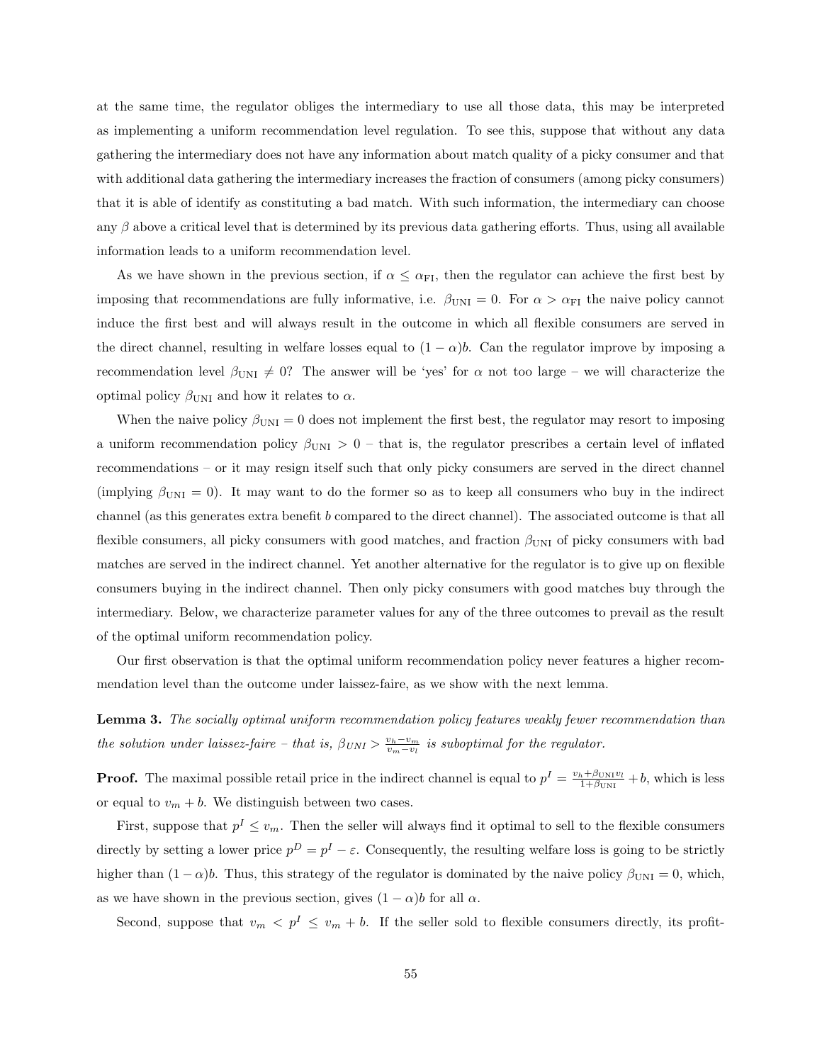at the same time, the regulator obliges the intermediary to use all those data, this may be interpreted as implementing a uniform recommendation level regulation. To see this, suppose that without any data gathering the intermediary does not have any information about match quality of a picky consumer and that with additional data gathering the intermediary increases the fraction of consumers (among picky consumers) that it is able of identify as constituting a bad match. With such information, the intermediary can choose any $\beta$ above a critical level that is determined by its previous data gathering efforts. Thus, using all available information leads to a uniform recommendation level.

As we have shown in the previous section, if $\alpha \leq \alpha_{\text{FI}}$, then the regulator can achieve the first best by imposing that recommendations are fully informative, i.e. $\beta_{\text{UNI}} = 0$. For $\alpha > \alpha_{\text{FI}}$ the naive policy cannot induce the first best and will always result in the outcome in which all flexible consumers are served in the direct channel, resulting in welfare losses equal to $(1-\alpha)b$. Can the regulator improve by imposing a recommendation level $\beta_{\text{UNI}} \neq 0$? The answer will be 'yes' for $\alpha$ not too large – we will characterize the optimal policy $\beta_{\text{UNI}}$ and how it relates to $\alpha$.

When the naive policy $\beta_{\text{UNI}} = 0$ does not implement the first best, the regulator may resort to imposing a uniform recommendation policy $\beta_{\text{UNI}} > 0$ – that is, the regulator prescribes a certain level of inflated recommendations – or it may resign itself such that only picky consumers are served in the direct channel (implying $\beta_{\text{UNI}} = 0$). It may want to do the former so as to keep all consumers who buy in the indirect channel (as this generates extra benefit $b$ compared to the direct channel). The associated outcome is that all flexible consumers, all picky consumers with good matches, and fraction $\beta_{\text{UNI}}$ of picky consumers with bad matches are served in the indirect channel. Yet another alternative for the regulator is to give up on flexible consumers buying in the indirect channel. Then only picky consumers with good matches buy through the intermediary. Below, we characterize parameter values for any of the three outcomes to prevail as the result of the optimal uniform recommendation policy.

Our first observation is that the optimal uniform recommendation policy never features a higher recommendation level than the outcome under laissez-faire, as we show with the next lemma.

**Lemma 3.** *The socially optimal uniform recommendation policy features weakly fewer recommendation than the solution under laissez-faire – that is, $\beta_{UNI} > \frac{v_h - v_m}{v_m - v_l}$ is suboptimal for the regulator.*

**Proof.** The maximal possible retail price in the indirect channel is equal to $p^I = \frac{v_h + \beta_{\text{UNI}} v_l}{1+\beta_{\text{UNI}}} + b$, which is less or equal to $v_m + b$. We distinguish between two cases.

First, suppose that $p^I \leq v_m$. Then the seller will always find it optimal to sell to the flexible consumers directly by setting a lower price $p^D = p^I - \varepsilon$. Consequently, the resulting welfare loss is going to be strictly higher than $(1-\alpha)b$. Thus, this strategy of the regulator is dominated by the naive policy $\beta_{\text{UNI}} = 0$, which, as we have shown in the previous section, gives $(1-\alpha)b$ for all $\alpha$.

Second, suppose that $v_m < p^I \leq v_m + b$. If the seller sold to flexible consumers directly, its profit-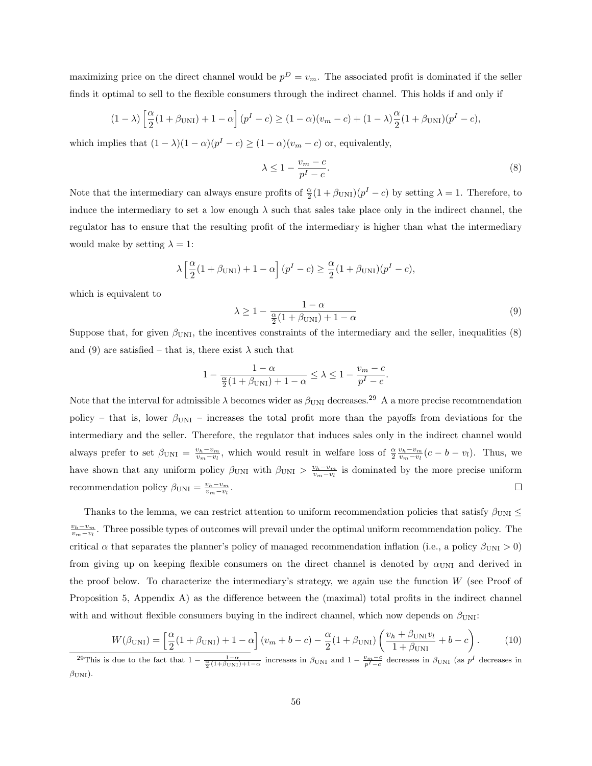maximizing price on the direct channel would be $p^D = v_m$. The associated profit is dominated if the seller finds it optimal to sell to the flexible consumers through the indirect channel. This holds if and only if

$$(1-\lambda)\left[\frac{\alpha}{2}(1+\beta_{\text{UNI}})+1-\alpha\right](p^I - c) \geq (1-\alpha)(v_m - c) + (1-\lambda)\frac{\alpha}{2}(1+\beta_{\text{UNI}})(p^I - c),$$

which implies that $(1-\lambda)(1-\alpha)(p^I - c) \geq (1-\alpha)(v_m - c)$ or, equivalently,

$$\lambda \leq 1 - \frac{v_m - c}{p^I - c}. \tag{8}$$

Note that the intermediary can always ensure profits of $\frac{\alpha}{2}(1+\beta_{\text{UNI}})(p^I - c)$ by setting $\lambda = 1$. Therefore, to induce the intermediary to set a low enough $\lambda$ such that sales take place only in the indirect channel, the regulator has to ensure that the resulting profit of the intermediary is higher than what the intermediary would make by setting $\lambda = 1$:

$$\lambda\left[\frac{\alpha}{2}(1+\beta_{\text{UNI}})+1-\alpha\right](p^I - c) \geq \frac{\alpha}{2}(1+\beta_{\text{UNI}})(p^I - c),$$

which is equivalent to

$$\lambda \geq 1 - \frac{1-\alpha}{\frac{\alpha}{2}(1+\beta_{\text{UNI}})+1-\alpha} \tag{9}$$

Suppose that, for given $\beta_{\text{UNI}}$, the incentives constraints of the intermediary and the seller, inequalities (8) and (9) are satisfied – that is, there exist $\lambda$ such that

$$1 - \frac{1-\alpha}{\frac{\alpha}{2}(1+\beta_{\text{UNI}})+1-\alpha} \leq \lambda \leq 1 - \frac{v_m - c}{p^I - c}.$$

Note that the interval for admissible $\lambda$ becomes wider as $\beta_{\text{UNI}}$ decreases.[29] A a more precise recommendation policy – that is, lower $\beta_{\text{UNI}}$ – increases the total profit more than the payoffs from deviations for the intermediary and the seller. Therefore, the regulator that induces sales only in the indirect channel would always prefer to set $\beta_{\text{UNI}} = \frac{v_h - v_m}{v_m - v_l}$, which would result in welfare loss of $\frac{\alpha}{2}\frac{v_h - v_m}{v_m - v_l}(c - b - v_l)$. Thus, we have shown that any uniform policy $\beta_{\text{UNI}}$ with $\beta_{\text{UNI}} > \frac{v_h - v_m}{v_m - v_l}$ is dominated by the more precise uniform recommendation policy $\beta_{\text{UNI}} = \frac{v_h - v_m}{v_m - v_l}$. □

Thanks to the lemma, we can restrict attention to uniform recommendation policies that satisfy $\beta_{\text{UNI}} \leq \frac{v_h - v_m}{v_m - v_l}$. Three possible types of outcomes will prevail under the optimal uniform recommendation policy. The critical $\alpha$ that separates the planner's policy of managed recommendation inflation (i.e., a policy $\beta_{\text{UNI}} > 0$) from giving up on keeping flexible consumers on the direct channel is denoted by $\alpha_{\text{UNI}}$ and derived in the proof below. To characterize the intermediary's strategy, we again use the function $W$ (see Proof of Proposition 5, Appendix A) as the difference between the (maximal) total profits in the indirect channel with and without flexible consumers buying in the indirect channel, which now depends on $\beta_{\text{UNI}}$:

$$W(\beta_{\text{UNI}}) = \left[\frac{\alpha}{2}(1+\beta_{\text{UNI}})+1-\alpha\right](v_m + b - c) - \frac{\alpha}{2}(1+\beta_{\text{UNI}})\left(\frac{v_h + \beta_{\text{UNI}} v_l}{1+\beta_{\text{UNI}}} + b - c\right). \tag{10}$$

[29] This is due to the fact that $1 - \frac{1-\alpha}{\frac{\alpha}{2}(1+\beta_{\text{UNI}})+1-\alpha}$ increases in $\beta_{\text{UNI}}$ and $1 - \frac{v_m - c}{p^I - c}$ decreases in $\beta_{\text{UNI}}$ (as $p^I$ decreases in $\beta_{\text{UNI}}$).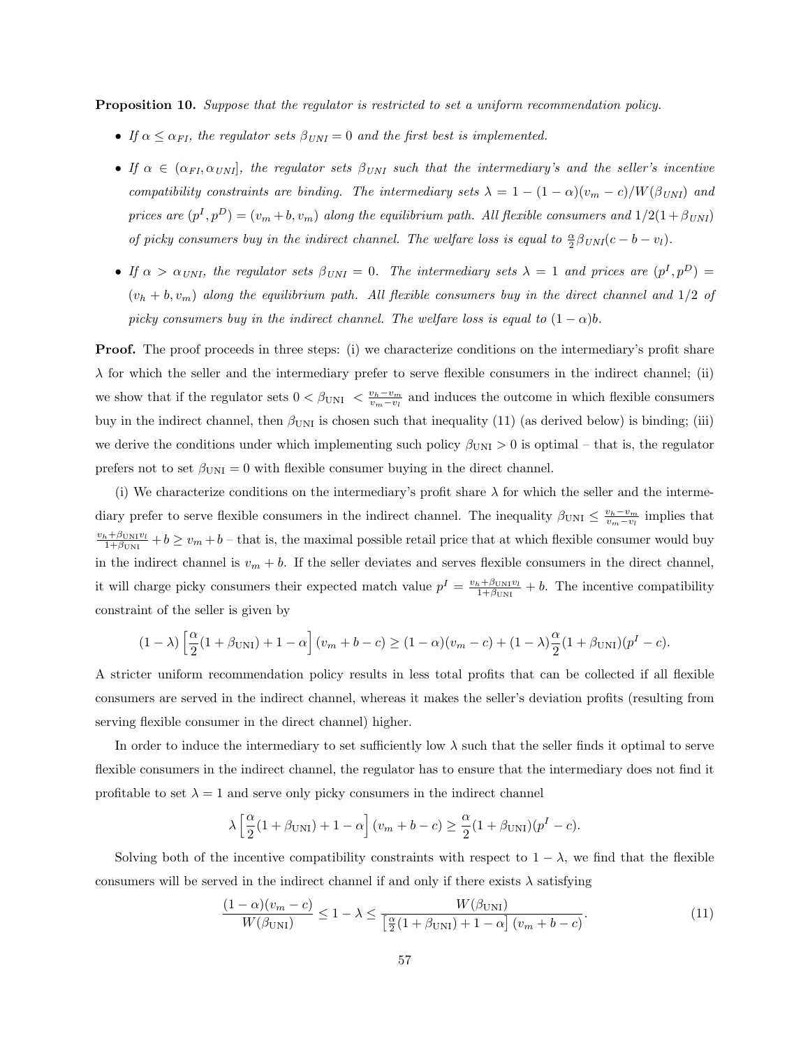**Proposition 10.** *Suppose that the regulator is restricted to set a uniform recommendation policy.*

- *If $\alpha \leq \alpha_{FI}$, the regulator sets $\beta_{UNI} = 0$ and the first best is implemented.*
- *If $\alpha \in (\alpha_{FI}, \alpha_{UNI}]$, the regulator sets $\beta_{UNI}$ such that the intermediary's and the seller's incentive compatibility constraints are binding. The intermediary sets $\lambda = 1 - (1-\alpha)(v_m - c)/W(\beta_{UNI})$ and prices are $(p^I, p^D) = (v_m + b, v_m)$ along the equilibrium path. All flexible consumers and $1/2(1+\beta_{UNI})$ of picky consumers buy in the indirect channel. The welfare loss is equal to $\frac{\alpha}{2}\beta_{UNI}(c - b - v_l)$.*
- *If $\alpha > \alpha_{UNI}$, the regulator sets $\beta_{UNI} = 0$. The intermediary sets $\lambda = 1$ and prices are $(p^I, p^D) = (v_h + b, v_m)$ along the equilibrium path. All flexible consumers buy in the direct channel and $1/2$ of picky consumers buy in the indirect channel. The welfare loss is equal to $(1-\alpha)b$.*

**Proof.** The proof proceeds in three steps: (i) we characterize conditions on the intermediary's profit share $\lambda$ for which the seller and the intermediary prefer to serve flexible consumers in the indirect channel; (ii) we show that if the regulator sets $0 < \beta_{\text{UNI}} < \frac{v_h - v_m}{v_m - v_l}$ and induces the outcome in which flexible consumers buy in the indirect channel, then $\beta_{\text{UNI}}$ is chosen such that inequality (11) (as derived below) is binding; (iii) we derive the conditions under which implementing such policy $\beta_{\text{UNI}} > 0$ is optimal – that is, the regulator prefers not to set $\beta_{\text{UNI}} = 0$ with flexible consumer buying in the direct channel.

(i) We characterize conditions on the intermediary's profit share $\lambda$ for which the seller and the intermediary prefer to serve flexible consumers in the indirect channel. The inequality $\beta_{\text{UNI}} \leq \frac{v_h - v_m}{v_m - v_l}$ implies that $\frac{v_h + \beta_{\text{UNI}} v_l}{1 + \beta_{\text{UNI}}} + b \geq v_m + b$ – that is, the maximal possible retail price that at which flexible consumer would buy in the indirect channel is $v_m + b$. If the seller deviates and serves flexible consumers in the direct channel, it will charge picky consumers their expected match value $p^I = \frac{v_h + \beta_{\text{UNI}} v_l}{1 + \beta_{\text{UNI}}} + b$. The incentive compatibility constraint of the seller is given by

$$(1-\lambda)\left[\frac{\alpha}{2}(1+\beta_{\text{UNI}}) + 1 - \alpha\right](v_m + b - c) \geq (1-\alpha)(v_m - c) + (1-\lambda)\frac{\alpha}{2}(1+\beta_{\text{UNI}})(p^I - c).$$

A stricter uniform recommendation policy results in less total profits that can be collected if all flexible consumers are served in the indirect channel, whereas it makes the seller's deviation profits (resulting from serving flexible consumer in the direct channel) higher.

In order to induce the intermediary to set sufficiently low $\lambda$ such that the seller finds it optimal to serve flexible consumers in the indirect channel, the regulator has to ensure that the intermediary does not find it profitable to set $\lambda = 1$ and serve only picky consumers in the indirect channel

$$\lambda\left[\frac{\alpha}{2}(1+\beta_{\text{UNI}}) + 1 - \alpha\right](v_m + b - c) \geq \frac{\alpha}{2}(1+\beta_{\text{UNI}})(p^I - c).$$

Solving both of the incentive compatibility constraints with respect to $1 - \lambda$, we find that the flexible consumers will be served in the indirect channel if and only if there exists $\lambda$ satisfying

$$\frac{(1-\alpha)(v_m - c)}{W(\beta_{\text{UNI}})} \leq 1 - \lambda \leq \frac{W(\beta_{\text{UNI}})}{\left[\frac{\alpha}{2}(1+\beta_{\text{UNI}}) + 1 - \alpha\right](v_m + b - c)}. \tag{11}$$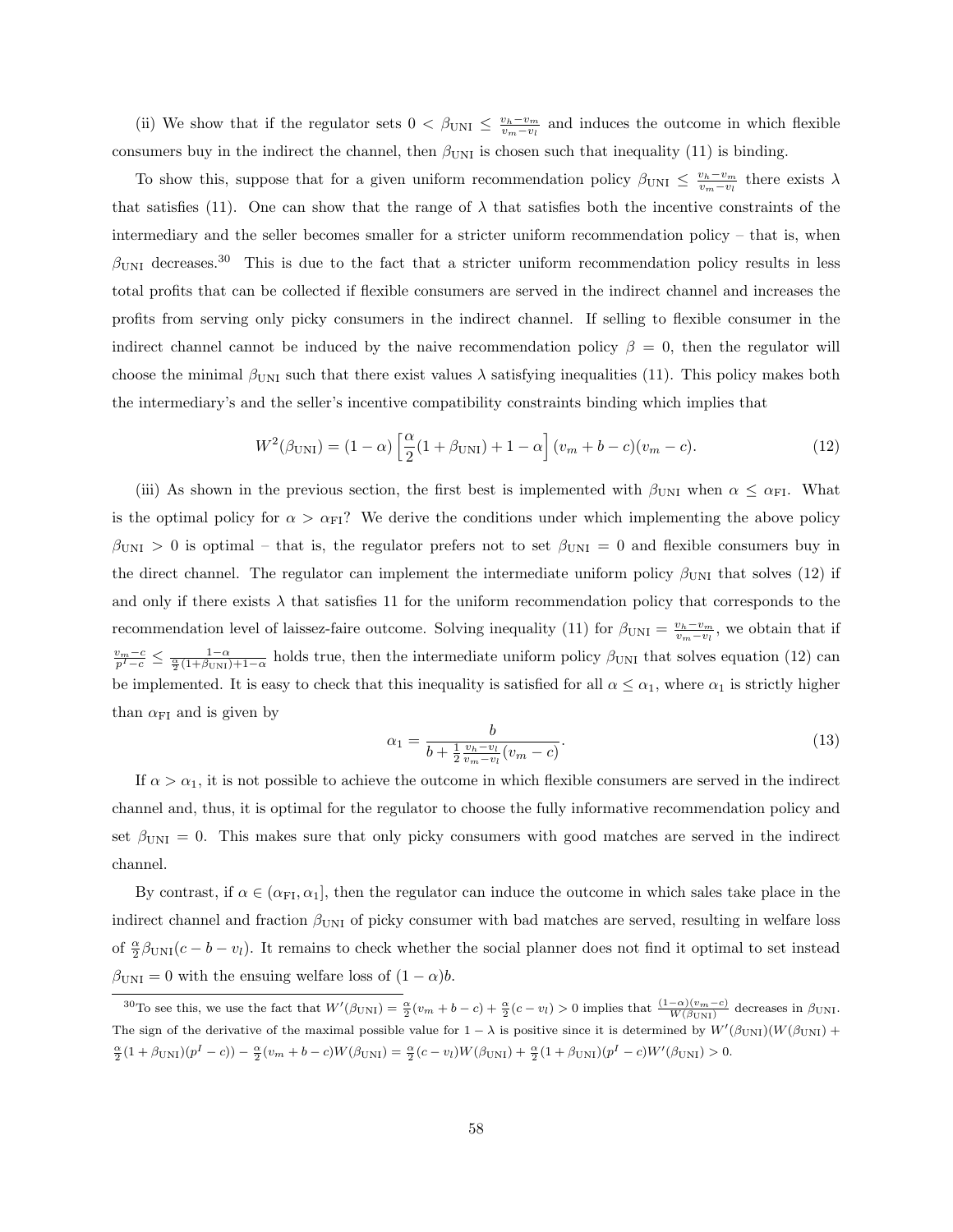(ii) We show that if the regulator sets $0 < \beta_{\text{UNI}} \leq \frac{v_h - v_m}{v_m - v_l}$ and induces the outcome in which flexible consumers buy in the indirect the channel, then $\beta_{\text{UNI}}$ is chosen such that inequality (11) is binding.

To show this, suppose that for a given uniform recommendation policy $\beta_{\text{UNI}} \leq \frac{v_h - v_m}{v_m - v_l}$ there exists $\lambda$ that satisfies (11). One can show that the range of $\lambda$ that satisfies both the incentive constraints of the intermediary and the seller becomes smaller for a stricter uniform recommendation policy – that is, when $\beta_{\text{UNI}}$ decreases.[30] This is due to the fact that a stricter uniform recommendation policy results in less total profits that can be collected if flexible consumers are served in the indirect channel and increases the profits from serving only picky consumers in the indirect channel. If selling to flexible consumer in the indirect channel cannot be induced by the naive recommendation policy $\beta = 0$, then the regulator will choose the minimal $\beta_{\text{UNI}}$ such that there exist values $\lambda$ satisfying inequalities (11). This policy makes both the intermediary's and the seller's incentive compatibility constraints binding which implies that

$$W^2(\beta_{\text{UNI}}) = (1-\alpha)\left[\frac{\alpha}{2}(1+\beta_{\text{UNI}}) + 1 - \alpha\right](v_m + b - c)(v_m - c). \tag{12}$$

(iii) As shown in the previous section, the first best is implemented with $\beta_{\text{UNI}}$ when $\alpha \leq \alpha_{\text{FI}}$. What is the optimal policy for $\alpha > \alpha_{\text{FI}}$? We derive the conditions under which implementing the above policy $\beta_{\text{UNI}} > 0$ is optimal – that is, the regulator prefers not to set $\beta_{\text{UNI}} = 0$ and flexible consumers buy in the direct channel. The regulator can implement the intermediate uniform policy $\beta_{\text{UNI}}$ that solves (12) if and only if there exists $\lambda$ that satisfies 11 for the uniform recommendation policy that corresponds to the recommendation level of laissez-faire outcome. Solving inequality (11) for $\beta_{\text{UNI}} = \frac{v_h - v_m}{v_m - v_l}$, we obtain that if $\frac{v_m - c}{p^I - c} \leq \frac{1-\alpha}{\frac{\alpha}{2}(1+\beta_{\text{UNI}}) + 1 - \alpha}$ holds true, then the intermediate uniform policy $\beta_{\text{UNI}}$ that solves equation (12) can be implemented. It is easy to check that this inequality is satisfied for all $\alpha \leq \alpha_1$, where $\alpha_1$ is strictly higher than $\alpha_{\text{FI}}$ and is given by

$$\alpha_1 = \frac{b}{b + \frac{1}{2}\frac{v_h - v_l}{v_m - v_l}(v_m - c)}. \tag{13}$$

If $\alpha > \alpha_1$, it is not possible to achieve the outcome in which flexible consumers are served in the indirect channel and, thus, it is optimal for the regulator to choose the fully informative recommendation policy and set $\beta_{\text{UNI}} = 0$. This makes sure that only picky consumers with good matches are served in the indirect channel.

By contrast, if $\alpha \in (\alpha_{\text{FI}}, \alpha_1]$, then the regulator can induce the outcome in which sales take place in the indirect channel and fraction $\beta_{\text{UNI}}$ of picky consumer with bad matches are served, resulting in welfare loss of $\frac{\alpha}{2}\beta_{\text{UNI}}(c - b - v_l)$. It remains to check whether the social planner does not find it optimal to set instead $\beta_{\text{UNI}} = 0$ with the ensuing welfare loss of $(1-\alpha)b$.

[30] To see this, we use the fact that $W'(\beta_{\text{UNI}}) = \frac{\alpha}{2}(v_m + b - c) + \frac{\alpha}{2}(c - v_l) > 0$ implies that $\frac{(1-\alpha)(v_m - c)}{W(\beta_{\text{UNI}})}$ decreases in $\beta_{\text{UNI}}$. The sign of the derivative of the maximal possible value for $1 - \lambda$ is positive since it is determined by $W'(\beta_{\text{UNI}})(W(\beta_{\text{UNI}}) + \frac{\alpha}{2}(1+\beta_{\text{UNI}})(p^I - c)) - \frac{\alpha}{2}(v_m + b - c)W(\beta_{\text{UNI}}) = \frac{\alpha}{2}(c - v_l)W(\beta_{\text{UNI}}) + \frac{\alpha}{2}(1+\beta_{\text{UNI}})(p^I - c)W'(\beta_{\text{UNI}}) > 0$.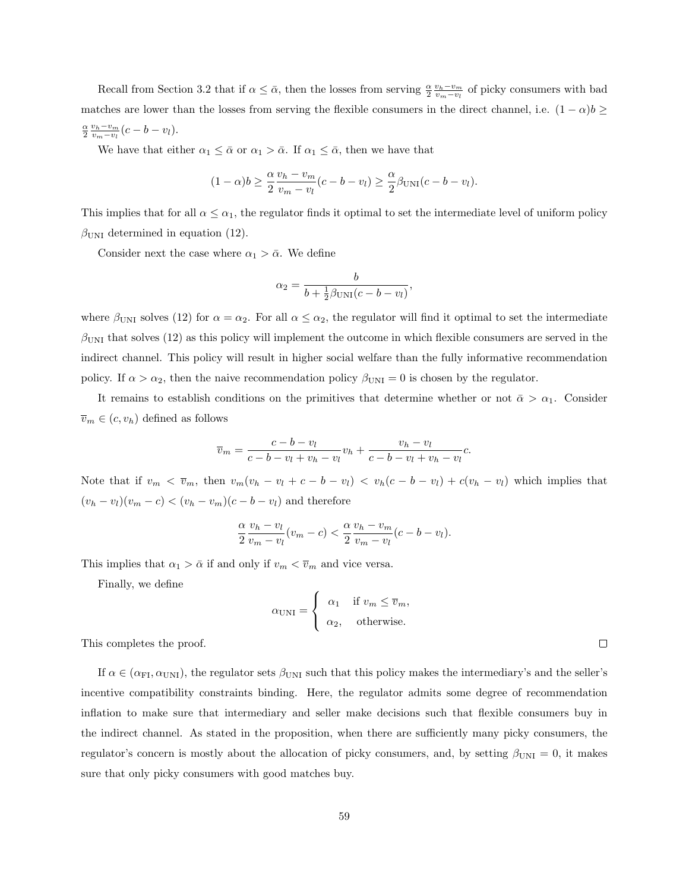Recall from Section 3.2 that if $\alpha \leq \bar{\alpha}$, then the losses from serving $\frac{\alpha}{2}\frac{v_h - v_m}{v_m - v_l}$ of picky consumers with bad matches are lower than the losses from serving the flexible consumers in the direct channel, i.e. $(1-\alpha)b \geq \frac{\alpha}{2}\frac{v_h - v_m}{v_m - v_l}(c - b - v_l)$.

We have that either $\alpha_1 \leq \bar{\alpha}$ or $\alpha_1 > \bar{\alpha}$. If $\alpha_1 \leq \bar{\alpha}$, then we have that

$$(1-\alpha)b \geq \frac{\alpha}{2}\frac{v_h - v_m}{v_m - v_l}(c - b - v_l) \geq \frac{\alpha}{2}\beta_{\text{UNI}}(c - b - v_l).$$

This implies that for all $\alpha \leq \alpha_1$, the regulator finds it optimal to set the intermediate level of uniform policy $\beta_{\text{UNI}}$ determined in equation (12).

Consider next the case where $\alpha_1 > \bar{\alpha}$. We define

$$\alpha_2 = \frac{b}{b + \frac{1}{2}\beta_{\text{UNI}}(c - b - v_l)},$$

where $\beta_{\text{UNI}}$ solves (12) for $\alpha = \alpha_2$. For all $\alpha \leq \alpha_2$, the regulator will find it optimal to set the intermediate $\beta_{\text{UNI}}$ that solves (12) as this policy will implement the outcome in which flexible consumers are served in the indirect channel. This policy will result in higher social welfare than the fully informative recommendation policy. If $\alpha > \alpha_2$, then the naive recommendation policy $\beta_{\text{UNI}} = 0$ is chosen by the regulator.

It remains to establish conditions on the primitives that determine whether or not $\bar{\alpha} > \alpha_1$. Consider $\overline{v}_m \in (c, v_h)$ defined as follows

$$\overline{v}_m = \frac{c - b - v_l}{c - b - v_l + v_h - v_l}v_h + \frac{v_h - v_l}{c - b - v_l + v_h - v_l}c.$$

Note that if $v_m < \overline{v}_m$, then $v_m(v_h - v_l + c - b - v_l) < v_h(c - b - v_l) + c(v_h - v_l)$ which implies that $(v_h - v_l)(v_m - c) < (v_h - v_m)(c - b - v_l)$ and therefore

$$\frac{\alpha}{2}\frac{v_h - v_l}{v_m - v_l}(v_m - c) < \frac{\alpha}{2}\frac{v_h - v_m}{v_m - v_l}(c - b - v_l).$$

This implies that $\alpha_1 > \bar{\alpha}$ if and only if $v_m < \overline{v}_m$ and vice versa.

Finally, we define

$$\alpha_{\text{UNI}} = \begin{cases} \alpha_1 & \text{if } v_m \leq \overline{v}_m, \\ \alpha_2, & \text{otherwise.} \end{cases}$$

This completes the proof. □

If $\alpha \in (\alpha_{\text{FI}}, \alpha_{\text{UNI}})$, the regulator sets $\beta_{\text{UNI}}$ such that this policy makes the intermediary's and the seller's incentive compatibility constraints binding. Here, the regulator admits some degree of recommendation inflation to make sure that intermediary and seller make decisions such that flexible consumers buy in the indirect channel. As stated in the proposition, when there are sufficiently many picky consumers, the regulator's concern is mostly about the allocation of picky consumers, and, by setting $\beta_{\text{UNI}} = 0$, it makes sure that only picky consumers with good matches buy.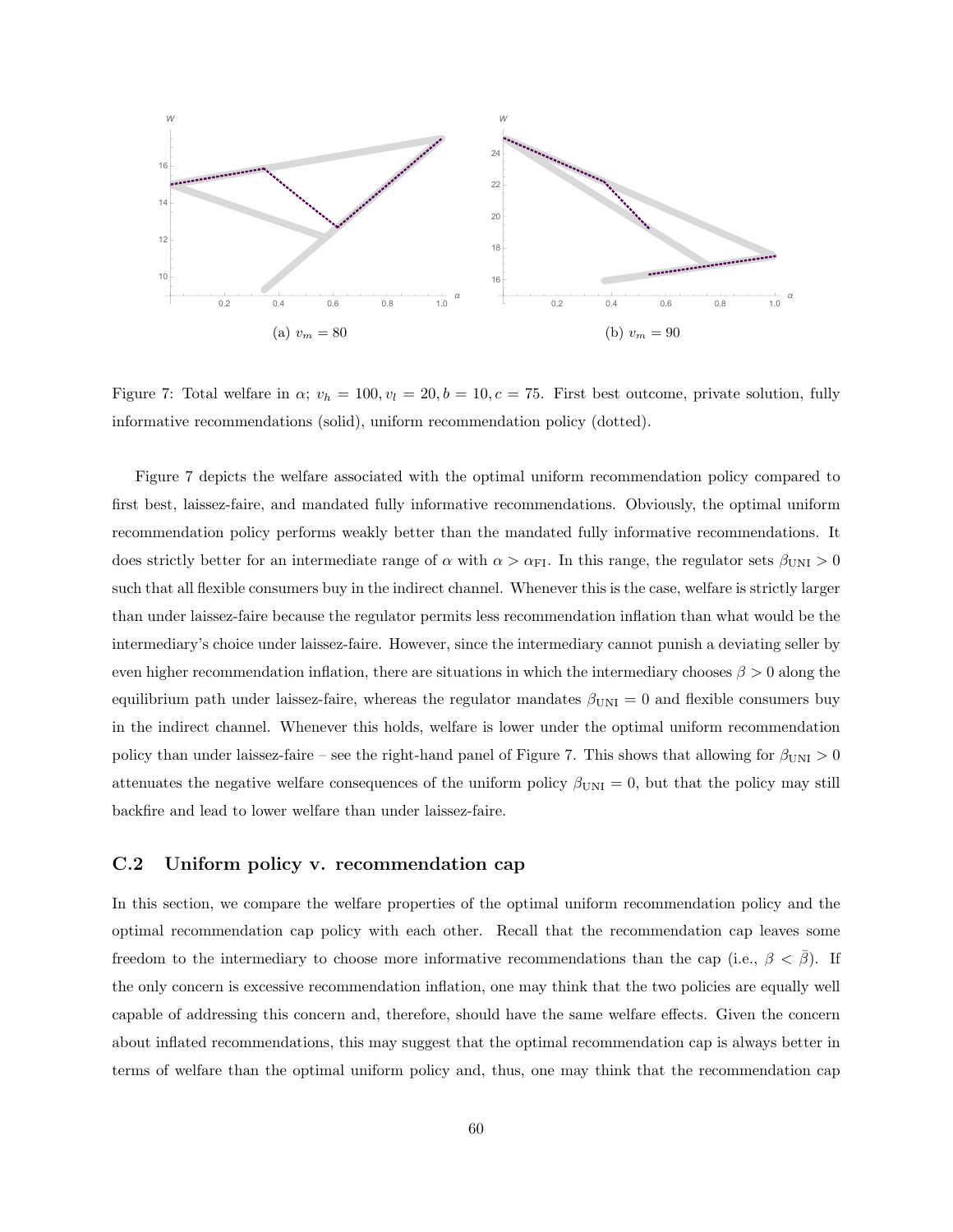(a) $v_m = 80$

(b) $v_m = 90$

Figure 7: Total welfare in $\alpha$; $v_h = 100, v_l = 20, b = 10, c = 75$. First best outcome, private solution, fully informative recommendations (solid), uniform recommendation policy (dotted).

Figure 7 depicts the welfare associated with the optimal uniform recommendation policy compared to first best, laissez-faire, and mandated fully informative recommendations. Obviously, the optimal uniform recommendation policy performs weakly better than the mandated fully informative recommendations. It does strictly better for an intermediate range of $\alpha$ with $\alpha > \alpha_{\text{FI}}$. In this range, the regulator sets $\beta_{\text{UNI}} > 0$ such that all flexible consumers buy in the indirect channel. Whenever this is the case, welfare is strictly larger than under laissez-faire because the regulator permits less recommendation inflation than what would be the intermediary's choice under laissez-faire. However, since the intermediary cannot punish a deviating seller by even higher recommendation inflation, there are situations in which the intermediary chooses $\beta > 0$ along the equilibrium path under laissez-faire, whereas the regulator mandates $\beta_{\text{UNI}} = 0$ and flexible consumers buy in the indirect channel. Whenever this holds, welfare is lower under the optimal uniform recommendation policy than under laissez-faire – see the right-hand panel of Figure 7. This shows that allowing for $\beta_{\text{UNI}} > 0$ attenuates the negative welfare consequences of the uniform policy $\beta_{\text{UNI}} = 0$, but that the policy may still backfire and lead to lower welfare than under laissez-faire.

## C.2 Uniform policy v. recommendation cap

In this section, we compare the welfare properties of the optimal uniform recommendation policy and the optimal recommendation cap policy with each other. Recall that the recommendation cap leaves some freedom to the intermediary to choose more informative recommendations than the cap (i.e., $\beta < \bar{\beta}$). If the only concern is excessive recommendation inflation, one may think that the two policies are equally well capable of addressing this concern and, therefore, should have the same welfare effects. Given the concern about inflated recommendations, this may suggest that the optimal recommendation cap is always better in terms of welfare than the optimal uniform policy and, thus, one may think that the recommendation cap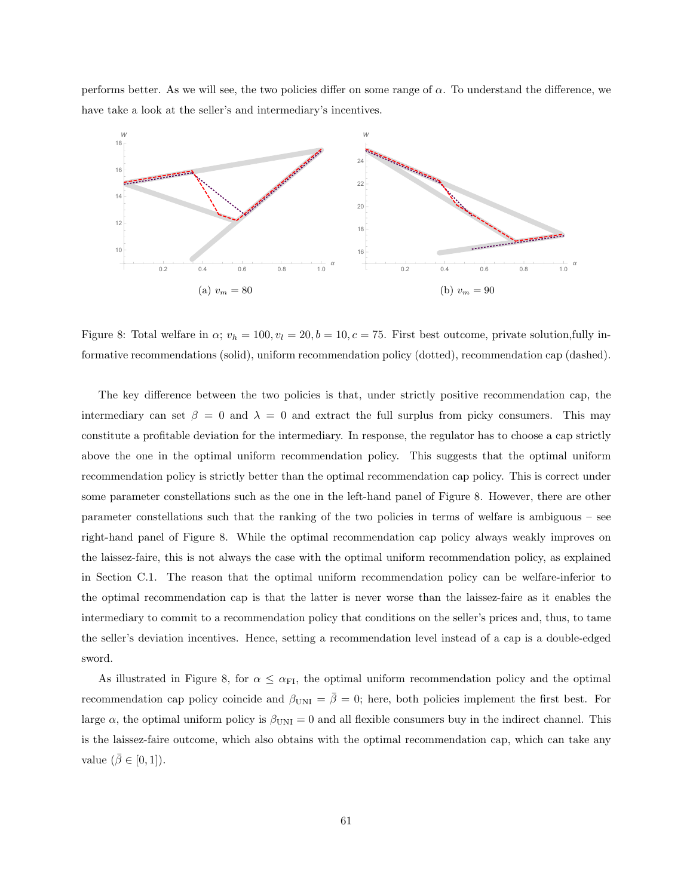performs better. As we will see, the two policies differ on some range of $\alpha$. To understand the difference, we have take a look at the seller's and intermediary's incentives.

(a) $v_m = 80$

(b) $v_m = 90$

Figure 8: Total welfare in $\alpha$; $v_h = 100, v_l = 20, b = 10, c = 75$. First best outcome, private solution,fully informative recommendations (solid), uniform recommendation policy (dotted), recommendation cap (dashed).

The key difference between the two policies is that, under strictly positive recommendation cap, the intermediary can set $\beta = 0$ and $\lambda = 0$ and extract the full surplus from picky consumers. This may constitute a profitable deviation for the intermediary. In response, the regulator has to choose a cap strictly above the one in the optimal uniform recommendation policy. This suggests that the optimal uniform recommendation policy is strictly better than the optimal recommendation cap policy. This is correct under some parameter constellations such as the one in the left-hand panel of Figure 8. However, there are other parameter constellations such that the ranking of the two policies in terms of welfare is ambiguous – see right-hand panel of Figure 8. While the optimal recommendation cap policy always weakly improves on the laissez-faire, this is not always the case with the optimal uniform recommendation policy, as explained in Section C.1. The reason that the optimal uniform recommendation policy can be welfare-inferior to the optimal recommendation cap is that the latter is never worse than the laissez-faire as it enables the intermediary to commit to a recommendation policy that conditions on the seller's prices and, thus, to tame the seller's deviation incentives. Hence, setting a recommendation level instead of a cap is a double-edged sword.

As illustrated in Figure 8, for $\alpha \leq \alpha_{\text{FI}}$, the optimal uniform recommendation policy and the optimal recommendation cap policy coincide and $\beta_{\text{UNI}} = \bar{\beta} = 0$; here, both policies implement the first best. For large $\alpha$, the optimal uniform policy is $\beta_{\text{UNI}} = 0$ and all flexible consumers buy in the indirect channel. This is the laissez-faire outcome, which also obtains with the optimal recommendation cap, which can take any value ($\bar{\beta} \in [0, 1]$).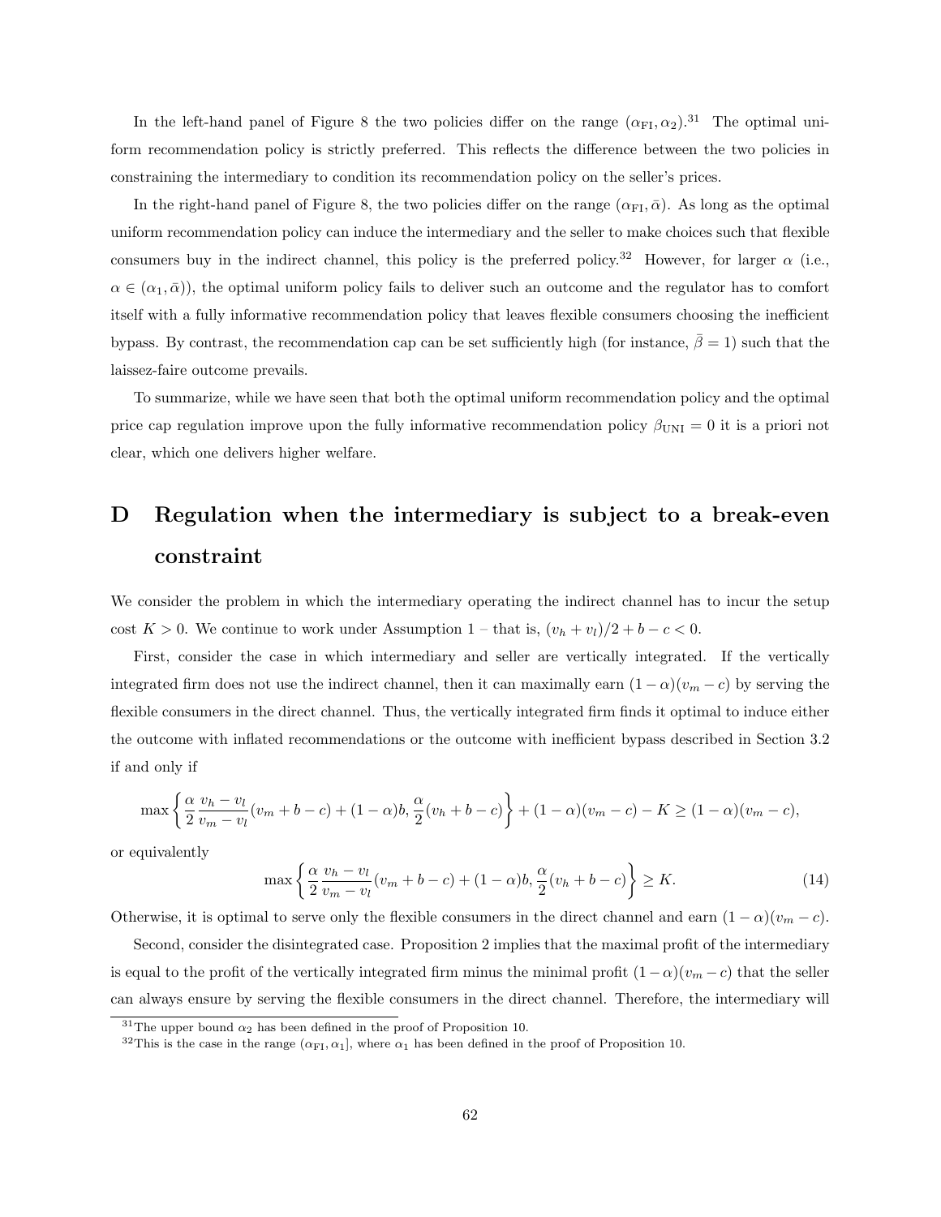In the left-hand panel of Figure 8 the two policies differ on the range $(\alpha_{\text{FI}}, \alpha_2)$.[31] The optimal uniform recommendation policy is strictly preferred. This reflects the difference between the two policies in constraining the intermediary to condition its recommendation policy on the seller's prices.

In the right-hand panel of Figure 8, the two policies differ on the range $(\alpha_{\text{FI}}, \bar{\alpha})$. As long as the optimal uniform recommendation policy can induce the intermediary and the seller to make choices such that flexible consumers buy in the indirect channel, this policy is the preferred policy.[32] However, for larger $\alpha$ (i.e., $\alpha \in (\alpha_1, \bar{\alpha})$), the optimal uniform policy fails to deliver such an outcome and the regulator has to comfort itself with a fully informative recommendation policy that leaves flexible consumers choosing the inefficient bypass. By contrast, the recommendation cap can be set sufficiently high (for instance, $\bar{\beta} = 1$) such that the laissez-faire outcome prevails.

To summarize, while we have seen that both the optimal uniform recommendation policy and the optimal price cap regulation improve upon the fully informative recommendation policy $\beta_{\text{UNI}} = 0$ it is a priori not clear, which one delivers higher welfare.

# D Regulation when the intermediary is subject to a break-even constraint

We consider the problem in which the intermediary operating the indirect channel has to incur the setup cost $K > 0$. We continue to work under Assumption 1 – that is, $(v_h + v_l)/2 + b - c < 0$.

First, consider the case in which intermediary and seller are vertically integrated. If the vertically integrated firm does not use the indirect channel, then it can maximally earn $(1 - \alpha)(v_m - c)$ by serving the flexible consumers in the direct channel. Thus, the vertically integrated firm finds it optimal to induce either the outcome with inflated recommendations or the outcome with inefficient bypass described in Section 3.2 if and only if

$$\max\left\{\frac{\alpha}{2}\frac{v_h - v_l}{v_m - v_l}(v_m + b - c) + (1 - \alpha)b, \frac{\alpha}{2}(v_h + b - c)\right\} + (1 - \alpha)(v_m - c) - K \geq (1 - \alpha)(v_m - c),$$

or equivalently

$$\max\left\{\frac{\alpha}{2}\frac{v_h - v_l}{v_m - v_l}(v_m + b - c) + (1 - \alpha)b, \frac{\alpha}{2}(v_h + b - c)\right\} \geq K. \tag{14}$$

Otherwise, it is optimal to serve only the flexible consumers in the direct channel and earn $(1 - \alpha)(v_m - c)$.

Second, consider the disintegrated case. Proposition 2 implies that the maximal profit of the intermediary is equal to the profit of the vertically integrated firm minus the minimal profit $(1 - \alpha)(v_m - c)$ that the seller can always ensure by serving the flexible consumers in the direct channel. Therefore, the intermediary will

[31] The upper bound $\alpha_2$ has been defined in the proof of Proposition 10.

[32] This is the case in the range $(\alpha_{\text{FI}}, \alpha_1]$, where $\alpha_1$ has been defined in the proof of Proposition 10.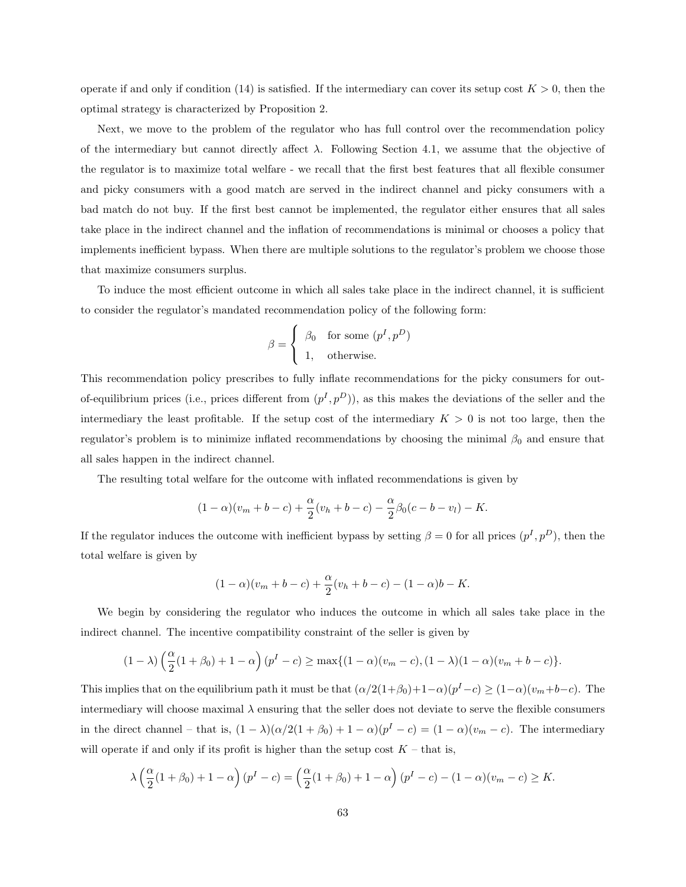operate if and only if condition (14) is satisfied. If the intermediary can cover its setup cost $K > 0$, then the optimal strategy is characterized by Proposition 2.

Next, we move to the problem of the regulator who has full control over the recommendation policy of the intermediary but cannot directly affect $\lambda$. Following Section 4.1, we assume that the objective of the regulator is to maximize total welfare - we recall that the first best features that all flexible consumer and picky consumers with a good match are served in the indirect channel and picky consumers with a bad match do not buy. If the first best cannot be implemented, the regulator either ensures that all sales take place in the indirect channel and the inflation of recommendations is minimal or chooses a policy that implements inefficient bypass. When there are multiple solutions to the regulator's problem we choose those that maximize consumers surplus.

To induce the most efficient outcome in which all sales take place in the indirect channel, it is sufficient to consider the regulator's mandated recommendation policy of the following form:

$$\beta = \begin{cases} \beta_0 & \text{for some } (p^I, p^D) \\ 1, & \text{otherwise.} \end{cases}$$

This recommendation policy prescribes to fully inflate recommendations for the picky consumers for out-of-equilibrium prices (i.e., prices different from $(p^I, p^D)$), as this makes the deviations of the seller and the intermediary the least profitable. If the setup cost of the intermediary $K > 0$ is not too large, then the regulator's problem is to minimize inflated recommendations by choosing the minimal $\beta_0$ and ensure that all sales happen in the indirect channel.

The resulting total welfare for the outcome with inflated recommendations is given by

$$(1-\alpha)(v_m + b - c) + \frac{\alpha}{2}(v_h + b - c) - \frac{\alpha}{2}\beta_0(c - b - v_l) - K.$$

If the regulator induces the outcome with inefficient bypass by setting $\beta = 0$ for all prices $(p^I, p^D)$, then the total welfare is given by

$$(1-\alpha)(v_m + b - c) + \frac{\alpha}{2}(v_h + b - c) - (1-\alpha)b - K.$$

We begin by considering the regulator who induces the outcome in which all sales take place in the indirect channel. The incentive compatibility constraint of the seller is given by

$$(1-\lambda)\left(\frac{\alpha}{2}(1+\beta_0) + 1 - \alpha\right)(p^I - c) \geq \max\{(1-\alpha)(v_m - c), (1-\lambda)(1-\alpha)(v_m + b - c)\}.$$

This implies that on the equilibrium path it must be that $(\alpha/2(1+\beta_0)+1-\alpha)(p^I-c) \geq (1-\alpha)(v_m+b-c)$. The intermediary will choose maximal $\lambda$ ensuring that the seller does not deviate to serve the flexible consumers in the direct channel – that is, $(1-\lambda)(\alpha/2(1+\beta_0)+1-\alpha)(p^I-c) = (1-\alpha)(v_m-c)$. The intermediary will operate if and only if its profit is higher than the setup cost $K$ – that is,

$$\lambda\left(\frac{\alpha}{2}(1+\beta_0) + 1 - \alpha\right)(p^I - c) = \left(\frac{\alpha}{2}(1+\beta_0) + 1 - \alpha\right)(p^I - c) - (1-\alpha)(v_m - c) \geq K.$$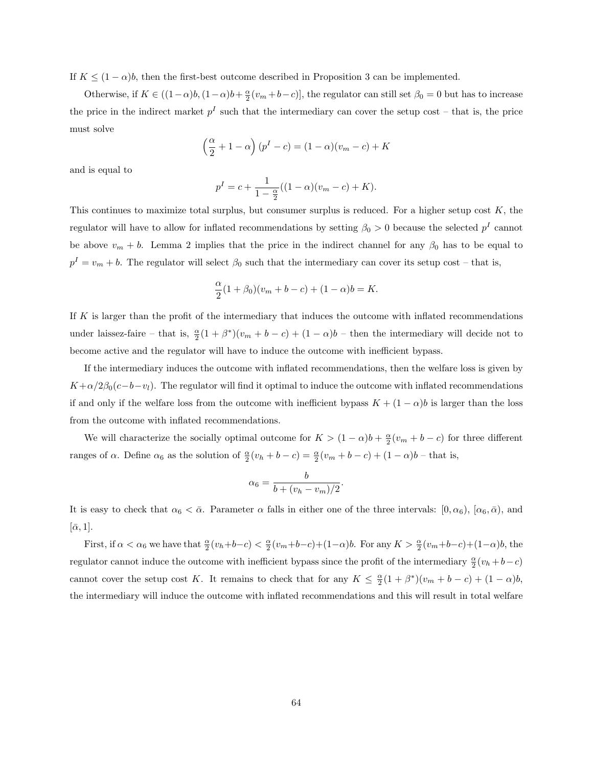If $K \leq (1-\alpha)b$, then the first-best outcome described in Proposition 3 can be implemented.

Otherwise, if $K \in ((1-\alpha)b, (1-\alpha)b + \frac{\alpha}{2}(v_m + b - c)]$, the regulator can still set $\beta_0 = 0$ but has to increase the price in the indirect market $p^I$ such that the intermediary can cover the setup cost – that is, the price must solve

$$\left(\frac{\alpha}{2} + 1 - \alpha\right)(p^I - c) = (1-\alpha)(v_m - c) + K$$

and is equal to

$$p^I = c + \frac{1}{1 - \frac{\alpha}{2}}((1-\alpha)(v_m - c) + K).$$

This continues to maximize total surplus, but consumer surplus is reduced. For a higher setup cost $K$, the regulator will have to allow for inflated recommendations by setting $\beta_0 > 0$ because the selected $p^I$ cannot be above $v_m + b$. Lemma 2 implies that the price in the indirect channel for any $\beta_0$ has to be equal to $p^I = v_m + b$. The regulator will select $\beta_0$ such that the intermediary can cover its setup cost – that is,

$$\frac{\alpha}{2}(1+\beta_0)(v_m + b - c) + (1-\alpha)b = K.$$

If $K$ is larger than the profit of the intermediary that induces the outcome with inflated recommendations under laissez-faire – that is, $\frac{\alpha}{2}(1+\beta^*)(v_m + b - c) + (1-\alpha)b$ – then the intermediary will decide not to become active and the regulator will have to induce the outcome with inefficient bypass.

If the intermediary induces the outcome with inflated recommendations, then the welfare loss is given by $K + \alpha/2\beta_0(c - b - v_l)$. The regulator will find it optimal to induce the outcome with inflated recommendations if and only if the welfare loss from the outcome with inefficient bypass $K + (1-\alpha)b$ is larger than the loss from the outcome with inflated recommendations.

We will characterize the socially optimal outcome for $K > (1-\alpha)b + \frac{\alpha}{2}(v_m + b - c)$ for three different ranges of $\alpha$. Define $\alpha_6$ as the solution of $\frac{\alpha}{2}(v_h + b - c) = \frac{\alpha}{2}(v_m + b - c) + (1-\alpha)b$ – that is,

$$\alpha_6 = \frac{b}{b + (v_h - v_m)/2}.$$

It is easy to check that $\alpha_6 < \bar{\alpha}$. Parameter $\alpha$ falls in either one of the three intervals: $[0, \alpha_6)$, $[\alpha_6, \bar{\alpha})$, and $[\bar{\alpha}, 1]$.

First, if $\alpha < \alpha_6$ we have that $\frac{\alpha}{2}(v_h + b - c) < \frac{\alpha}{2}(v_m + b - c) + (1-\alpha)b$. For any $K > \frac{\alpha}{2}(v_m + b - c) + (1-\alpha)b$, the regulator cannot induce the outcome with inefficient bypass since the profit of the intermediary $\frac{\alpha}{2}(v_h + b - c)$ cannot cover the setup cost $K$. It remains to check that for any $K \leq \frac{\alpha}{2}(1+\beta^*)(v_m + b - c) + (1-\alpha)b$, the intermediary will induce the outcome with inflated recommendations and this will result in total welfare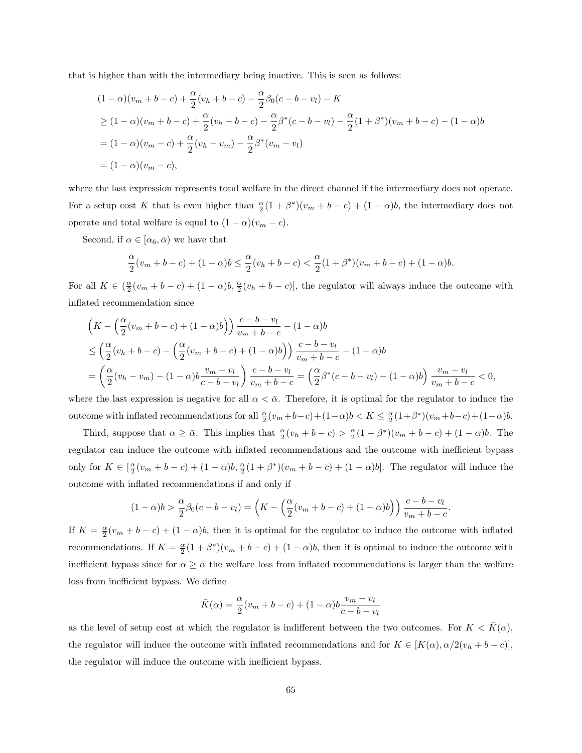that is higher than with the intermediary being inactive. This is seen as follows:

$$
\begin{aligned}
&(1-\alpha)(v_m+b-c)+\frac{\alpha}{2}(v_h+b-c)-\frac{\alpha}{2}\beta_0(c-b-v_l)-K\\
&\geq (1-\alpha)(v_m+b-c)+\frac{\alpha}{2}(v_h+b-c)-\frac{\alpha}{2}\beta^*(c-b-v_l)-\frac{\alpha}{2}(1+\beta^*)(v_m+b-c)-(1-\alpha)b\\
&=(1-\alpha)(v_m-c)+\frac{\alpha}{2}(v_h-v_m)-\frac{\alpha}{2}\beta^*(v_m-v_l)\\
&=(1-\alpha)(v_m-c),
\end{aligned}
$$

where the last expression represents total welfare in the direct channel if the intermediary does not operate. For a setup cost $K$ that is even higher than $\frac{\alpha}{2}(1+\beta^*)(v_m+b-c)+(1-\alpha)b$, the intermediary does not operate and total welfare is equal to $(1-\alpha)(v_m-c)$.

Second, if $\alpha \in [\alpha_6, \bar{\alpha})$ we have that

$$
\frac{\alpha}{2}(v_m+b-c)+(1-\alpha)b \leq \frac{\alpha}{2}(v_h+b-c) < \frac{\alpha}{2}(1+\beta^*)(v_m+b-c)+(1-\alpha)b.
$$

For all $K \in (\frac{\alpha}{2}(v_m+b-c)+(1-\alpha)b, \frac{\alpha}{2}(v_h+b-c)]$, the regulator will always induce the outcome with inflated recommendation since

$$
\begin{aligned}
&\Big(K-\Big(\frac{\alpha}{2}(v_m+b-c)+(1-\alpha)b\Big)\Big)\frac{c-b-v_l}{v_m+b-c}-(1-\alpha)b\\
&\leq \Big(\frac{\alpha}{2}(v_h+b-c)-\Big(\frac{\alpha}{2}(v_m+b-c)+(1-\alpha)b\Big)\Big)\frac{c-b-v_l}{v_m+b-c}-(1-\alpha)b\\
&=\Big(\frac{\alpha}{2}(v_h-v_m)-(1-\alpha)b\frac{v_m-v_l}{c-b-v_l}\Big)\frac{c-b-v_l}{v_m+b-c}=\Big(\frac{\alpha}{2}\beta^*(c-b-v_l)-(1-\alpha)b\Big)\frac{v_m-v_l}{v_m+b-c}<0,
\end{aligned}
$$

where the last expression is negative for all $\alpha < \bar{\alpha}$. Therefore, it is optimal for the regulator to induce the outcome with inflated recommendations for all $\frac{\alpha}{2}(v_m+b-c)+(1-\alpha)b < K \leq \frac{\alpha}{2}(1+\beta^*)(v_m+b-c)+(1-\alpha)b$.

Third, suppose that $\alpha \geq \bar{\alpha}$. This implies that $\frac{\alpha}{2}(v_h+b-c) > \frac{\alpha}{2}(1+\beta^*)(v_m+b-c)+(1-\alpha)b$. The regulator can induce the outcome with inflated recommendations and the outcome with inefficient bypass only for $K \in [\frac{\alpha}{2}(v_m+b-c)+(1-\alpha)b, \frac{\alpha}{2}(1+\beta^*)(v_m+b-c)+(1-\alpha)b]$. The regulator will induce the outcome with inflated recommendations if and only if

$$
(1-\alpha)b > \frac{\alpha}{2}\beta_0(c-b-v_l) = \Big(K-\Big(\frac{\alpha}{2}(v_m+b-c)+(1-\alpha)b\Big)\Big)\frac{c-b-v_l}{v_m+b-c}.
$$

If $K = \frac{\alpha}{2}(v_m+b-c)+(1-\alpha)b$, then it is optimal for the regulator to induce the outcome with inflated recommendations. If $K = \frac{\alpha}{2}(1+\beta^*)(v_m+b-c)+(1-\alpha)b$, then it is optimal to induce the outcome with inefficient bypass since for $\alpha \geq \bar{\alpha}$ the welfare loss from inflated recommendations is larger than the welfare loss from inefficient bypass. We define

$$
\bar{K}(\alpha) = \frac{\alpha}{2}(v_m+b-c)+(1-\alpha)b\frac{v_m-v_l}{c-b-v_l}
$$

as the level of setup cost at which the regulator is indifferent between the two outcomes. For $K < \bar{K}(\alpha)$, the regulator will induce the outcome with inflated recommendations and for $K \in [K(\alpha), \alpha/2(v_h+b-c)]$, the regulator will induce the outcome with inefficient bypass.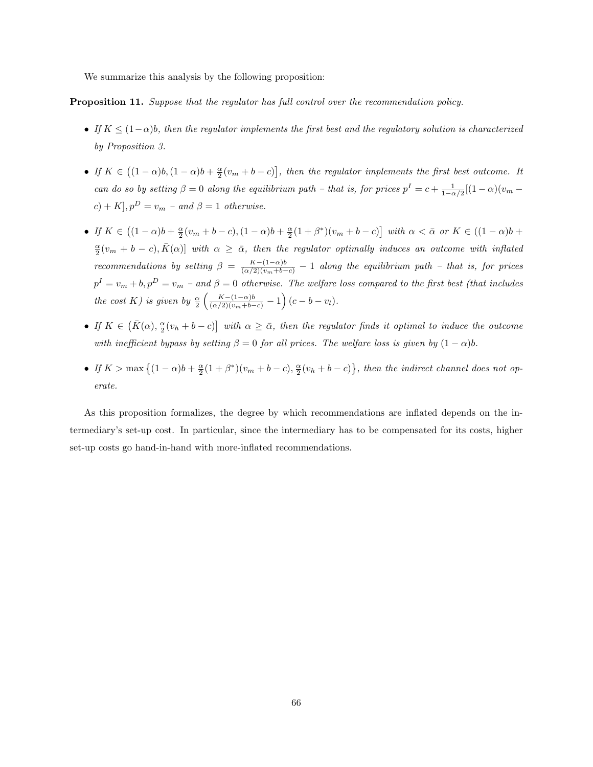We summarize this analysis by the following proposition:

**Proposition 11.** *Suppose that the regulator has full control over the recommendation policy.*

- *If $K \leq (1-\alpha)b$, then the regulator implements the first best and the regulatory solution is characterized by Proposition 3.*
- *If $K \in \big((1-\alpha)b, (1-\alpha)b + \frac{\alpha}{2}(v_m + b - c)\big]$, then the regulator implements the first best outcome. It can do so by setting $\beta = 0$ along the equilibrium path – that is, for prices $p^I = c + \frac{1}{1-\alpha/2}[(1-\alpha)(v_m - c) + K], p^D = v_m$ – and $\beta = 1$ otherwise.*
- *If $K \in \big((1-\alpha)b + \frac{\alpha}{2}(v_m + b - c), (1-\alpha)b + \frac{\alpha}{2}(1+\beta^*)(v_m + b - c)\big]$ with $\alpha < \bar{\alpha}$ or $K \in ((1-\alpha)b + \frac{\alpha}{2}(v_m + b - c), \bar{K}(\alpha)]$ with $\alpha \geq \bar{\alpha}$, then the regulator optimally induces an outcome with inflated recommendations by setting $\beta = \frac{K-(1-\alpha)b}{(\alpha/2)(v_m+b-c)} - 1$ along the equilibrium path – that is, for prices $p^I = v_m + b, p^D = v_m$ – and $\beta = 0$ otherwise. The welfare loss compared to the first best (that includes the cost $K$) is given by $\frac{\alpha}{2}\left(\frac{K-(1-\alpha)b}{(\alpha/2)(v_m+b-c)} - 1\right)(c - b - v_l)$.*
- *If $K \in \big(\bar{K}(\alpha), \frac{\alpha}{2}(v_h + b - c)\big]$ with $\alpha \geq \bar{\alpha}$, then the regulator finds it optimal to induce the outcome with inefficient bypass by setting $\beta = 0$ for all prices. The welfare loss is given by $(1-\alpha)b$.*
- *If $K > \max\big\{(1-\alpha)b + \frac{\alpha}{2}(1+\beta^*)(v_m + b - c), \frac{\alpha}{2}(v_h + b - c)\big\}$, then the indirect channel does not operate.*

As this proposition formalizes, the degree by which recommendations are inflated depends on the intermediary's set-up cost. In particular, since the intermediary has to be compensated for its costs, higher set-up costs go hand-in-hand with more-inflated recommendations.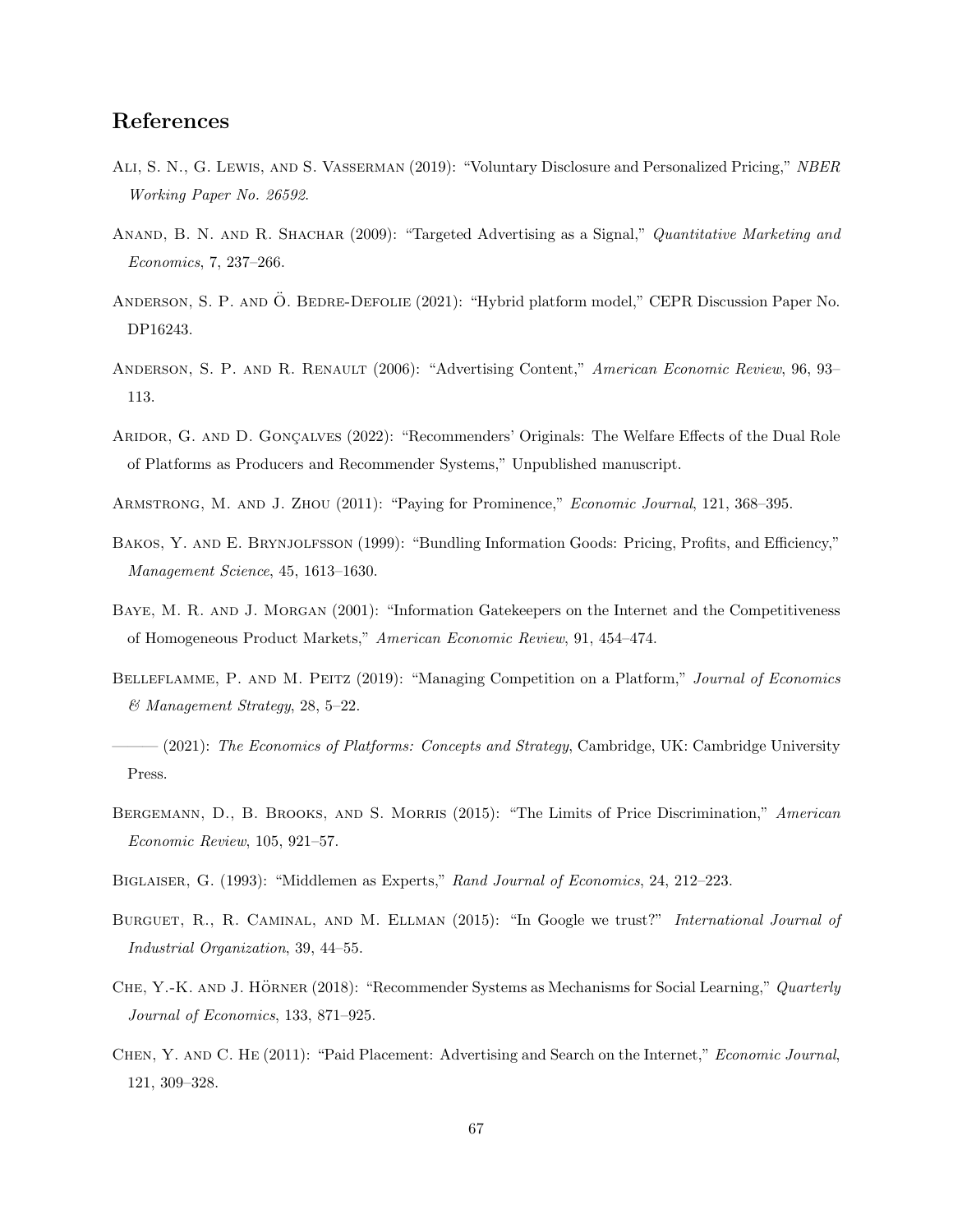## References

Ali, S. N., G. Lewis, and S. Vasserman (2019): "Voluntary Disclosure and Personalized Pricing," *NBER Working Paper No. 26592*.

Anand, B. N. and R. Shachar (2009): "Targeted Advertising as a Signal," *Quantitative Marketing and Economics*, 7, 237–266.

Anderson, S. P. and Ö. Bedre-Defolie (2021): "Hybrid platform model," CEPR Discussion Paper No. DP16243.

Anderson, S. P. and R. Renault (2006): "Advertising Content," *American Economic Review*, 96, 93–113.

Aridor, G. and D. Gonçalves (2022): "Recommenders' Originals: The Welfare Effects of the Dual Role of Platforms as Producers and Recommender Systems," Unpublished manuscript.

Armstrong, M. and J. Zhou (2011): "Paying for Prominence," *Economic Journal*, 121, 368–395.

Bakos, Y. and E. Brynjolfsson (1999): "Bundling Information Goods: Pricing, Profits, and Efficiency," *Management Science*, 45, 1613–1630.

Baye, M. R. and J. Morgan (2001): "Information Gatekeepers on the Internet and the Competitiveness of Homogeneous Product Markets," *American Economic Review*, 91, 454–474.

Belleflamme, P. and M. Peitz (2019): "Managing Competition on a Platform," *Journal of Economics & Management Strategy*, 28, 5–22.

——— (2021): *The Economics of Platforms: Concepts and Strategy*, Cambridge, UK: Cambridge University Press.

Bergemann, D., B. Brooks, and S. Morris (2015): "The Limits of Price Discrimination," *American Economic Review*, 105, 921–57.

Biglaiser, G. (1993): "Middlemen as Experts," *Rand Journal of Economics*, 24, 212–223.

Burguet, R., R. Caminal, and M. Ellman (2015): "In Google we trust?" *International Journal of Industrial Organization*, 39, 44–55.

Che, Y.-K. and J. Hörner (2018): "Recommender Systems as Mechanisms for Social Learning," *Quarterly Journal of Economics*, 133, 871–925.

Chen, Y. and C. He (2011): "Paid Placement: Advertising and Search on the Internet," *Economic Journal*, 121, 309–328.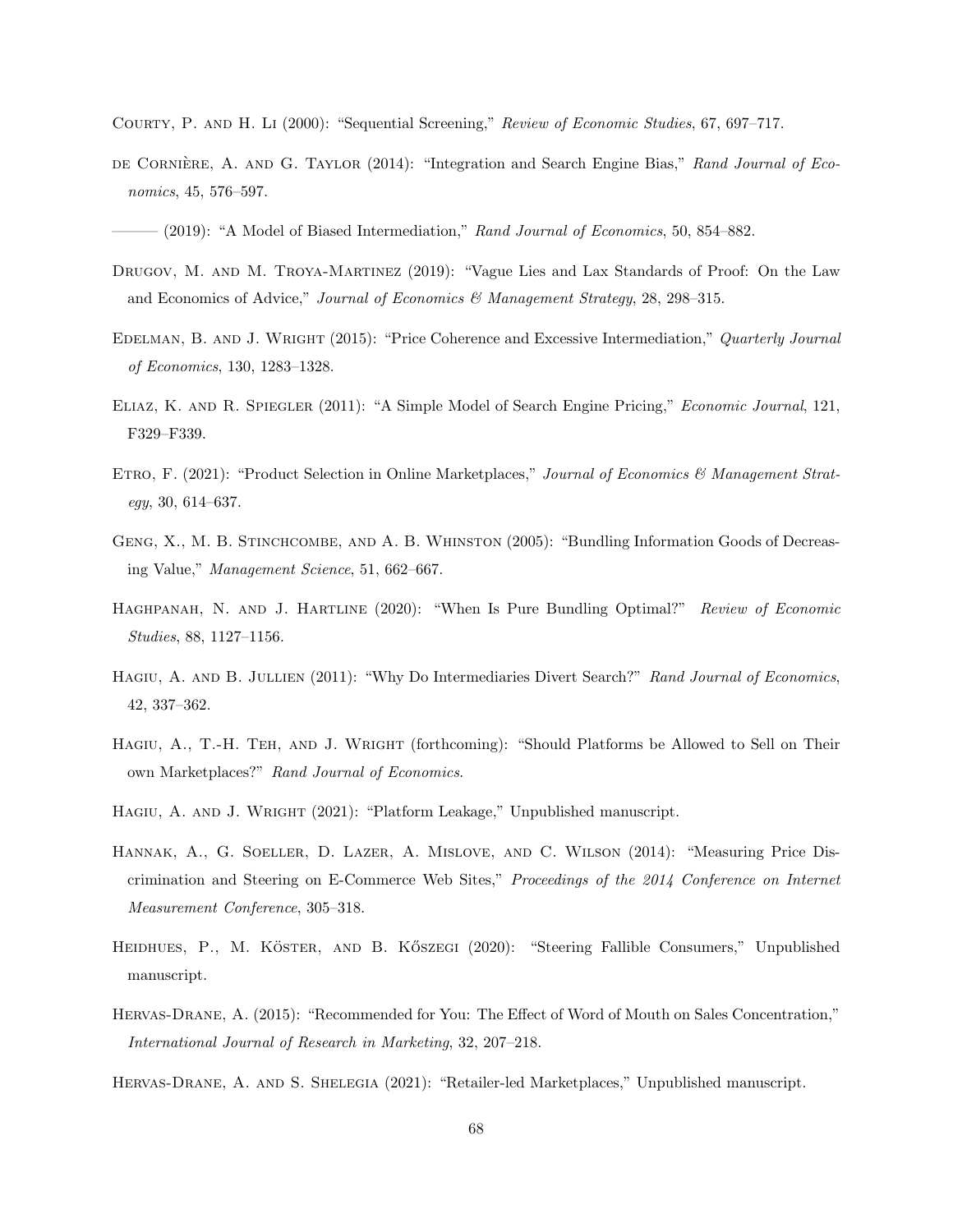Courty, P. and H. Li (2000): "Sequential Screening," *Review of Economic Studies*, 67, 697–717.

de Cornière, A. and G. Taylor (2014): "Integration and Search Engine Bias," *Rand Journal of Economics*, 45, 576–597.

——— (2019): "A Model of Biased Intermediation," *Rand Journal of Economics*, 50, 854–882.

Drugov, M. and M. Troya-Martinez (2019): "Vague Lies and Lax Standards of Proof: On the Law and Economics of Advice," *Journal of Economics & Management Strategy*, 28, 298–315.

Edelman, B. and J. Wright (2015): "Price Coherence and Excessive Intermediation," *Quarterly Journal of Economics*, 130, 1283–1328.

Eliaz, K. and R. Spiegler (2011): "A Simple Model of Search Engine Pricing," *Economic Journal*, 121, F329–F339.

Etro, F. (2021): "Product Selection in Online Marketplaces," *Journal of Economics & Management Strategy*, 30, 614–637.

Geng, X., M. B. Stinchcombe, and A. B. Whinston (2005): "Bundling Information Goods of Decreasing Value," *Management Science*, 51, 662–667.

Haghpanah, N. and J. Hartline (2020): "When Is Pure Bundling Optimal?" *Review of Economic Studies*, 88, 1127–1156.

Hagiu, A. and B. Jullien (2011): "Why Do Intermediaries Divert Search?" *Rand Journal of Economics*, 42, 337–362.

Hagiu, A., T.-H. Teh, and J. Wright (forthcoming): "Should Platforms be Allowed to Sell on Their own Marketplaces?" *Rand Journal of Economics*.

Hagiu, A. and J. Wright (2021): "Platform Leakage," Unpublished manuscript.

Hannak, A., G. Soeller, D. Lazer, A. Mislove, and C. Wilson (2014): "Measuring Price Discrimination and Steering on E-Commerce Web Sites," *Proceedings of the 2014 Conference on Internet Measurement Conference*, 305–318.

Heidhues, P., M. Köster, and B. Kőszegi (2020): "Steering Fallible Consumers," Unpublished manuscript.

Hervas-Drane, A. (2015): "Recommended for You: The Effect of Word of Mouth on Sales Concentration," *International Journal of Research in Marketing*, 32, 207–218.

Hervas-Drane, A. and S. Shelegia (2021): "Retailer-led Marketplaces," Unpublished manuscript.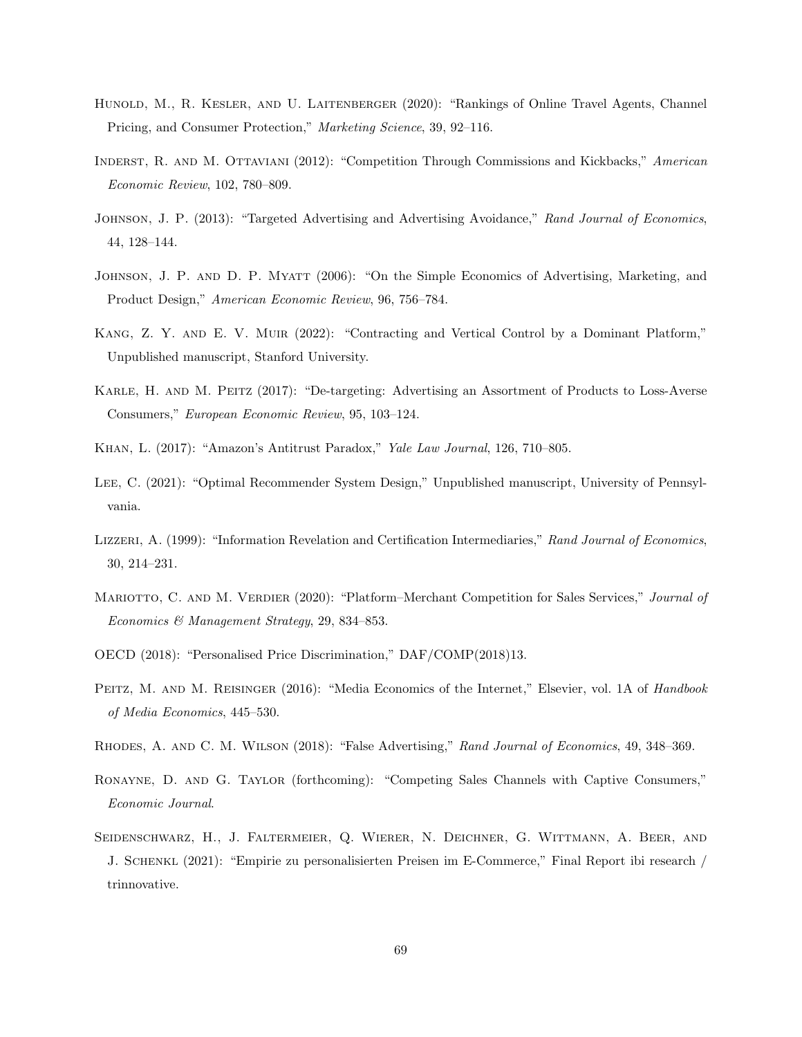Hunold, M., R. Kesler, and U. Laitenberger (2020): "Rankings of Online Travel Agents, Channel Pricing, and Consumer Protection," *Marketing Science*, 39, 92–116.

Inderst, R. and M. Ottaviani (2012): "Competition Through Commissions and Kickbacks," *American Economic Review*, 102, 780–809.

Johnson, J. P. (2013): "Targeted Advertising and Advertising Avoidance," *Rand Journal of Economics*, 44, 128–144.

Johnson, J. P. and D. P. Myatt (2006): "On the Simple Economics of Advertising, Marketing, and Product Design," *American Economic Review*, 96, 756–784.

Kang, Z. Y. and E. V. Muir (2022): "Contracting and Vertical Control by a Dominant Platform," Unpublished manuscript, Stanford University.

Karle, H. and M. Peitz (2017): "De-targeting: Advertising an Assortment of Products to Loss-Averse Consumers," *European Economic Review*, 95, 103–124.

Khan, L. (2017): "Amazon's Antitrust Paradox," *Yale Law Journal*, 126, 710–805.

Lee, C. (2021): "Optimal Recommender System Design," Unpublished manuscript, University of Pennsylvania.

Lizzeri, A. (1999): "Information Revelation and Certification Intermediaries," *Rand Journal of Economics*, 30, 214–231.

Mariotto, C. and M. Verdier (2020): "Platform–Merchant Competition for Sales Services," *Journal of Economics & Management Strategy*, 29, 834–853.

OECD (2018): "Personalised Price Discrimination," DAF/COMP(2018)13.

Peitz, M. and M. Reisinger (2016): "Media Economics of the Internet," Elsevier, vol. 1A of *Handbook of Media Economics*, 445–530.

Rhodes, A. and C. M. Wilson (2018): "False Advertising," *Rand Journal of Economics*, 49, 348–369.

Ronayne, D. and G. Taylor (forthcoming): "Competing Sales Channels with Captive Consumers," *Economic Journal*.

Seidenschwarz, H., J. Faltermeier, Q. Wierer, N. Deichner, G. Wittmann, A. Beer, and J. Schenkl (2021): "Empirie zu personalisierten Preisen im E-Commerce," Final Report ibi research / trinnovative.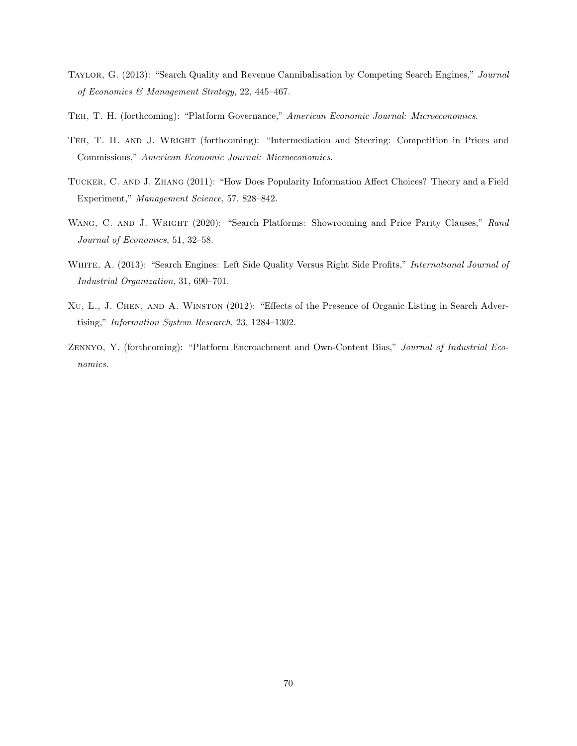Taylor, G. (2013): "Search Quality and Revenue Cannibalisation by Competing Search Engines," *Journal of Economics & Management Strategy*, 22, 445–467.

Teh, T. H. (forthcoming): "Platform Governance," *American Economic Journal: Microeconomics*.

Teh, T. H. and J. Wright (forthcoming): "Intermediation and Steering: Competition in Prices and Commissions," *American Economic Journal: Microeconomics*.

Tucker, C. and J. Zhang (2011): "How Does Popularity Information Affect Choices? Theory and a Field Experiment," *Management Science*, 57, 828–842.

Wang, C. and J. Wright (2020): "Search Platforms: Showrooming and Price Parity Clauses," *Rand Journal of Economics*, 51, 32–58.

White, A. (2013): "Search Engines: Left Side Quality Versus Right Side Profits," *International Journal of Industrial Organization*, 31, 690–701.

Xu, L., J. Chen, and A. Winston (2012): "Effects of the Presence of Organic Listing in Search Advertising," *Information System Research*, 23, 1284–1302.

Zennyo, Y. (forthcoming): "Platform Encroachment and Own-Content Bias," *Journal of Industrial Economics*.